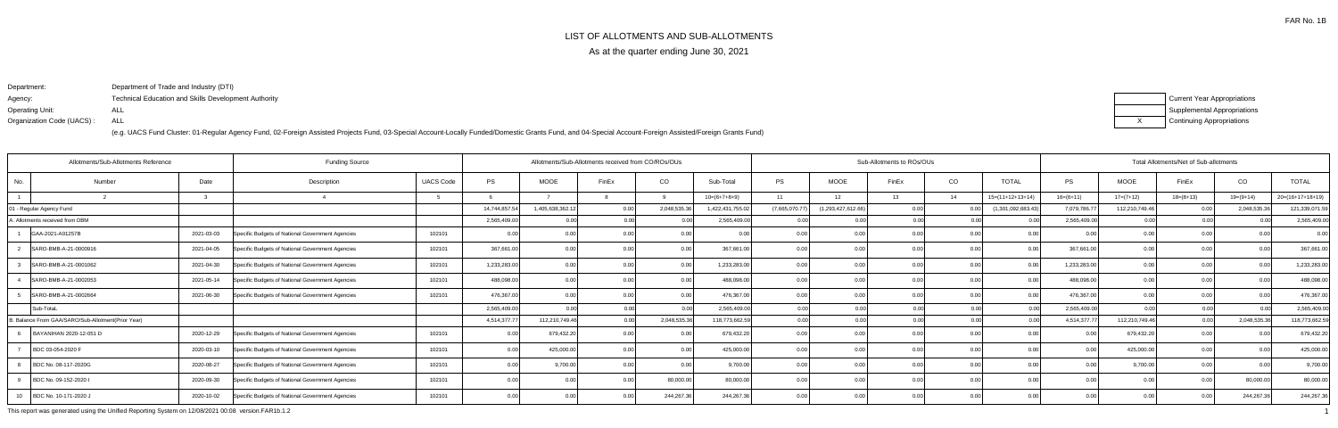FAR No. 1B

# LIST OF ALLOTMENTS AND SUB-ALLOTMENTS

As at the quarter ending June 30, 2021

Department: Department of Trade and Industry (DTI)
Agency: Technical Education and Skills Development Authority
Operating Unit: ALL
Organization Code (UACS) : ALL

(e.g. UACS Fund Cluster: 01-Regular Agency Fund, 02-Foreign Assisted Projects Fund, 03-Special Account-Locally Funded/Domestic Grants Fund, and 04-Special Account-Foreign Assisted/Foreign Grants Fund)

| | Current Year Appropriations |
|---|---|
| | Supplemental Appropriations |
| X | Continuing Appropriations |

| Allotments/Sub-Allotments Reference | | | Funding Source | | Allotments/Sub-Allotments received from CO/ROs/OUs | | | | | Sub-Allotments to ROs/OUs | | | | | Total Allotments/Net of Sub-allotments | | | | |
|---|---|---|---|---|---|---|---|---|---|---|---|---|---|---|---|---|---|---|---|
| No. | Number | Date | Description | UACS Code | PS | MOOE | FinEx | CO | Sub-Total | PS | MOOE | FinEx | CO | TOTAL | PS | MOOE | FinEx | CO | TOTAL |
| 1 | 2 | 3 | 4 | 5 | 6 | 7 | 8 | 9 | 10=(6+7+8+9) | 11 | 12 | 13 | 14 | 15=(11+12+13+14) | 16=(6+11) | 17=(7+12) | 18=(8+13) | 19=(9+14) | 20=(16+17+18+19) |
| 01 - Regular Agency Fund | | | | | 14,744,857.54 | 1,405,638,362.12 | 0.00 | 2,048,535.36 | 1,422,431,755.02 | (7,665,070.77) | (1,293,427,612.66) | 0.00 | 0.00 | (1,301,092,683.43) | 7,079,786.77 | 112,210,749.46 | 0.00 | 2,048,535.36 | 121,339,071.59 |
| A. Allotments received from DBM | | | | | 2,565,409.00 | 0.00 | 0.00 | 0.00 | 2,565,409.00 | 0.00 | 0.00 | 0.00 | 0.00 | 0.00 | 2,565,409.00 | 0.00 | 0.00 | 0.00 | 2,565,409.00 |
| 1 | GAA-2021-A01257B | 2021-03-03 | Specific Budgets of National Government Agencies | 102101 | 0.00 | 0.00 | 0.00 | 0.00 | 0.00 | 0.00 | 0.00 | 0.00 | 0.00 | 0.00 | 0.00 | 0.00 | 0.00 | 0.00 | 0.00 |
| 2 | SARO-BMB-A-21-0000916 | 2021-04-05 | Specific Budgets of National Government Agencies | 102101 | 367,661.00 | 0.00 | 0.00 | 0.00 | 367,661.00 | 0.00 | 0.00 | 0.00 | 0.00 | 0.00 | 367,661.00 | 0.00 | 0.00 | 0.00 | 367,661.00 |
| 3 | SARO-BMB-A-21-0001062 | 2021-04-30 | Specific Budgets of National Government Agencies | 102101 | 1,233,283.00 | 0.00 | 0.00 | 0.00 | 1,233,283.00 | 0.00 | 0.00 | 0.00 | 0.00 | 0.00 | 1,233,283.00 | 0.00 | 0.00 | 0.00 | 1,233,283.00 |
| 4 | SARO-BMB-A-21-0002053 | 2021-05-14 | Specific Budgets of National Government Agencies | 102101 | 488,098.00 | 0.00 | 0.00 | 0.00 | 488,098.00 | 0.00 | 0.00 | 0.00 | 0.00 | 0.00 | 488,098.00 | 0.00 | 0.00 | 0.00 | 488,098.00 |
| 5 | SARO-BMB-A-21-0002664 | 2021-06-30 | Specific Budgets of National Government Agencies | 102101 | 476,367.00 | 0.00 | 0.00 | 0.00 | 476,367.00 | 0.00 | 0.00 | 0.00 | 0.00 | 0.00 | 476,367.00 | 0.00 | 0.00 | 0.00 | 476,367.00 |
| | Sub-Total. | | | | 2,565,409.00 | 0.00 | 0.00 | 0.00 | 2,565,409.00 | 0.00 | 0.00 | 0.00 | 0.00 | 0.00 | 2,565,409.00 | 0.00 | 0.00 | 0.00 | 2,565,409.00 |
| B. Balance From GAA/SARO/Sub-Allotment(Prior Year) | | | | | 4,514,377.77 | 112,210,749.46 | 0.00 | 2,048,535.36 | 118,773,662.59 | 0.00 | 0.00 | 0.00 | 0.00 | 0.00 | 4,514,377.77 | 112,210,749.46 | 0.00 | 2,048,535.36 | 118,773,662.59 |
| 6 | BAYANIHAN 2020-12-051 D | 2020-12-29 | Specific Budgets of National Government Agencies | 102101 | 0.00 | 679,432.20 | 0.00 | 0.00 | 679,432.20 | 0.00 | 0.00 | 0.00 | 0.00 | 0.00 | 0.00 | 679,432.20 | 0.00 | 0.00 | 679,432.20 |
| 7 | BDC 03-054-2020 F | 2020-03-10 | Specific Budgets of National Government Agencies | 102101 | 0.00 | 425,000.00 | 0.00 | 0.00 | 425,000.00 | 0.00 | 0.00 | 0.00 | 0.00 | 0.00 | 0.00 | 425,000.00 | 0.00 | 0.00 | 425,000.00 |
| 8 | BDC No. 08-117-2020G | 2020-08-27 | Specific Budgets of National Government Agencies | 102101 | 0.00 | 9,700.00 | 0.00 | 0.00 | 9,700.00 | 0.00 | 0.00 | 0.00 | 0.00 | 0.00 | 0.00 | 9,700.00 | 0.00 | 0.00 | 9,700.00 |
| 9 | BDC No. 09-152-2020 I | 2020-09-30 | Specific Budgets of National Government Agencies | 102101 | 0.00 | 0.00 | 0.00 | 80,000.00 | 80,000.00 | 0.00 | 0.00 | 0.00 | 0.00 | 0.00 | 0.00 | 0.00 | 0.00 | 80,000.00 | 80,000.00 |
| 10 | BDC No. 10-171-2020 J | 2020-10-02 | Specific Budgets of National Government Agencies | 102101 | 0.00 | 0.00 | 0.00 | 244,267.36 | 244,267.36 | 0.00 | 0.00 | 0.00 | 0.00 | 0.00 | 0.00 | 0.00 | 0.00 | 244,267.36 | 244,267.36 |

This report was generated using the Unified Reporting System on 12/08/2021 00:08 version.FAR1b.1.2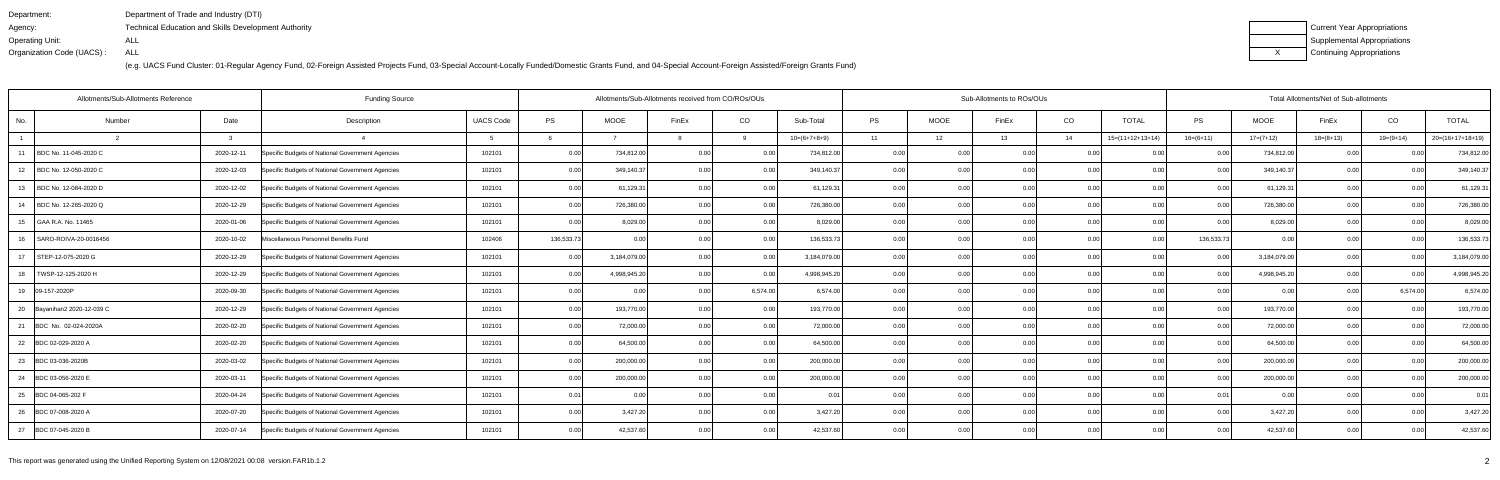Department: Department of Trade and Industry (DTI)
Agency: Technical Education and Skills Development Authority
Operating Unit: ALL
Organization Code (UACS) : ALL

| | Current Year Appropriations |
|---|---|
| | Supplemental Appropriations |
| X | Continuing Appropriations |

(e.g. UACS Fund Cluster: 01-Regular Agency Fund, 02-Foreign Assisted Projects Fund, 03-Special Account-Locally Funded/Domestic Grants Fund, and 04-Special Account-Foreign Assisted/Foreign Grants Fund)

| Allotments/Sub-Allotments Reference | | | Funding Source | | Allotments/Sub-Allotments received from CO/ROs/OUs | | | | | Sub-Allotments to ROs/OUs | | | | | Total Allotments/Net of Sub-allotments | | | | |
|---|---|---|---|---|---|---|---|---|---|---|---|---|---|---|---|---|---|---|---|
| No. | Number | Date | Description | UACS Code | PS | MOOE | FinEx | CO | Sub-Total | PS | MOOE | FinEx | CO | TOTAL | PS | MOOE | FinEx | CO | TOTAL |
| 1 | 2 | 3 | 4 | 5 | 6 | 7 | 8 | 9 | 10=(6+7+8+9) | 11 | 12 | 13 | 14 | 15=(11+12+13+14) | 16=(6+11) | 17=(7+12) | 18=(8+13) | 19=(9+14) | 20=(16+17+18+19) |
| 11 | BDC No. 11-045-2020 C | 2020-12-11 | Specific Budgets of National Government Agencies | 102101 | 0.00 | 734,812.00 | 0.00 | 0.00 | 734,812.00 | 0.00 | 0.00 | 0.00 | 0.00 | 0.00 | 0.00 | 734,812.00 | 0.00 | 0.00 | 734,812.00 |
| 12 | BDC No. 12-050-2020 C | 2020-12-03 | Specific Budgets of National Government Agencies | 102101 | 0.00 | 349,140.37 | 0.00 | 0.00 | 349,140.37 | 0.00 | 0.00 | 0.00 | 0.00 | 0.00 | 0.00 | 349,140.37 | 0.00 | 0.00 | 349,140.37 |
| 13 | BDC No. 12-084-2020 D | 2020-12-02 | Specific Budgets of National Government Agencies | 102101 | 0.00 | 61,129.31 | 0.00 | 0.00 | 61,129.31 | 0.00 | 0.00 | 0.00 | 0.00 | 0.00 | 0.00 | 61,129.31 | 0.00 | 0.00 | 61,129.31 |
| 14 | BDC No. 12-265-2020 Q | 2020-12-29 | Specific Budgets of National Government Agencies | 102101 | 0.00 | 726,380.00 | 0.00 | 0.00 | 726,380.00 | 0.00 | 0.00 | 0.00 | 0.00 | 0.00 | 0.00 | 726,380.00 | 0.00 | 0.00 | 726,380.00 |
| 15 | GAA R.A. No. 11465 | 2020-01-06 | Specific Budgets of National Government Agencies | 102101 | 0.00 | 8,029.00 | 0.00 | 0.00 | 8,029.00 | 0.00 | 0.00 | 0.00 | 0.00 | 0.00 | 0.00 | 8,029.00 | 0.00 | 0.00 | 8,029.00 |
| 16 | SARO-ROIVA-20-0016456 | 2020-10-02 | Miscellaneous Personnel Benefits Fund | 102406 | 136,533.73 | 0.00 | 0.00 | 0.00 | 136,533.73 | 0.00 | 0.00 | 0.00 | 0.00 | 0.00 | 136,533.73 | 0.00 | 0.00 | 0.00 | 136,533.73 |
| 17 | STEP-12-075-2020 G | 2020-12-29 | Specific Budgets of National Government Agencies | 102101 | 0.00 | 3,184,079.00 | 0.00 | 0.00 | 3,184,079.00 | 0.00 | 0.00 | 0.00 | 0.00 | 0.00 | 0.00 | 3,184,079.00 | 0.00 | 0.00 | 3,184,079.00 |
| 18 | TWSP-12-125-2020 H | 2020-12-29 | Specific Budgets of National Government Agencies | 102101 | 0.00 | 4,998,945.20 | 0.00 | 0.00 | 4,998,945.20 | 0.00 | 0.00 | 0.00 | 0.00 | 0.00 | 0.00 | 4,998,945.20 | 0.00 | 0.00 | 4,998,945.20 |
| 19 | 09-157-2020P | 2020-09-30 | Specific Budgets of National Government Agencies | 102101 | 0.00 | 0.00 | 0.00 | 6,574.00 | 6,574.00 | 0.00 | 0.00 | 0.00 | 0.00 | 0.00 | 0.00 | 0.00 | 0.00 | 6,574.00 | 6,574.00 |
| 20 | Bayanihan2 2020-12-039 C | 2020-12-29 | Specific Budgets of National Government Agencies | 102101 | 0.00 | 193,770.00 | 0.00 | 0.00 | 193,770.00 | 0.00 | 0.00 | 0.00 | 0.00 | 0.00 | 0.00 | 193,770.00 | 0.00 | 0.00 | 193,770.00 |
| 21 | BDC No. 02-024-2020A | 2020-02-20 | Specific Budgets of National Government Agencies | 102101 | 0.00 | 72,000.00 | 0.00 | 0.00 | 72,000.00 | 0.00 | 0.00 | 0.00 | 0.00 | 0.00 | 0.00 | 72,000.00 | 0.00 | 0.00 | 72,000.00 |
| 22 | BDC 02-029-2020 A | 2020-02-20 | Specific Budgets of National Government Agencies | 102101 | 0.00 | 64,500.00 | 0.00 | 0.00 | 64,500.00 | 0.00 | 0.00 | 0.00 | 0.00 | 0.00 | 0.00 | 64,500.00 | 0.00 | 0.00 | 64,500.00 |
| 23 | BDC 03-036-20208 | 2020-03-02 | Specific Budgets of National Government Agencies | 102101 | 0.00 | 200,000.00 | 0.00 | 0.00 | 200,000.00 | 0.00 | 0.00 | 0.00 | 0.00 | 0.00 | 0.00 | 200,000.00 | 0.00 | 0.00 | 200,000.00 |
| 24 | BDC 03-056-2020 E | 2020-03-11 | Specific Budgets of National Government Agencies | 102101 | 0.00 | 200,000.00 | 0.00 | 0.00 | 200,000.00 | 0.00 | 0.00 | 0.00 | 0.00 | 0.00 | 0.00 | 200,000.00 | 0.00 | 0.00 | 200,000.00 |
| 25 | BDC 04-065-202 F | 2020-04-24 | Specific Budgets of National Government Agencies | 102101 | 0.01 | 0.00 | 0.00 | 0.00 | 0.01 | 0.00 | 0.00 | 0.00 | 0.00 | 0.00 | 0.01 | 0.00 | 0.00 | 0.00 | 0.01 |
| 26 | BDC 07-008-2020 A | 2020-07-20 | Specific Budgets of National Government Agencies | 102101 | 0.00 | 3,427.20 | 0.00 | 0.00 | 3,427.20 | 0.00 | 0.00 | 0.00 | 0.00 | 0.00 | 0.00 | 3,427.20 | 0.00 | 0.00 | 3,427.20 |
| 27 | BDC 07-045-2020 B | 2020-07-14 | Specific Budgets of National Government Agencies | 102101 | 0.00 | 42,537.60 | 0.00 | 0.00 | 42,537.60 | 0.00 | 0.00 | 0.00 | 0.00 | 0.00 | 0.00 | 42,537.60 | 0.00 | 0.00 | 42,537.60 |

This report was generated using the Unified Reporting System on 12/08/2021 00:08 version.FAR1b.1.2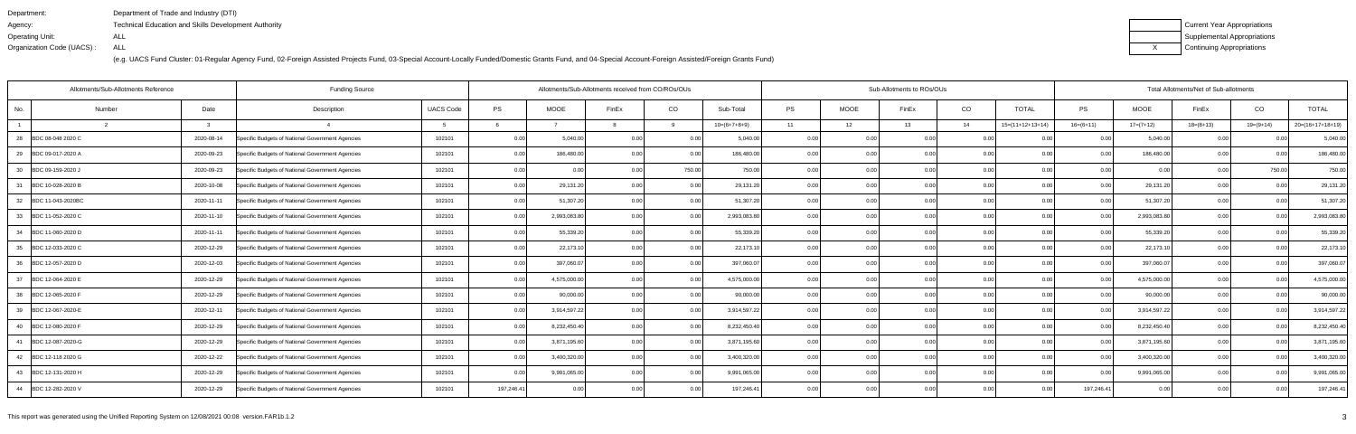Department: Department of Trade and Industry (DTI)
Agency: Technical Education and Skills Development Authority
Operating Unit: ALL
Organization Code (UACS) : ALL

| | Current Year Appropriations |
|---|---|
| | Supplemental Appropriations |
| X | Continuing Appropriations |

(e.g. UACS Fund Cluster: 01-Regular Agency Fund, 02-Foreign Assisted Projects Fund, 03-Special Account-Locally Funded/Domestic Grants Fund, and 04-Special Account-Foreign Assisted/Foreign Grants Fund)

| Allotments/Sub-Allotments Reference | | | Funding Source | | Allotments/Sub-Allotments received from CO/ROs/OUs | | | | | Sub-Allotments to ROs/OUs | | | | | Total Allotments/Net of Sub-allotments | | | | |
|---|---|---|---|---|---|---|---|---|---|---|---|---|---|---|---|---|---|---|---|
| No. | Number | Date | Description | UACS Code | PS | MOOE | FinEx | CO | Sub-Total | PS | MOOE | FinEx | CO | TOTAL | PS | MOOE | FinEx | CO | TOTAL |
| 1 | 2 | 3 | 4 | 5 | 6 | 7 | 8 | 9 | 10=(6+7+8+9) | 11 | 12 | 13 | 14 | 15=(11+12+13+14) | 16=(6+11) | 17=(7+12) | 18=(8+13) | 19=(9+14) | 20=(16+17+18+19) |
| 28 | BDC 08-048 2020 C | 2020-08-14 | Specific Budgets of National Government Agencies | 102101 | 0.00 | 5,040.00 | 0.00 | 0.00 | 5,040.00 | 0.00 | 0.00 | 0.00 | 0.00 | 0.00 | 0.00 | 5,040.00 | 0.00 | 0.00 | 5,040.00 |
| 29 | BDC 09-017-2020 A | 2020-09-23 | Specific Budgets of National Government Agencies | 102101 | 0.00 | 186,480.00 | 0.00 | 0.00 | 186,480.00 | 0.00 | 0.00 | 0.00 | 0.00 | 0.00 | 0.00 | 186,480.00 | 0.00 | 0.00 | 186,480.00 |
| 30 | BDC 09-159-2020 J | 2020-09-23 | Specific Budgets of National Government Agencies | 102101 | 0.00 | 0.00 | 0.00 | 750.00 | 750.00 | 0.00 | 0.00 | 0.00 | 0.00 | 0.00 | 0.00 | 0.00 | 0.00 | 750.00 | 750.00 |
| 31 | BDC 10-026-2020 B | 2020-10-08 | Specific Budgets of National Government Agencies | 102101 | 0.00 | 29,131.20 | 0.00 | 0.00 | 29,131.20 | 0.00 | 0.00 | 0.00 | 0.00 | 0.00 | 0.00 | 29,131.20 | 0.00 | 0.00 | 29,131.20 |
| 32 | BDC 11-043-2020BC | 2020-11-11 | Specific Budgets of National Government Agencies | 102101 | 0.00 | 51,307.20 | 0.00 | 0.00 | 51,307.20 | 0.00 | 0.00 | 0.00 | 0.00 | 0.00 | 0.00 | 51,307.20 | 0.00 | 0.00 | 51,307.20 |
| 33 | BDC 11-052-2020 C | 2020-11-10 | Specific Budgets of National Government Agencies | 102101 | 0.00 | 2,993,083.80 | 0.00 | 0.00 | 2,993,083.80 | 0.00 | 0.00 | 0.00 | 0.00 | 0.00 | 0.00 | 2,993,083.80 | 0.00 | 0.00 | 2,993,083.80 |
| 34 | BDC 11-060-2020 D | 2020-11-11 | Specific Budgets of National Government Agencies | 102101 | 0.00 | 55,339.20 | 0.00 | 0.00 | 55,339.20 | 0.00 | 0.00 | 0.00 | 0.00 | 0.00 | 0.00 | 55,339.20 | 0.00 | 0.00 | 55,339.20 |
| 35 | BDC 12-033-2020 C | 2020-12-29 | Specific Budgets of National Government Agencies | 102101 | 0.00 | 22,173.10 | 0.00 | 0.00 | 22,173.10 | 0.00 | 0.00 | 0.00 | 0.00 | 0.00 | 0.00 | 22,173.10 | 0.00 | 0.00 | 22,173.10 |
| 36 | BDC 12-057-2020 D | 2020-12-03 | Specific Budgets of National Government Agencies | 102101 | 0.00 | 397,060.07 | 0.00 | 0.00 | 397,060.07 | 0.00 | 0.00 | 0.00 | 0.00 | 0.00 | 0.00 | 397,060.07 | 0.00 | 0.00 | 397,060.07 |
| 37 | BDC 12-064-2020 E | 2020-12-29 | Specific Budgets of National Government Agencies | 102101 | 0.00 | 4,575,000.00 | 0.00 | 0.00 | 4,575,000.00 | 0.00 | 0.00 | 0.00 | 0.00 | 0.00 | 0.00 | 4,575,000.00 | 0.00 | 0.00 | 4,575,000.00 |
| 38 | BDC 12-065-2020 F | 2020-12-29 | Specific Budgets of National Government Agencies | 102101 | 0.00 | 90,000.00 | 0.00 | 0.00 | 90,000.00 | 0.00 | 0.00 | 0.00 | 0.00 | 0.00 | 0.00 | 90,000.00 | 0.00 | 0.00 | 90,000.00 |
| 39 | BDC 12-067-2020-E | 2020-12-11 | Specific Budgets of National Government Agencies | 102101 | 0.00 | 3,914,597.22 | 0.00 | 0.00 | 3,914,597.22 | 0.00 | 0.00 | 0.00 | 0.00 | 0.00 | 0.00 | 3,914,597.22 | 0.00 | 0.00 | 3,914,597.22 |
| 40 | BDC 12-080-2020 F | 2020-12-29 | Specific Budgets of National Government Agencies | 102101 | 0.00 | 8,232,450.40 | 0.00 | 0.00 | 8,232,450.40 | 0.00 | 0.00 | 0.00 | 0.00 | 0.00 | 0.00 | 8,232,450.40 | 0.00 | 0.00 | 8,232,450.40 |
| 41 | BDC 12-087-2020-G | 2020-12-29 | Specific Budgets of National Government Agencies | 102101 | 0.00 | 3,871,195.60 | 0.00 | 0.00 | 3,871,195.60 | 0.00 | 0.00 | 0.00 | 0.00 | 0.00 | 0.00 | 3,871,195.60 | 0.00 | 0.00 | 3,871,195.60 |
| 42 | BDC 12-118 2020 G | 2020-12-22 | Specific Budgets of National Government Agencies | 102101 | 0.00 | 3,400,320.00 | 0.00 | 0.00 | 3,400,320.00 | 0.00 | 0.00 | 0.00 | 0.00 | 0.00 | 0.00 | 3,400,320.00 | 0.00 | 0.00 | 3,400,320.00 |
| 43 | BDC 12-131-2020 H | 2020-12-29 | Specific Budgets of National Government Agencies | 102101 | 0.00 | 9,991,065.00 | 0.00 | 0.00 | 9,991,065.00 | 0.00 | 0.00 | 0.00 | 0.00 | 0.00 | 0.00 | 9,991,065.00 | 0.00 | 0.00 | 9,991,065.00 |
| 44 | BDC 12-282-2020 V | 2020-12-29 | Specific Budgets of National Government Agencies | 102101 | 197,246.41 | 0.00 | 0.00 | 0.00 | 197,246.41 | 0.00 | 0.00 | 0.00 | 0.00 | 0.00 | 197,246.41 | 0.00 | 0.00 | 0.00 | 197,246.41 |

This report was generated using the Unified Reporting System on 12/08/2021 00:08 version.FAR1b.1.2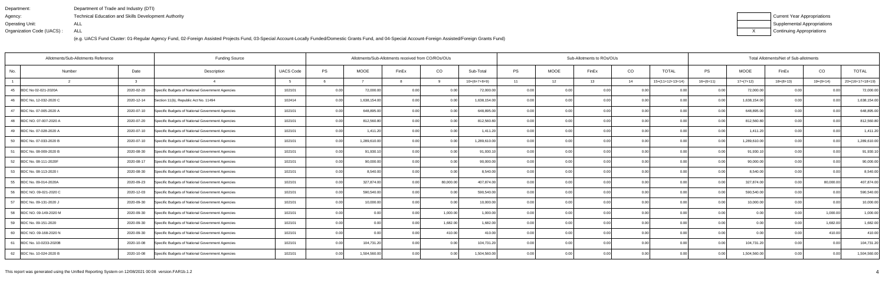Department: Department of Trade and Industry (DTI)
Agency: Technical Education and Skills Development Authority
Operating Unit: ALL
Organization Code (UACS) : ALL

(e.g. UACS Fund Cluster: 01-Regular Agency Fund, 02-Foreign Assisted Projects Fund, 03-Special Account-Locally Funded/Domestic Grants Fund, and 04-Special Account-Foreign Assisted/Foreign Grants Fund)

| | Current Year Appropriations |
|---|---|
| | Supplemental Appropriations |
| X | Continuing Appropriations |

| Allotments/Sub-Allotments Reference | | | Funding Source | | Allotments/Sub-Allotments received from CO/ROs/OUs | | | | | Sub-Allotments to ROs/OUs | | | | | Total Allotments/Net of Sub-allotments | | | | |
|---|---|---|---|---|---|---|---|---|---|---|---|---|---|---|---|---|---|---|---|
| No. | Number | Date | Description | UACS Code | PS | MOOE | FinEx | CO | Sub-Total | PS | MOOE | FinEx | CO | TOTAL | PS | MOOE | FinEx | CO | TOTAL |
| 1 | 2 | 3 | 4 | 5 | 6 | 7 | 8 | 9 | 10=(6+7+8+9) | 11 | 12 | 13 | 14 | 15=(11+12+13+14) | 16=(6+11) | 17=(7+12) | 18=(8+13) | 19=(9+14) | 20=(16+17+18+19) |
| 45 | BDC No 02-021-2020A | 2020-02-20 | Specific Budgets of National Government Agencies | 102101 | 0.00 | 72,000.00 | 0.00 | 0.00 | 72,000.00 | 0.00 | 0.00 | 0.00 | 0.00 | 0.00 | 0.00 | 72,000.00 | 0.00 | 0.00 | 72,000.00 |
| 46 | BDC No. 12-032-2020 C | 2020-12-14 | Section 11(b), Republic Act No. 11494 | 102414 | 0.00 | 1,638,154.00 | 0.00 | 0.00 | 1,638,154.00 | 0.00 | 0.00 | 0.00 | 0.00 | 0.00 | 0.00 | 1,638,154.00 | 0.00 | 0.00 | 1,638,154.00 |
| 47 | BDC No. 07-005-2020 A | 2020-07-10 | Specific Budgets of National Government Agencies | 102101 | 0.00 | 648,895.00 | 0.00 | 0.00 | 648,895.00 | 0.00 | 0.00 | 0.00 | 0.00 | 0.00 | 0.00 | 648,895.00 | 0.00 | 0.00 | 648,895.00 |
| 48 | BDC NO. 07-007-2020 A | 2020-07-20 | Specific Budgets of National Government Agencies | 102101 | 0.00 | 812,560.80 | 0.00 | 0.00 | 812,560.80 | 0.00 | 0.00 | 0.00 | 0.00 | 0.00 | 0.00 | 812,560.80 | 0.00 | 0.00 | 812,560.80 |
| 49 | BDC No. 07-028-2020 A | 2020-07-10 | Specific Budgets of National Government Agencies | 102101 | 0.00 | 1,411.20 | 0.00 | 0.00 | 1,411.20 | 0.00 | 0.00 | 0.00 | 0.00 | 0.00 | 0.00 | 1,411.20 | 0.00 | 0.00 | 1,411.20 |
| 50 | BDC No. 07-033-2020 B | 2020-07-10 | Specific Budgets of National Government Agencies | 102101 | 0.00 | 1,289,610.00 | 0.00 | 0.00 | 1,289,610.00 | 0.00 | 0.00 | 0.00 | 0.00 | 0.00 | 0.00 | 1,289,610.00 | 0.00 | 0.00 | 1,289,610.00 |
| 51 | BDC No. 08-009-2020 B | 2020-08-30 | Specific Budgets of National Government Agencies | 102101 | 0.00 | 91,930.10 | 0.00 | 0.00 | 91,930.10 | 0.00 | 0.00 | 0.00 | 0.00 | 0.00 | 0.00 | 91,930.10 | 0.00 | 0.00 | 91,930.10 |
| 52 | BDC No. 08-111-2020F | 2020-08-17 | Specific Budgets of National Government Agencies | 102101 | 0.00 | 90,000.00 | 0.00 | 0.00 | 90,000.00 | 0.00 | 0.00 | 0.00 | 0.00 | 0.00 | 0.00 | 90,000.00 | 0.00 | 0.00 | 90,000.00 |
| 53 | BDC No. 08-113-2020 I | 2020-08-30 | Specific Budgets of National Government Agencies | 102101 | 0.00 | 8,540.00 | 0.00 | 0.00 | 8,540.00 | 0.00 | 0.00 | 0.00 | 0.00 | 0.00 | 0.00 | 8,540.00 | 0.00 | 0.00 | 8,540.00 |
| 55 | BDC No. 09-014-2020A | 2020-09-23 | Specific Budgets of National Government Agencies | 102101 | 0.00 | 327,874.00 | 0.00 | 80,000.00 | 407,874.00 | 0.00 | 0.00 | 0.00 | 0.00 | 0.00 | 0.00 | 327,874.00 | 0.00 | 80,000.00 | 407,874.00 |
| 56 | BDC No. 09-021-2020 C | 2020-12-03 | Specific Budgets of National Government Agencies | 102101 | 0.00 | 590,540.00 | 0.00 | 0.00 | 590,540.00 | 0.00 | 0.00 | 0.00 | 0.00 | 0.00 | 0.00 | 590,540.00 | 0.00 | 0.00 | 590,540.00 |
| 57 | BDC No. 09-131-2020 J | 2020-09-30 | Specific Budgets of National Government Agencies | 102101 | 0.00 | 10,000.00 | 0.00 | 0.00 | 10,000.00 | 0.00 | 0.00 | 0.00 | 0.00 | 0.00 | 0.00 | 10,000.00 | 0.00 | 0.00 | 10,000.00 |
| 58 | BDC NO. 09-149-2020 M | 2020-09-30 | Specific Budgets of National Government Agencies | 102101 | 0.00 | 0.00 | 0.00 | 1,000.00 | 1,000.00 | 0.00 | 0.00 | 0.00 | 0.00 | 0.00 | 0.00 | 0.00 | 0.00 | 1,000.00 | 1,000.00 |
| 59 | BDC No. 09-151-2020 | 2020-09-30 | Specific Budgets of National Government Agencies | 102101 | 0.00 | 0.00 | 0.00 | 1,682.00 | 1,682.00 | 0.00 | 0.00 | 0.00 | 0.00 | 0.00 | 0.00 | 0.00 | 0.00 | 1,682.00 | 1,682.00 |
| 60 | BDC NO. 09-168-2020 N | 2020-09-30 | Specific Budgets of National Government Agencies | 102101 | 0.00 | 0.00 | 0.00 | 410.00 | 410.00 | 0.00 | 0.00 | 0.00 | 0.00 | 0.00 | 0.00 | 0.00 | 0.00 | 410.00 | 410.00 |
| 61 | BDC No. 10-0233-2020B | 2020-10-08 | Specific Budgets of National Government Agencies | 102101 | 0.00 | 104,731.20 | 0.00 | 0.00 | 104,731.20 | 0.00 | 0.00 | 0.00 | 0.00 | 0.00 | 0.00 | 104,731.20 | 0.00 | 0.00 | 104,731.20 |
| 62 | BDC No. 10-024-2020 B | 2020-10-08 | Specific Budgets of National Government Agencies | 102101 | 0.00 | 1,504,560.00 | 0.00 | 0.00 | 1,504,560.00 | 0.00 | 0.00 | 0.00 | 0.00 | 0.00 | 0.00 | 1,504,560.00 | 0.00 | 0.00 | 1,504,560.00 |

This report was generated using the Unified Reporting System on 12/08/2021 00:08 version.FAR1b.1.2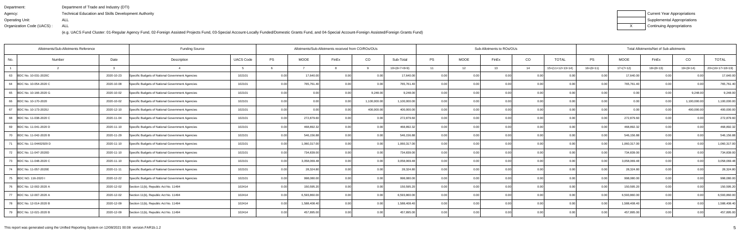Department: Department of Trade and Industry (DTI)
Agency: Technical Education and Skills Development Authority
Operating Unit: ALL
Organization Code (UACS) : ALL

(e.g. UACS Fund Cluster: 01-Regular Agency Fund, 02-Foreign Assisted Projects Fund, 03-Special Account-Locally Funded/Domestic Grants Fund, and 04-Special Account-Foreign Assisted/Foreign Grants Fund)

| | Current Year Appropriations |
|---|---|
| | Supplemental Appropriations |
| X | Continuing Appropriations |

| Allotments/Sub-Allotments Reference | | | Funding Source | | Allotments/Sub-Allotments received from CO/ROs/OUs | | | | | Sub-Allotments to ROs/OUs | | | | | Total Allotments/Net of Sub-allotments | | | | |
|---|---|---|---|---|---|---|---|---|---|---|---|---|---|---|---|---|---|---|---|
| No. | Number | Date | Description | UACS Code | PS | MOOE | FinEx | CO | Sub-Total | PS | MOOE | FinEx | CO | TOTAL | PS | MOOE | FinEx | CO | TOTAL |
| 1 | 2 | 3 | 4 | 5 | 6 | 7 | 8 | 9 | 10=(6+7+8+9) | 11 | 12 | 13 | 14 | 15=(11+12+13+14) | 16=(6+11) | 17=(7+12) | 18=(8+13) | 19=(9+14) | 20=(16+17+18+19) |
| 63 | BDC No. 10-031-2020C | 2020-10-23 | Specific Budgets of National Government Agencies | 102101 | 0.00 | 17,640.00 | 0.00 | 0.00 | 17,640.00 | 0.00 | 0.00 | 0.00 | 0.00 | 0.00 | 0.00 | 17,640.00 | 0.00 | 0.00 | 17,640.00 |
| 64 | BDC No. 10-054-2020 C | 2020-10-08 | Specific Budgets of National Government Agencies | 102101 | 0.00 | 765,761.40 | 0.00 | 0.00 | 765,761.40 | 0.00 | 0.00 | 0.00 | 0.00 | 0.00 | 0.00 | 765,761.40 | 0.00 | 0.00 | 765,761.40 |
| 65 | BDC No. 10-166-2020 G | 2020-10-02 | Specific Budgets of National Government Agencies | 102101 | 0.00 | 0.00 | 0.00 | 9,248.00 | 9,248.00 | 0.00 | 0.00 | 0.00 | 0.00 | 0.00 | 0.00 | 0.00 | 0.00 | 9,248.00 | 9,248.00 |
| 66 | BDC No. 10-170-2020 | 2020-10-02 | Specific Budgets of National Government Agencies | 102101 | 0.00 | 0.00 | 0.00 | 1,100,000.00 | 1,100,000.00 | 0.00 | 0.00 | 0.00 | 0.00 | 0.00 | 0.00 | 0.00 | 0.00 | 1,100,000.00 | 1,100,000.00 |
| 67 | BDC No. 10-173-2020J | 2020-12-10 | Specific Budgets of National Government Agencies | 102101 | 0.00 | 0.00 | 0.00 | 400,000.00 | 400,000.00 | 0.00 | 0.00 | 0.00 | 0.00 | 0.00 | 0.00 | 0.00 | 0.00 | 400,000.00 | 400,000.00 |
| 68 | BDC No. 11-038-2020 C | 2020-11-04 | Specific Budgets of National Government Agencies | 102101 | 0.00 | 272,879.60 | 0.00 | 0.00 | 272,879.60 | 0.00 | 0.00 | 0.00 | 0.00 | 0.00 | 0.00 | 272,879.60 | 0.00 | 0.00 | 272,879.60 |
| 69 | BDC No. 11-041-2020 D | 2020-11-10 | Specific Budgets of National Government Agencies | 102101 | 0.00 | 468,892.32 | 0.00 | 0.00 | 468,892.32 | 0.00 | 0.00 | 0.00 | 0.00 | 0.00 | 0.00 | 468,892.32 | 0.00 | 0.00 | 468,892.32 |
| 70 | BDC No. 11-042-2020 B | 2020-11-29 | Specific Budgets of National Government Agencies | 102101 | 0.00 | 546,156.88 | 0.00 | 0.00 | 546,156.88 | 0.00 | 0.00 | 0.00 | 0.00 | 0.00 | 0.00 | 546,156.88 | 0.00 | 0.00 | 546,156.88 |
| 71 | BDC No. 11-04402929 D | 2020-11-10 | Specific Budgets of National Government Agencies | 102101 | 0.00 | 1,060,317.00 | 0.00 | 0.00 | 1,060,317.00 | 0.00 | 0.00 | 0.00 | 0.00 | 0.00 | 0.00 | 1,060,317.00 | 0.00 | 0.00 | 1,060,317.00 |
| 72 | BDC No. 11-047-2020D | 2020-11-10 | Specific Budgets of National Government Agencies | 102101 | 0.00 | 734,839.00 | 0.00 | 0.00 | 734,839.00 | 0.00 | 0.00 | 0.00 | 0.00 | 0.00 | 0.00 | 734,839.00 | 0.00 | 0.00 | 734,839.00 |
| 73 | BDC No. 11-048-2020 C | 2020-11-10 | Specific Budgets of National Government Agencies | 102101 | 0.00 | 3,058,069.48 | 0.00 | 0.00 | 3,058,069.48 | 0.00 | 0.00 | 0.00 | 0.00 | 0.00 | 0.00 | 3,058,069.48 | 0.00 | 0.00 | 3,058,069.48 |
| 74 | BDC No. 11-057-2020E | 2020-11-11 | Specific Budgets of National Government Agencies | 102101 | 0.00 | 28,324.80 | 0.00 | 0.00 | 28,324.80 | 0.00 | 0.00 | 0.00 | 0.00 | 0.00 | 0.00 | 28,324.80 | 0.00 | 0.00 | 28,324.80 |
| 75 | BDC NO. 116-2020 I | 2020-12-22 | Specific Budgets of National Government Agencies | 102101 | 0.00 | 998,080.00 | 0.00 | 0.00 | 998,080.00 | 0.00 | 0.00 | 0.00 | 0.00 | 0.00 | 0.00 | 998,080.00 | 0.00 | 0.00 | 998,080.00 |
| 76 | BDC No. 12-002-2020 A | 2020-12-02 | Section 11(b), Republic Act No. 11494 | 102414 | 0.00 | 150,595.20 | 0.00 | 0.00 | 150,595.20 | 0.00 | 0.00 | 0.00 | 0.00 | 0.00 | 0.00 | 150,595.20 | 0.00 | 0.00 | 150,595.20 |
| 77 | BDC No. 12-007-2020 A | 2020-12-02 | Section 11(b), Republic Act No. 11494 | 102414 | 0.00 | 6,593,860.00 | 0.00 | 0.00 | 6,593,860.00 | 0.00 | 0.00 | 0.00 | 0.00 | 0.00 | 0.00 | 6,593,860.00 | 0.00 | 0.00 | 6,593,860.00 |
| 78 | BDC No. 12-014-2020 B | 2020-12-09 | Section 11(b), Republic Act No. 11494 | 102414 | 0.00 | 1,588,408.40 | 0.00 | 0.00 | 1,588,408.40 | 0.00 | 0.00 | 0.00 | 0.00 | 0.00 | 0.00 | 1,588,408.40 | 0.00 | 0.00 | 1,588,408.40 |
| 79 | BDC No. 12-021-2020 B | 2020-12-09 | Section 11(b), Republic Act No. 11494 | 102414 | 0.00 | 457,895.00 | 0.00 | 0.00 | 457,895.00 | 0.00 | 0.00 | 0.00 | 0.00 | 0.00 | 0.00 | 457,895.00 | 0.00 | 0.00 | 457,895.00 |

This report was generated using the Unified Reporting System on 12/08/2021 00:08 version.FAR1b.1.2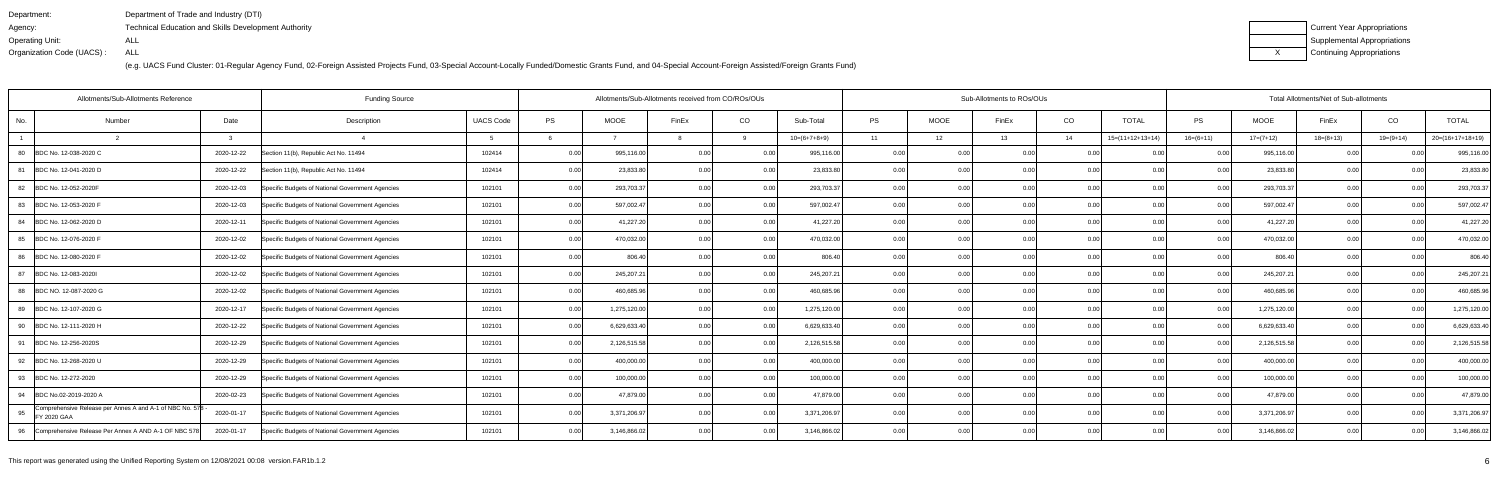Department: Department of Trade and Industry (DTI)
Agency: Technical Education and Skills Development Authority
Operating Unit: ALL
Organization Code (UACS) : ALL

| | Current Year Appropriations |
|---|---|
| | Supplemental Appropriations |
| X | Continuing Appropriations |

(e.g. UACS Fund Cluster: 01-Regular Agency Fund, 02-Foreign Assisted Projects Fund, 03-Special Account-Locally Funded/Domestic Grants Fund, and 04-Special Account-Foreign Assisted/Foreign Grants Fund)

| Allotments/Sub-Allotments Reference | | | Funding Source | | Allotments/Sub-Allotments received from CO/ROs/OUs | | | | | Sub-Allotments to ROs/OUs | | | | | Total Allotments/Net of Sub-allotments | | | | |
|---|---|---|---|---|---|---|---|---|---|---|---|---|---|---|---|---|---|---|---|
| No. | Number | Date | Description | UACS Code | PS | MOOE | FinEx | CO | Sub-Total | PS | MOOE | FinEx | CO | TOTAL | PS | MOOE | FinEx | CO | TOTAL |
| 1 | 2 | 3 | 4 | 5 | 6 | 7 | 8 | 9 | 10=(6+7+8+9) | 11 | 12 | 13 | 14 | 15=(11+12+13+14) | 16=(6+11) | 17=(7+12) | 18=(8+13) | 19=(9+14) | 20=(16+17+18+19) |
| 80 | BDC No. 12-038-2020 C | 2020-12-22 | Section 11(b), Republic Act No. 11494 | 102414 | 0.00 | 995,116.00 | 0.00 | 0.00 | 995,116.00 | 0.00 | 0.00 | 0.00 | 0.00 | 0.00 | 0.00 | 995,116.00 | 0.00 | 0.00 | 995,116.00 |
| 81 | BDC No. 12-041-2020 D | 2020-12-22 | Section 11(b), Republic Act No. 11494 | 102414 | 0.00 | 23,833.80 | 0.00 | 0.00 | 23,833.80 | 0.00 | 0.00 | 0.00 | 0.00 | 0.00 | 0.00 | 23,833.80 | 0.00 | 0.00 | 23,833.80 |
| 82 | BDC No. 12-052-2020F | 2020-12-03 | Specific Budgets of National Government Agencies | 102101 | 0.00 | 293,703.37 | 0.00 | 0.00 | 293,703.37 | 0.00 | 0.00 | 0.00 | 0.00 | 0.00 | 0.00 | 293,703.37 | 0.00 | 0.00 | 293,703.37 |
| 83 | BDC No. 12-053-2020 F | 2020-12-03 | Specific Budgets of National Government Agencies | 102101 | 0.00 | 597,002.47 | 0.00 | 0.00 | 597,002.47 | 0.00 | 0.00 | 0.00 | 0.00 | 0.00 | 0.00 | 597,002.47 | 0.00 | 0.00 | 597,002.47 |
| 84 | BDC No. 12-062-2020 D | 2020-12-11 | Specific Budgets of National Government Agencies | 102101 | 0.00 | 41,227.20 | 0.00 | 0.00 | 41,227.20 | 0.00 | 0.00 | 0.00 | 0.00 | 0.00 | 0.00 | 41,227.20 | 0.00 | 0.00 | 41,227.20 |
| 85 | BDC No. 12-076-2020 F | 2020-12-02 | Specific Budgets of National Government Agencies | 102101 | 0.00 | 470,032.00 | 0.00 | 0.00 | 470,032.00 | 0.00 | 0.00 | 0.00 | 0.00 | 0.00 | 0.00 | 470,032.00 | 0.00 | 0.00 | 470,032.00 |
| 86 | BDC No. 12-080-2020 F | 2020-12-02 | Specific Budgets of National Government Agencies | 102101 | 0.00 | 806.40 | 0.00 | 0.00 | 806.40 | 0.00 | 0.00 | 0.00 | 0.00 | 0.00 | 0.00 | 806.40 | 0.00 | 0.00 | 806.40 |
| 87 | BDC NO. 12-083-2020I | 2020-12-02 | Specific Budgets of National Government Agencies | 102101 | 0.00 | 245,207.21 | 0.00 | 0.00 | 245,207.21 | 0.00 | 0.00 | 0.00 | 0.00 | 0.00 | 0.00 | 245,207.21 | 0.00 | 0.00 | 245,207.21 |
| 88 | BDC NO. 12-087-2020 G | 2020-12-02 | Specific Budgets of National Government Agencies | 102101 | 0.00 | 460,685.96 | 0.00 | 0.00 | 460,685.96 | 0.00 | 0.00 | 0.00 | 0.00 | 0.00 | 0.00 | 460,685.96 | 0.00 | 0.00 | 460,685.96 |
| 89 | BDC No. 12-107-2020 G | 2020-12-17 | Specific Budgets of National Government Agencies | 102101 | 0.00 | 1,275,120.00 | 0.00 | 0.00 | 1,275,120.00 | 0.00 | 0.00 | 0.00 | 0.00 | 0.00 | 0.00 | 1,275,120.00 | 0.00 | 0.00 | 1,275,120.00 |
| 90 | BDC No. 12-111-2020 H | 2020-12-22 | Specific Budgets of National Government Agencies | 102101 | 0.00 | 6,629,633.40 | 0.00 | 0.00 | 6,629,633.40 | 0.00 | 0.00 | 0.00 | 0.00 | 0.00 | 0.00 | 6,629,633.40 | 0.00 | 0.00 | 6,629,633.40 |
| 91 | BDC No. 12-256-2020S | 2020-12-29 | Specific Budgets of National Government Agencies | 102101 | 0.00 | 2,126,515.58 | 0.00 | 0.00 | 2,126,515.58 | 0.00 | 0.00 | 0.00 | 0.00 | 0.00 | 0.00 | 2,126,515.58 | 0.00 | 0.00 | 2,126,515.58 |
| 92 | BDC No. 12-268-2020 U | 2020-12-29 | Specific Budgets of National Government Agencies | 102101 | 0.00 | 400,000.00 | 0.00 | 0.00 | 400,000.00 | 0.00 | 0.00 | 0.00 | 0.00 | 0.00 | 0.00 | 400,000.00 | 0.00 | 0.00 | 400,000.00 |
| 93 | BDC No. 12-272-2020 | 2020-12-29 | Specific Budgets of National Government Agencies | 102101 | 0.00 | 100,000.00 | 0.00 | 0.00 | 100,000.00 | 0.00 | 0.00 | 0.00 | 0.00 | 0.00 | 0.00 | 100,000.00 | 0.00 | 0.00 | 100,000.00 |
| 94 | BDC No.02-2019-2020 A | 2020-02-23 | Specific Budgets of National Government Agencies | 102101 | 0.00 | 47,879.00 | 0.00 | 0.00 | 47,879.00 | 0.00 | 0.00 | 0.00 | 0.00 | 0.00 | 0.00 | 47,879.00 | 0.00 | 0.00 | 47,879.00 |
| 95 | Comprehensive Release per Annex A and A-1 of NBC No. 578 - FY 2020 GAA | 2020-01-17 | Specific Budgets of National Government Agencies | 102101 | 0.00 | 3,371,206.97 | 0.00 | 0.00 | 3,371,206.97 | 0.00 | 0.00 | 0.00 | 0.00 | 0.00 | 0.00 | 3,371,206.97 | 0.00 | 0.00 | 3,371,206.97 |
| 96 | Comprehensive Release Per Annex A AND A-1 OF NBC 578 | 2020-01-17 | Specific Budgets of National Government Agencies | 102101 | 0.00 | 3,146,866.02 | 0.00 | 0.00 | 3,146,866.02 | 0.00 | 0.00 | 0.00 | 0.00 | 0.00 | 0.00 | 3,146,866.02 | 0.00 | 0.00 | 3,146,866.02 |

This report was generated using the Unified Reporting System on 12/08/2021 00:08 version.FAR1b.1.2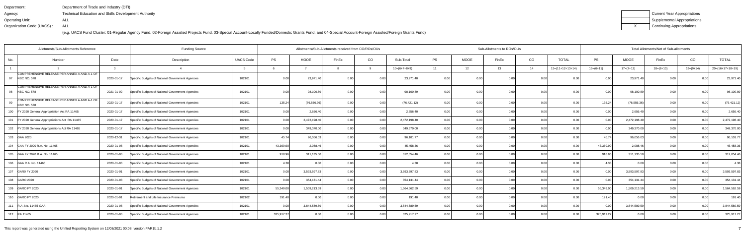Department: Department of Trade and Industry (DTI)
Agency: Technical Education and Skills Development Authority
Operating Unit: ALL
Organization Code (UACS) : ALL

| | Current Year Appropriations |
|---|---|
| | Supplemental Appropriations |
| X | Continuing Appropriations |

(e.g. UACS Fund Cluster: 01-Regular Agency Fund, 02-Foreign Assisted Projects Fund, 03-Special Account-Locally Funded/Domestic Grants Fund, and 04-Special Account-Foreign Assisted/Foreign Grants Fund)

| Allotments/Sub-Allotments Reference | | | Funding Source | | Allotments/Sub-Allotments received from CO/ROs/OUs | | | | | Sub-Allotments to ROs/OUs | | | | | Total Allotments/Net of Sub-allotments | | | | |
|---|---|---|---|---|---|---|---|---|---|---|---|---|---|---|---|---|---|---|---|
| No. | Number | Date | Description | UACS Code | PS | MOOE | FinEx | CO | Sub-Total | PS | MOOE | FinEx | CO | TOTAL | PS | MOOE | FinEx | CO | TOTAL |
| 1 | 2 | 3 | 4 | 5 | 6 | 7 | 8 | 9 | 10=(6+7+8+9) | 11 | 12 | 13 | 14 | 15=(11+12+13+14) | 16=(6+11) | 17=(7+12) | 18=(8+13) | 19=(9+14) | 20=(16+17+18+19) |
| 97 | COMPREHENSIVE RELEASE PER ANNEX A AND A-1 OF NBC NO. 578 | 2020-01-17 | Specific Budgets of National Government Agencies | 102101 | 0.00 | 23,971.40 | 0.00 | 0.00 | 23,971.40 | 0.00 | 0.00 | 0.00 | 0.00 | 0.00 | 0.00 | 23,971.40 | 0.00 | 0.00 | 23,971.40 |
| 98 | COMPREHENSIVE RELEASE PER ANNEX A AND A-1 OF NBC NO. 578 | 2021-01-02 | Specific Budgets of National Government Agencies | 102101 | 0.00 | 98,100.89 | 0.00 | 0.00 | 98,100.89 | 0.00 | 0.00 | 0.00 | 0.00 | 0.00 | 0.00 | 98,100.89 | 0.00 | 0.00 | 98,100.89 |
| 99 | COMPREHENSIVE RELEASE PER ANNEX A AND A-1 OF NBC NO. 578 | 2020-01-17 | Specific Budgets of National Government Agencies | 102101 | 135.24 | (76,556.36) | 0.00 | 0.00 | (76,421.12) | 0.00 | 0.00 | 0.00 | 0.00 | 0.00 | 135.24 | (76,556.36) | 0.00 | 0.00 | (76,421.12) |
| 100 | FY 2020 General Appropriation Act RA 11465 | 2020-01-17 | Specific Budgets of National Government Agencies | 102101 | 0.00 | 2,656.40 | 0.00 | 0.00 | 2,656.40 | 0.00 | 0.00 | 0.00 | 0.00 | 0.00 | 0.00 | 2,656.40 | 0.00 | 0.00 | 2,656.40 |
| 101 | FY 2020 General Appropriations Act RA 11465 | 2020-01-17 | Specific Budgets of National Government Agencies | 102101 | 0.00 | 2,472,198.40 | 0.00 | 0.00 | 2,472,198.40 | 0.00 | 0.00 | 0.00 | 0.00 | 0.00 | 0.00 | 2,472,198.40 | 0.00 | 0.00 | 2,472,198.40 |
| 102 | FY 2020 General Appropriations Act RA 11465 | 2020-01-17 | Specific Budgets of National Government Agencies | 102101 | 0.00 | 349,370.00 | 0.00 | 0.00 | 349,370.00 | 0.00 | 0.00 | 0.00 | 0.00 | 0.00 | 0.00 | 349,370.00 | 0.00 | 0.00 | 349,370.00 |
| 103 | GAA 2020 | 2020-12-31 | Specific Budgets of National Government Agencies | 102101 | 45.74 | 96,056.03 | 0.00 | 0.00 | 96,101.77 | 0.00 | 0.00 | 0.00 | 0.00 | 0.00 | 45.74 | 96,056.03 | 0.00 | 0.00 | 96,101.77 |
| 104 | GAA FY 2020 R.A. No. 11465 | 2020-01-06 | Specific Budgets of National Government Agencies | 102101 | 43,369.90 | 2,088.46 | 0.00 | 0.00 | 45,458.36 | 0.00 | 0.00 | 0.00 | 0.00 | 0.00 | 43,369.90 | 2,088.46 | 0.00 | 0.00 | 45,458.36 |
| 105 | GAA FY 2020 R.A. No. 11465 | 2020-01-06 | Specific Budgets of National Government Agencies | 102101 | 918.96 | 311,135.50 | 0.00 | 0.00 | 312,054.46 | 0.00 | 0.00 | 0.00 | 0.00 | 0.00 | 918.96 | 311,135.50 | 0.00 | 0.00 | 312,054.46 |
| 106 | GAA R.A. No. 11465 | 2020-01-06 | Specific Budgets of National Government Agencies | 102101 | 4.38 | 0.00 | 0.00 | 0.00 | 4.38 | 0.00 | 0.00 | 0.00 | 0.00 | 0.00 | 4.38 | 0.00 | 0.00 | 0.00 | 4.38 |
| 107 | GAR0 FY 2020 | 2020-01-01 | Specific Budgets of National Government Agencies | 102101 | 0.00 | 3,593,597.83 | 0.00 | 0.00 | 3,593,597.83 | 0.00 | 0.00 | 0.00 | 0.00 | 0.00 | 0.00 | 3,593,597.83 | 0.00 | 0.00 | 3,593,597.83 |
| 108 | GARO 2020 | 2020-01-03 | Specific Budgets of National Government Agencies | 102101 | 0.00 | 354,131.44 | 0.00 | 0.00 | 354,131.44 | 0.00 | 0.00 | 0.00 | 0.00 | 0.00 | 0.00 | 354,131.44 | 0.00 | 0.00 | 354,131.44 |
| 109 | GARO FY 2020 | 2020-01-01 | Specific Budgets of National Government Agencies | 102101 | 55,349.00 | 1,509,213.59 | 0.00 | 0.00 | 1,564,562.59 | 0.00 | 0.00 | 0.00 | 0.00 | 0.00 | 55,349.00 | 1,509,213.59 | 0.00 | 0.00 | 1,564,562.59 |
| 110 | GARO FY 2020 | 2020-01-01 | Retirement and Life Insurance Premiums | 102102 | 191.40 | 0.00 | 0.00 | 0.00 | 191.40 | 0.00 | 0.00 | 0.00 | 0.00 | 0.00 | 191.40 | 0.00 | 0.00 | 0.00 | 191.40 |
| 111 | R.A. No. 11465 GAA | 2020-01-06 | Specific Budgets of National Government Agencies | 102101 | 0.00 | 3,844,589.59 | 0.00 | 0.00 | 3,844,589.59 | 0.00 | 0.00 | 0.00 | 0.00 | 0.00 | 0.00 | 3,844,589.59 | 0.00 | 0.00 | 3,844,589.59 |
| 112 | RA 11465 | 2020-01-06 | Specific Budgets of National Government Agencies | 102101 | 325,917.27 | 0.00 | 0.00 | 0.00 | 325,917.27 | 0.00 | 0.00 | 0.00 | 0.00 | 0.00 | 325,917.27 | 0.00 | 0.00 | 0.00 | 325,917.27 |

This report was generated using the Unified Reporting System on 12/08/2021 00:08 version.FAR1b.1.2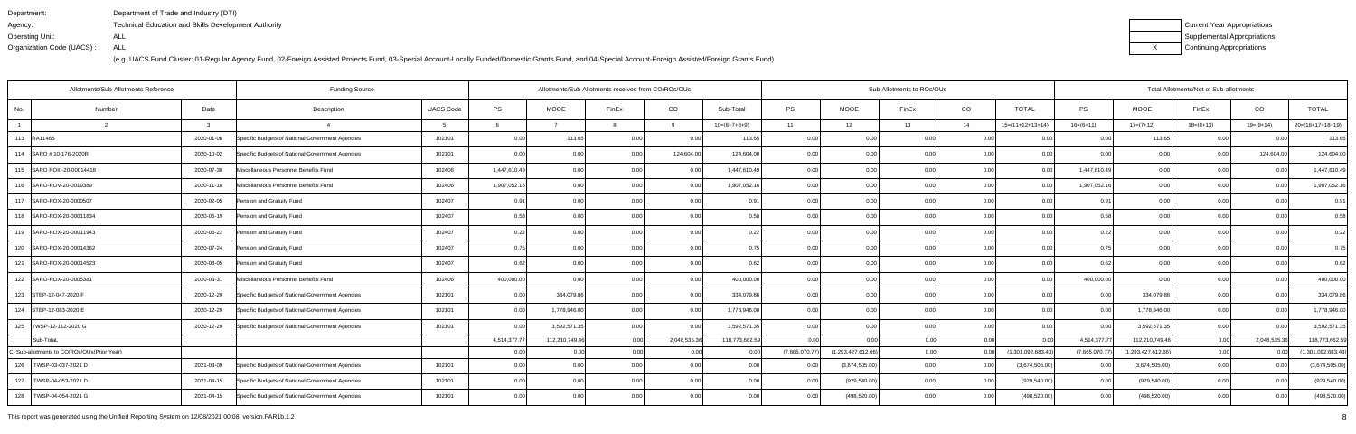Department: Department of Trade and Industry (DTI)
Agency: Technical Education and Skills Development Authority
Operating Unit: ALL
Organization Code (UACS) : ALL

(e.g. UACS Fund Cluster: 01-Regular Agency Fund, 02-Foreign Assisted Projects Fund, 03-Special Account-Locally Funded/Domestic Grants Fund, and 04-Special Account-Foreign Assisted/Foreign Grants Fund)

| | Current Year Appropriations |
|---|---|
| | Supplemental Appropriations |
| X | Continuing Appropriations |

| Allotments/Sub-Allotments Reference | | | Funding Source | | Allotments/Sub-Allotments received from CO/ROs/OUs | | | | | Sub-Allotments to ROs/OUs | | | | | Total Allotments/Net of Sub-allotments | | | | |
|---|---|---|---|---|---|---|---|---|---|---|---|---|---|---|---|---|---|---|---|
| No. | Number | Date | Description | UACS Code | PS | MOOE | FinEx | CO | Sub-Total | PS | MOOE | FinEx | CO | TOTAL | PS | MOOE | FinEx | CO | TOTAL |
| 1 | 2 | 3 | 4 | 5 | 6 | 7 | 8 | 9 | 10=(6+7+8+9) | 11 | 12 | 13 | 14 | 15=(11+12+13+14) | 16=(6+11) | 17=(7+12) | 18=(8+13) | 19=(9+14) | 20=(16+17+18+19) |
| 113 | RA11465 | 2020-01-06 | Specific Budgets of National Government Agencies | 102101 | 0.00 | 113.65 | 0.00 | 0.00 | 113.65 | 0.00 | 0.00 | 0.00 | 0.00 | 0.00 | 0.00 | 113.65 | 0.00 | 0.00 | 113.65 |
| 114 | SARO # 10-176-2020R | 2020-10-02 | Specific Budgets of National Government Agencies | 102101 | 0.00 | 0.00 | 0.00 | 124,604.00 | 124,604.00 | 0.00 | 0.00 | 0.00 | 0.00 | 0.00 | 0.00 | 0.00 | 0.00 | 124,604.00 | 124,604.00 |
| 115 | SARO ROIII-20-00014418 | 2020-07-30 | Miscellaneous Personnel Benefits Fund | 102406 | 1,447,610.49 | 0.00 | 0.00 | 0.00 | 1,447,610.49 | 0.00 | 0.00 | 0.00 | 0.00 | 0.00 | 1,447,610.49 | 0.00 | 0.00 | 0.00 | 1,447,610.49 |
| 116 | SARO-ROV-20-0019389 | 2020-11-18 | Miscellaneous Personnel Benefits Fund | 102406 | 1,907,052.16 | 0.00 | 0.00 | 0.00 | 1,907,052.16 | 0.00 | 0.00 | 0.00 | 0.00 | 0.00 | 1,907,052.16 | 0.00 | 0.00 | 0.00 | 1,907,052.16 |
| 117 | SARO-ROX-20-0000507 | 2020-02-05 | Pension and Gratuity Fund | 102407 | 0.91 | 0.00 | 0.00 | 0.00 | 0.91 | 0.00 | 0.00 | 0.00 | 0.00 | 0.00 | 0.91 | 0.00 | 0.00 | 0.00 | 0.91 |
| 118 | SARO-ROX-20-00011834 | 2020-06-19 | Pension and Gratuity Fund | 102407 | 0.58 | 0.00 | 0.00 | 0.00 | 0.58 | 0.00 | 0.00 | 0.00 | 0.00 | 0.00 | 0.58 | 0.00 | 0.00 | 0.00 | 0.58 |
| 119 | SARO-ROX-20-00011943 | 2020-06-22 | Pension and Gratuity Fund | 102407 | 0.22 | 0.00 | 0.00 | 0.00 | 0.22 | 0.00 | 0.00 | 0.00 | 0.00 | 0.00 | 0.22 | 0.00 | 0.00 | 0.00 | 0.22 |
| 120 | SARO-ROX-20-00014362 | 2020-07-24 | Pension and Gratuity Fund | 102407 | 0.75 | 0.00 | 0.00 | 0.00 | 0.75 | 0.00 | 0.00 | 0.00 | 0.00 | 0.00 | 0.75 | 0.00 | 0.00 | 0.00 | 0.75 |
| 121 | SARO-ROX-20-00014523 | 2020-08-05 | Pension and Gratuity Fund | 102407 | 0.62 | 0.00 | 0.00 | 0.00 | 0.62 | 0.00 | 0.00 | 0.00 | 0.00 | 0.00 | 0.62 | 0.00 | 0.00 | 0.00 | 0.62 |
| 122 | SARO-ROX-20-0005381 | 2020-03-31 | Miscellaneous Personnel Benefits Fund | 102406 | 400,000.00 | 0.00 | 0.00 | 0.00 | 400,000.00 | 0.00 | 0.00 | 0.00 | 0.00 | 0.00 | 400,000.00 | 0.00 | 0.00 | 0.00 | 400,000.00 |
| 123 | STEP-12-047-2020 F | 2020-12-29 | Specific Budgets of National Government Agencies | 102101 | 0.00 | 334,079.86 | 0.00 | 0.00 | 334,079.86 | 0.00 | 0.00 | 0.00 | 0.00 | 0.00 | 0.00 | 334,079.86 | 0.00 | 0.00 | 334,079.86 |
| 124 | STEP-12-083-2020 E | 2020-12-29 | Specific Budgets of National Government Agencies | 102101 | 0.00 | 1,778,946.00 | 0.00 | 0.00 | 1,778,946.00 | 0.00 | 0.00 | 0.00 | 0.00 | 0.00 | 0.00 | 1,778,946.00 | 0.00 | 0.00 | 1,778,946.00 |
| 125 | TWSP-12-112-2020 G | 2020-12-29 | Specific Budgets of National Government Agencies | 102101 | 0.00 | 3,592,571.35 | 0.00 | 0.00 | 3,592,571.35 | 0.00 | 0.00 | 0.00 | 0.00 | 0.00 | 0.00 | 3,592,571.35 | 0.00 | 0.00 | 3,592,571.35 |
| | Sub-TotaL | | | | 4,514,377.77 | 112,210,749.48 | 0.00 | 2,048,535.36 | 118,773,662.59 | 0.00 | 0.00 | 0.00 | 0.00 | 0.00 | 4,514,377.77 | 112,210,749.48 | 0.00 | 2,048,535.36 | 118,773,662.59 |
| C. Sub-allotments to CO/ROs/OUs(Prior Year) | | | | | 0.00 | 0.00 | 0.00 | 0.00 | 0.00 | (7,665,070.77) | (1,293,427,612.66) | 0.00 | 0.00 | (1,301,092,683.43) | (7,665,070.77) | (1,293,427,612.66) | 0.00 | 0.00 | (1,301,092,683.43) |
| 126 | TWSP-03-037-2021 D | 2021-03-09 | Specific Budgets of National Government Agencies | 102101 | 0.00 | 0.00 | 0.00 | 0.00 | 0.00 | 0.00 | (3,674,505.00) | 0.00 | 0.00 | (3,674,505.00) | 0.00 | (3,674,505.00) | 0.00 | 0.00 | (3,674,505.00) |
| 127 | TWSP-04-053-2021 D | 2021-04-15 | Specific Budgets of National Government Agencies | 102101 | 0.00 | 0.00 | 0.00 | 0.00 | 0.00 | 0.00 | (929,540.00) | 0.00 | 0.00 | (929,540.00) | 0.00 | (929,540.00) | 0.00 | 0.00 | (929,540.00) |
| 128 | TWSP-04-054-2021 G | 2021-04-15 | Specific Budgets of National Government Agencies | 102101 | 0.00 | 0.00 | 0.00 | 0.00 | 0.00 | 0.00 | (498,520.00) | 0.00 | 0.00 | (498,520.00) | 0.00 | (498,520.00) | 0.00 | 0.00 | (498,520.00) |

This report was generated using the Unified Reporting System on 12/08/2021 00:08 version.FAR1b.1.2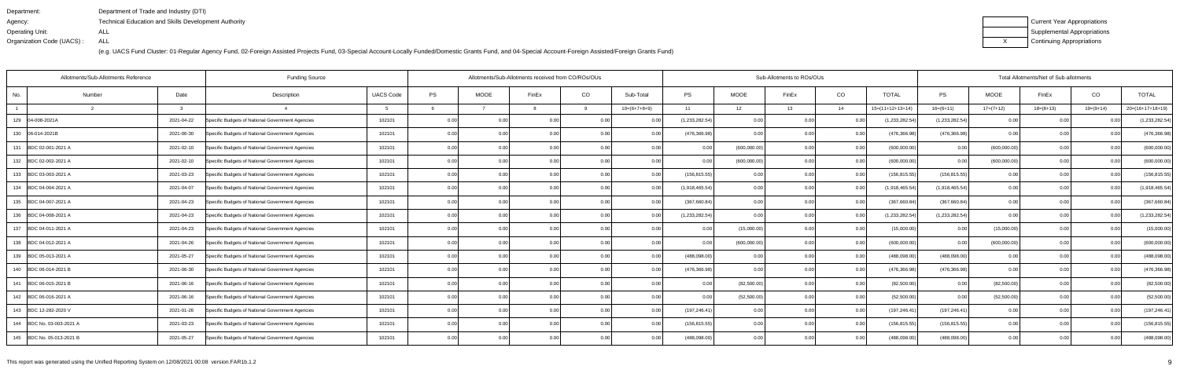Department: Department of Trade and Industry (DTI)
Agency: Technical Education and Skills Development Authority
Operating Unit: ALL
Organization Code (UACS) : ALL

(e.g. UACS Fund Cluster: 01-Regular Agency Fund, 02-Foreign Assisted Projects Fund, 03-Special Account-Locally Funded/Domestic Grants Fund, and 04-Special Account-Foreign Assisted/Foreign Grants Fund)

| | Current Year Appropriations |
|---|---|
| | Supplemental Appropriations |
| X | Continuing Appropriations |

| Allotments/Sub-Allotments Reference | | | Funding Source | | Allotments/Sub-Allotments received from CO/ROs/OUs | | | | | Sub-Allotments to ROs/OUs | | | | | Total Allotments/Net of Sub-allotments | | | | |
|---|---|---|---|---|---|---|---|---|---|---|---|---|---|---|---|---|---|---|---|
| No. | Number | Date | Description | UACS Code | PS | MOOE | FinEx | CO | Sub-Total | PS | MOOE | FinEx | CO | TOTAL | PS | MOOE | FinEx | CO | TOTAL |
| 1 | 2 | 3 | 4 | 5 | 6 | 7 | 8 | 9 | 10=(6+7+8+9) | 11 | 12 | 13 | 14 | 15=(11+12+13+14) | 16=(6+11) | 17=(7+12) | 18=(8+13) | 19=(9+14) | 20=(16+17+18+19) |
| 129 | 04-008-2021A | 2021-04-22 | Specific Budgets of National Government Agencies | 102101 | 0.00 | 0.00 | 0.00 | 0.00 | 0.00 | (1,233,282.54) | 0.00 | 0.00 | 0.00 | (1,233,282.54) | (1,233,282.54) | 0.00 | 0.00 | 0.00 | (1,233,282.54) |
| 130 | 06-014-2021B | 2021-06-30 | Specific Budgets of National Government Agencies | 102101 | 0.00 | 0.00 | 0.00 | 0.00 | 0.00 | (476,366.98) | 0.00 | 0.00 | 0.00 | (476,366.98) | (476,366.98) | 0.00 | 0.00 | 0.00 | (476,366.98) |
| 131 | BDC 02-001-2021 A | 2021-02-10 | Specific Budgets of National Government Agencies | 102101 | 0.00 | 0.00 | 0.00 | 0.00 | 0.00 | 0.00 | (600,000.00) | 0.00 | 0.00 | (600,000.00) | 0.00 | (600,000.00) | 0.00 | 0.00 | (600,000.00) |
| 132 | BDC 02-002-2021 A | 2021-02-10 | Specific Budgets of National Government Agencies | 102101 | 0.00 | 0.00 | 0.00 | 0.00 | 0.00 | 0.00 | (600,000.00) | 0.00 | 0.00 | (600,000.00) | 0.00 | (600,000.00) | 0.00 | 0.00 | (600,000.00) |
| 133 | BDC 03-003-2021 A | 2021-03-23 | Specific Budgets of National Government Agencies | 102101 | 0.00 | 0.00 | 0.00 | 0.00 | 0.00 | (156,815.55) | 0.00 | 0.00 | 0.00 | (156,815.55) | (156,815.55) | 0.00 | 0.00 | 0.00 | (156,815.55) |
| 134 | BDC 04-004-2021 A | 2021-04-07 | Specific Budgets of National Government Agencies | 102101 | 0.00 | 0.00 | 0.00 | 0.00 | 0.00 | (1,918,465.54) | 0.00 | 0.00 | 0.00 | (1,918,465.54) | (1,918,465.54) | 0.00 | 0.00 | 0.00 | (1,918,465.54) |
| 135 | BDC 04-007-2021 A | 2021-04-23 | Specific Budgets of National Government Agencies | 102101 | 0.00 | 0.00 | 0.00 | 0.00 | 0.00 | (367,660.84) | 0.00 | 0.00 | 0.00 | (367,660.84) | (367,660.84) | 0.00 | 0.00 | 0.00 | (367,660.84) |
| 136 | BDC 04-008-2021 A | 2021-04-23 | Specific Budgets of National Government Agencies | 102101 | 0.00 | 0.00 | 0.00 | 0.00 | 0.00 | (1,233,282.54) | 0.00 | 0.00 | 0.00 | (1,233,282.54) | (1,233,282.54) | 0.00 | 0.00 | 0.00 | (1,233,282.54) |
| 137 | BDC 04-011-2021 A | 2021-04-23 | Specific Budgets of National Government Agencies | 102101 | 0.00 | 0.00 | 0.00 | 0.00 | 0.00 | 0.00 | (15,000.00) | 0.00 | 0.00 | (15,000.00) | 0.00 | (15,000.00) | 0.00 | 0.00 | (15,000.00) |
| 138 | BDC 04-012-2021 A | 2021-04-26 | Specific Budgets of National Government Agencies | 102101 | 0.00 | 0.00 | 0.00 | 0.00 | 0.00 | 0.00 | (600,000.00) | 0.00 | 0.00 | (600,000.00) | 0.00 | (600,000.00) | 0.00 | 0.00 | (600,000.00) |
| 139 | BDC 05-013-2021 A | 2021-05-27 | Specific Budgets of National Government Agencies | 102101 | 0.00 | 0.00 | 0.00 | 0.00 | 0.00 | (488,098.00) | 0.00 | 0.00 | 0.00 | (488,098.00) | (488,098.00) | 0.00 | 0.00 | 0.00 | (488,098.00) |
| 140 | BDC 06-014-2021 B | 2021-06-30 | Specific Budgets of National Government Agencies | 102101 | 0.00 | 0.00 | 0.00 | 0.00 | 0.00 | (476,366.98) | 0.00 | 0.00 | 0.00 | (476,366.98) | (476,366.98) | 0.00 | 0.00 | 0.00 | (476,366.98) |
| 141 | BDC 06-015-2021 B | 2021-06-16 | Specific Budgets of National Government Agencies | 102101 | 0.00 | 0.00 | 0.00 | 0.00 | 0.00 | 0.00 | (82,500.00) | 0.00 | 0.00 | (82,500.00) | 0.00 | (82,500.00) | 0.00 | 0.00 | (82,500.00) |
| 142 | BDC 06-016-2021 A | 2021-06-16 | Specific Budgets of National Government Agencies | 102101 | 0.00 | 0.00 | 0.00 | 0.00 | 0.00 | 0.00 | (52,500.00) | 0.00 | 0.00 | (52,500.00) | 0.00 | (52,500.00) | 0.00 | 0.00 | (52,500.00) |
| 143 | BDC 12-282-2020 V | 2021-01-26 | Specific Budgets of National Government Agencies | 102101 | 0.00 | 0.00 | 0.00 | 0.00 | 0.00 | (197,246.41) | 0.00 | 0.00 | 0.00 | (197,246.41) | (197,246.41) | 0.00 | 0.00 | 0.00 | (197,246.41) |
| 144 | BDC No. 03-003-2021 A | 2021-03-23 | Specific Budgets of National Government Agencies | 102101 | 0.00 | 0.00 | 0.00 | 0.00 | 0.00 | (156,815.55) | 0.00 | 0.00 | 0.00 | (156,815.55) | (156,815.55) | 0.00 | 0.00 | 0.00 | (156,815.55) |
| 145 | BDC No. 05-013-2021 B | 2021-05-27 | Specific Budgets of National Government Agencies | 102101 | 0.00 | 0.00 | 0.00 | 0.00 | 0.00 | (488,098.00) | 0.00 | 0.00 | 0.00 | (488,098.00) | (488,098.00) | 0.00 | 0.00 | 0.00 | (488,098.00) |

This report was generated using the Unified Reporting System on 12/08/2021 00:08 version.FAR1b.1.2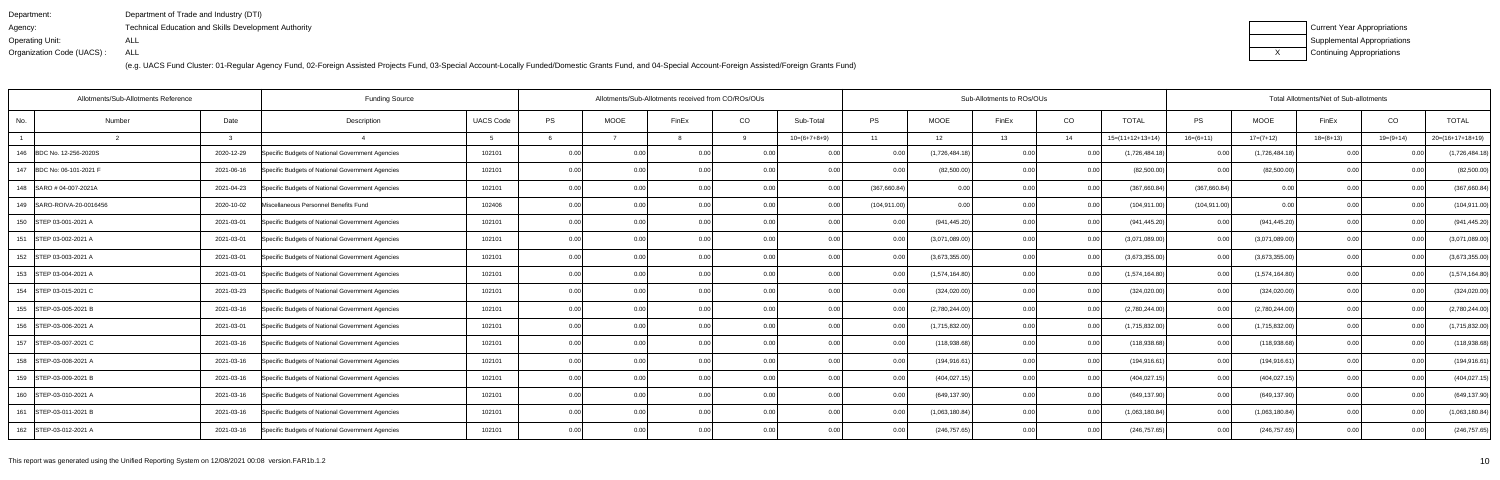Department: Department of Trade and Industry (DTI)
Agency: Technical Education and Skills Development Authority
Operating Unit: ALL
Organization Code (UACS) : ALL

(e.g. UACS Fund Cluster: 01-Regular Agency Fund, 02-Foreign Assisted Projects Fund, 03-Special Account-Locally Funded/Domestic Grants Fund, and 04-Special Account-Foreign Assisted/Foreign Grants Fund)

| | Current Year Appropriations |
|---|---|
| | Supplemental Appropriations |
| X | Continuing Appropriations |

| Allotments/Sub-Allotments Reference | | | Funding Source | | Allotments/Sub-Allotments received from CO/ROs/OUs | | | | | Sub-Allotments to ROs/OUs | | | | | Total Allotments/Net of Sub-allotments | | | | |
|---|---|---|---|---|---|---|---|---|---|---|---|---|---|---|---|---|---|---|---|
| No. | Number | Date | Description | UACS Code | PS | MOOE | FinEx | CO | Sub-Total | PS | MOOE | FinEx | CO | TOTAL | PS | MOOE | FinEx | CO | TOTAL |
| 1 | 2 | 3 | 4 | 5 | 6 | 7 | 8 | 9 | 10=(6+7+8+9) | 11 | 12 | 13 | 14 | 15=(11+12+13+14) | 16=(6+11) | 17=(7+12) | 18=(8+13) | 19=(9+14) | 20=(16+17+18+19) |
| 146 | BDC No. 12-256-2020S | 2020-12-29 | Specific Budgets of National Government Agencies | 102101 | 0.00 | 0.00 | 0.00 | 0.00 | 0.00 | 0.00 | (1,726,484.18) | 0.00 | 0.00 | (1,726,484.18) | 0.00 | (1,726,484.18) | 0.00 | 0.00 | (1,726,484.18) |
| 147 | BDC No: 06-101-2021 F | 2021-06-16 | Specific Budgets of National Government Agencies | 102101 | 0.00 | 0.00 | 0.00 | 0.00 | 0.00 | 0.00 | (82,500.00) | 0.00 | 0.00 | (82,500.00) | 0.00 | (82,500.00) | 0.00 | 0.00 | (82,500.00) |
| 148 | SARO # 04-007-2021A | 2021-04-23 | Specific Budgets of National Government Agencies | 102101 | 0.00 | 0.00 | 0.00 | 0.00 | 0.00 | (367,660.84) | 0.00 | 0.00 | 0.00 | (367,660.84) | (367,660.84) | 0.00 | 0.00 | 0.00 | (367,660.84) |
| 149 | SARO-ROIVA-20-0016456 | 2020-10-02 | Miscellaneous Personnel Benefits Fund | 102406 | 0.00 | 0.00 | 0.00 | 0.00 | 0.00 | (104,911.00) | 0.00 | 0.00 | 0.00 | (104,911.00) | (104,911.00) | 0.00 | 0.00 | 0.00 | (104,911.00) |
| 150 | STEP 03-001-2021 A | 2021-03-01 | Specific Budgets of National Government Agencies | 102101 | 0.00 | 0.00 | 0.00 | 0.00 | 0.00 | 0.00 | (941,445.20) | 0.00 | 0.00 | (941,445.20) | 0.00 | (941,445.20) | 0.00 | 0.00 | (941,445.20) |
| 151 | STEP 03-002-2021 A | 2021-03-01 | Specific Budgets of National Government Agencies | 102101 | 0.00 | 0.00 | 0.00 | 0.00 | 0.00 | 0.00 | (3,071,089.00) | 0.00 | 0.00 | (3,071,089.00) | 0.00 | (3,071,089.00) | 0.00 | 0.00 | (3,071,089.00) |
| 152 | STEP 03-003-2021 A | 2021-03-01 | Specific Budgets of National Government Agencies | 102101 | 0.00 | 0.00 | 0.00 | 0.00 | 0.00 | 0.00 | (3,673,355.00) | 0.00 | 0.00 | (3,673,355.00) | 0.00 | (3,673,355.00) | 0.00 | 0.00 | (3,673,355.00) |
| 153 | STEP 03-004-2021 A | 2021-03-01 | Specific Budgets of National Government Agencies | 102101 | 0.00 | 0.00 | 0.00 | 0.00 | 0.00 | 0.00 | (1,574,164.80) | 0.00 | 0.00 | (1,574,164.80) | 0.00 | (1,574,164.80) | 0.00 | 0.00 | (1,574,164.80) |
| 154 | STEP 03-015-2021 C | 2021-03-23 | Specific Budgets of National Government Agencies | 102101 | 0.00 | 0.00 | 0.00 | 0.00 | 0.00 | 0.00 | (324,020.00) | 0.00 | 0.00 | (324,020.00) | 0.00 | (324,020.00) | 0.00 | 0.00 | (324,020.00) |
| 155 | STEP-03-005-2021 B | 2021-03-16 | Specific Budgets of National Government Agencies | 102101 | 0.00 | 0.00 | 0.00 | 0.00 | 0.00 | 0.00 | (2,780,244.00) | 0.00 | 0.00 | (2,780,244.00) | 0.00 | (2,780,244.00) | 0.00 | 0.00 | (2,780,244.00) |
| 156 | STEP-03-006-2021 A | 2021-03-01 | Specific Budgets of National Government Agencies | 102101 | 0.00 | 0.00 | 0.00 | 0.00 | 0.00 | 0.00 | (1,715,832.00) | 0.00 | 0.00 | (1,715,832.00) | 0.00 | (1,715,832.00) | 0.00 | 0.00 | (1,715,832.00) |
| 157 | STEP-03-007-2021 C | 2021-03-16 | Specific Budgets of National Government Agencies | 102101 | 0.00 | 0.00 | 0.00 | 0.00 | 0.00 | 0.00 | (118,938.68) | 0.00 | 0.00 | (118,938.68) | 0.00 | (118,938.68) | 0.00 | 0.00 | (118,938.68) |
| 158 | STEP-03-008-2021 A | 2021-03-16 | Specific Budgets of National Government Agencies | 102101 | 0.00 | 0.00 | 0.00 | 0.00 | 0.00 | 0.00 | (194,916.61) | 0.00 | 0.00 | (194,916.61) | 0.00 | (194,916.61) | 0.00 | 0.00 | (194,916.61) |
| 159 | STEP-03-009-2021 B | 2021-03-16 | Specific Budgets of National Government Agencies | 102101 | 0.00 | 0.00 | 0.00 | 0.00 | 0.00 | 0.00 | (404,027.15) | 0.00 | 0.00 | (404,027.15) | 0.00 | (404,027.15) | 0.00 | 0.00 | (404,027.15) |
| 160 | STEP-03-010-2021 A | 2021-03-16 | Specific Budgets of National Government Agencies | 102101 | 0.00 | 0.00 | 0.00 | 0.00 | 0.00 | 0.00 | (649,137.90) | 0.00 | 0.00 | (649,137.90) | 0.00 | (649,137.90) | 0.00 | 0.00 | (649,137.90) |
| 161 | STEP-03-011-2021 B | 2021-03-16 | Specific Budgets of National Government Agencies | 102101 | 0.00 | 0.00 | 0.00 | 0.00 | 0.00 | 0.00 | (1,063,180.84) | 0.00 | 0.00 | (1,063,180.84) | 0.00 | (1,063,180.84) | 0.00 | 0.00 | (1,063,180.84) |
| 162 | STEP-03-012-2021 A | 2021-03-16 | Specific Budgets of National Government Agencies | 102101 | 0.00 | 0.00 | 0.00 | 0.00 | 0.00 | 0.00 | (246,757.65) | 0.00 | 0.00 | (246,757.65) | 0.00 | (246,757.65) | 0.00 | 0.00 | (246,757.65) |

This report was generated using the Unified Reporting System on 12/08/2021 00:08 version.FAR1b.1.2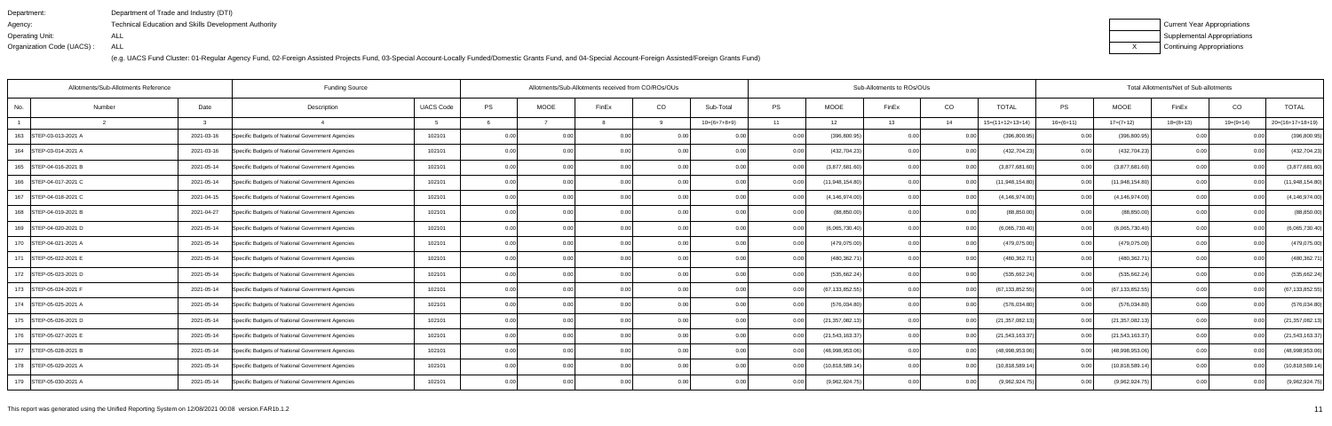Department: Department of Trade and Industry (DTI)
Agency: Technical Education and Skills Development Authority
Operating Unit: ALL
Organization Code (UACS) : ALL

(e.g. UACS Fund Cluster: 01-Regular Agency Fund, 02-Foreign Assisted Projects Fund, 03-Special Account-Locally Funded/Domestic Grants Fund, and 04-Special Account-Foreign Assisted/Foreign Grants Fund)

| | Current Year Appropriations |
|---|---|
| | Supplemental Appropriations |
| X | Continuing Appropriations |

| Allotments/Sub-Allotments Reference | | | Funding Source | | Allotments/Sub-Allotments received from CO/ROs/OUs | | | | | Sub-Allotments to ROs/OUs | | | | | Total Allotments/Net of Sub-allotments | | | | |
|---|---|---|---|---|---|---|---|---|---|---|---|---|---|---|---|---|---|---|---|
| No. | Number | Date | Description | UACS Code | PS | MOOE | FinEx | CO | Sub-Total | PS | MOOE | FinEx | CO | TOTAL | PS | MOOE | FinEx | CO | TOTAL |
| 1 | 2 | 3 | 4 | 5 | 6 | 7 | 8 | 9 | 10=(6+7+8+9) | 11 | 12 | 13 | 14 | 15=(11+12+13+14) | 16=(6+11) | 17=(7+12) | 18=(8+13) | 19=(9+14) | 20=(16+17+18+19) |
| 163 | STEP-03-013-2021 A | 2021-03-16 | Specific Budgets of National Government Agencies | 102101 | 0.00 | 0.00 | 0.00 | 0.00 | 0.00 | 0.00 | (396,800.95) | 0.00 | 0.00 | (396,800.95) | 0.00 | (396,800.95) | 0.00 | 0.00 | (396,800.95) |
| 164 | STEP-03-014-2021 A | 2021-03-16 | Specific Budgets of National Government Agencies | 102101 | 0.00 | 0.00 | 0.00 | 0.00 | 0.00 | 0.00 | (432,704.23) | 0.00 | 0.00 | (432,704.23) | 0.00 | (432,704.23) | 0.00 | 0.00 | (432,704.23) |
| 165 | STEP-04-016-2021 B | 2021-05-14 | Specific Budgets of National Government Agencies | 102101 | 0.00 | 0.00 | 0.00 | 0.00 | 0.00 | 0.00 | (3,877,681.60) | 0.00 | 0.00 | (3,877,681.60) | 0.00 | (3,877,681.60) | 0.00 | 0.00 | (3,877,681.60) |
| 166 | STEP-04-017-2021 C | 2021-05-14 | Specific Budgets of National Government Agencies | 102101 | 0.00 | 0.00 | 0.00 | 0.00 | 0.00 | 0.00 | (11,948,154.80) | 0.00 | 0.00 | (11,948,154.80) | 0.00 | (11,948,154.80) | 0.00 | 0.00 | (11,948,154.80) |
| 167 | STEP-04-018-2021 C | 2021-04-15 | Specific Budgets of National Government Agencies | 102101 | 0.00 | 0.00 | 0.00 | 0.00 | 0.00 | 0.00 | (4,146,974.00) | 0.00 | 0.00 | (4,146,974.00) | 0.00 | (4,146,974.00) | 0.00 | 0.00 | (4,146,974.00) |
| 168 | STEP-04-019-2021 B | 2021-04-27 | Specific Budgets of National Government Agencies | 102101 | 0.00 | 0.00 | 0.00 | 0.00 | 0.00 | 0.00 | (88,850.00) | 0.00 | 0.00 | (88,850.00) | 0.00 | (88,850.00) | 0.00 | 0.00 | (88,850.00) |
| 169 | STEP-04-020-2021 D | 2021-05-14 | Specific Budgets of National Government Agencies | 102101 | 0.00 | 0.00 | 0.00 | 0.00 | 0.00 | 0.00 | (6,065,730.40) | 0.00 | 0.00 | (6,065,730.40) | 0.00 | (6,065,730.40) | 0.00 | 0.00 | (6,065,730.40) |
| 170 | STEP-04-021-2021 A | 2021-05-14 | Specific Budgets of National Government Agencies | 102101 | 0.00 | 0.00 | 0.00 | 0.00 | 0.00 | 0.00 | (479,075.00) | 0.00 | 0.00 | (479,075.00) | 0.00 | (479,075.00) | 0.00 | 0.00 | (479,075.00) |
| 171 | STEP-05-022-2021 E | 2021-05-14 | Specific Budgets of National Government Agencies | 102101 | 0.00 | 0.00 | 0.00 | 0.00 | 0.00 | 0.00 | (480,362.71) | 0.00 | 0.00 | (480,362.71) | 0.00 | (480,362.71) | 0.00 | 0.00 | (480,362.71) |
| 172 | STEP-05-023-2021 D | 2021-05-14 | Specific Budgets of National Government Agencies | 102101 | 0.00 | 0.00 | 0.00 | 0.00 | 0.00 | 0.00 | (535,662.24) | 0.00 | 0.00 | (535,662.24) | 0.00 | (535,662.24) | 0.00 | 0.00 | (535,662.24) |
| 173 | STEP-05-024-2021 F | 2021-05-14 | Specific Budgets of National Government Agencies | 102101 | 0.00 | 0.00 | 0.00 | 0.00 | 0.00 | 0.00 | (67,133,852.55) | 0.00 | 0.00 | (67,133,852.55) | 0.00 | (67,133,852.55) | 0.00 | 0.00 | (67,133,852.55) |
| 174 | STEP-05-025-2021 A | 2021-05-14 | Specific Budgets of National Government Agencies | 102101 | 0.00 | 0.00 | 0.00 | 0.00 | 0.00 | 0.00 | (576,034.80) | 0.00 | 0.00 | (576,034.80) | 0.00 | (576,034.80) | 0.00 | 0.00 | (576,034.80) |
| 175 | STEP-05-026-2021 D | 2021-05-14 | Specific Budgets of National Government Agencies | 102101 | 0.00 | 0.00 | 0.00 | 0.00 | 0.00 | 0.00 | (21,357,082.13) | 0.00 | 0.00 | (21,357,082.13) | 0.00 | (21,357,082.13) | 0.00 | 0.00 | (21,357,082.13) |
| 176 | STEP-05-027-2021 E | 2021-05-14 | Specific Budgets of National Government Agencies | 102101 | 0.00 | 0.00 | 0.00 | 0.00 | 0.00 | 0.00 | (21,543,163.37) | 0.00 | 0.00 | (21,543,163.37) | 0.00 | (21,543,163.37) | 0.00 | 0.00 | (21,543,163.37) |
| 177 | STEP-05-028-2021 B | 2021-05-14 | Specific Budgets of National Government Agencies | 102101 | 0.00 | 0.00 | 0.00 | 0.00 | 0.00 | 0.00 | (48,998,953.06) | 0.00 | 0.00 | (48,998,953.06) | 0.00 | (48,998,953.06) | 0.00 | 0.00 | (48,998,953.06) |
| 178 | STEP-05-029-2021 A | 2021-05-14 | Specific Budgets of National Government Agencies | 102101 | 0.00 | 0.00 | 0.00 | 0.00 | 0.00 | 0.00 | (10,818,589.14) | 0.00 | 0.00 | (10,818,589.14) | 0.00 | (10,818,589.14) | 0.00 | 0.00 | (10,818,589.14) |
| 179 | STEP-05-030-2021 A | 2021-05-14 | Specific Budgets of National Government Agencies | 102101 | 0.00 | 0.00 | 0.00 | 0.00 | 0.00 | 0.00 | (9,962,924.75) | 0.00 | 0.00 | (9,962,924.75) | 0.00 | (9,962,924.75) | 0.00 | 0.00 | (9,962,924.75) |

This report was generated using the Unified Reporting System on 12/08/2021 00:08 version.FAR1b.1.2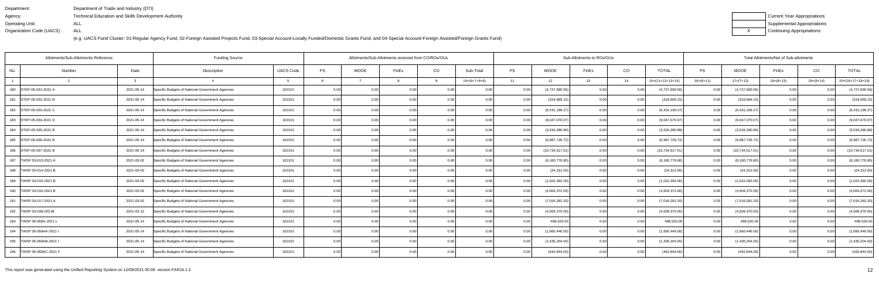Department: Department of Trade and Industry (DTI)
Agency: Technical Education and Skills Development Authority
Operating Unit: ALL
Organization Code (UACS) : ALL

(e.g. UACS Fund Cluster: 01-Regular Agency Fund, 02-Foreign Assisted Projects Fund, 03-Special Account-Locally Funded/Domestic Grants Fund, and 04-Special Account-Foreign Assisted/Foreign Grants Fund)

| | Current Year Appropriations |
|---|---|
| | Supplemental Appropriations |
| X | Continuing Appropriations |

| Allotments/Sub-Allotments Reference | | | Funding Source | | Allotments/Sub-Allotments received from CO/ROs/OUs | | | | | Sub-Allotments to ROs/OUs | | | | | Total Allotments/Net of Sub-allotments | | | | |
|---|---|---|---|---|---|---|---|---|---|---|---|---|---|---|---|---|---|---|---|
| No. | Number | Date | Description | UACS Code | PS | MOOE | FinEx | CO | Sub-Total | PS | MOOE | FinEx | CO | TOTAL | PS | MOOE | FinEx | CO | TOTAL |
| 1 | 2 | 3 | 4 | 5 | 6 | 7 | 8 | 9 | 10=(6+7+8+9) | 11 | 12 | 13 | 14 | 15=(11+12+13+14) | 16=(6+11) | 17=(7+12) | 18=(8+13) | 19=(9+14) | 20=(16+17+18+19) |
| 180 | STEP-05-031-2021 A | 2021-05-14 | Specific Budgets of National Government Agencies | 102101 | 0.00 | 0.00 | 0.00 | 0.00 | 0.00 | 0.00 | (4,727,690.56) | 0.00 | 0.00 | (4,727,690.56) | 0.00 | (4,727,690.56) | 0.00 | 0.00 | (4,727,690.56) |
| 181 | STEP-05-032-2021 B | 2021-05-14 | Specific Budgets of National Government Agencies | 102101 | 0.00 | 0.00 | 0.00 | 0.00 | 0.00 | 0.00 | (319,669.15) | 0.00 | 0.00 | (319,669.15) | 0.00 | (319,669.15) | 0.00 | 0.00 | (319,669.15) |
| 182 | STEP-05-033-2021 C | 2021-05-14 | Specific Budgets of National Government Agencies | 102101 | 0.00 | 0.00 | 0.00 | 0.00 | 0.00 | 0.00 | (6,431,199.27) | 0.00 | 0.00 | (6,431,199.27) | 0.00 | (6,431,199.27) | 0.00 | 0.00 | (6,431,199.27) |
| 183 | STEP-05-034-2021 D | 2021-05-14 | Specific Budgets of National Government Agencies | 102101 | 0.00 | 0.00 | 0.00 | 0.00 | 0.00 | 0.00 | (9,047,070.07) | 0.00 | 0.00 | (9,047,070.07) | 0.00 | (9,047,070.07) | 0.00 | 0.00 | (9,047,070.07) |
| 184 | STEP-05-035-2021 B | 2021-05-14 | Specific Budgets of National Government Agencies | 102101 | 0.00 | 0.00 | 0.00 | 0.00 | 0.00 | 0.00 | (3,534,280.89) | 0.00 | 0.00 | (3,534,280.89) | 0.00 | (3,534,280.89) | 0.00 | 0.00 | (3,534,280.89) |
| 185 | STEP-05-036-2021 B | 2021-05-14 | Specific Budgets of National Government Agencies | 102101 | 0.00 | 0.00 | 0.00 | 0.00 | 0.00 | 0.00 | (6,987,726.72) | 0.00 | 0.00 | (6,987,726.72) | 0.00 | (6,987,726.72) | 0.00 | 0.00 | (6,987,726.72) |
| 186 | STEP-05-037-2021 B | 2021-05-14 | Specific Budgets of National Government Agencies | 102101 | 0.00 | 0.00 | 0.00 | 0.00 | 0.00 | 0.00 | (10,734,517.01) | 0.00 | 0.00 | (10,734,517.01) | 0.00 | (10,734,517.01) | 0.00 | 0.00 | (10,734,517.01) |
| 187 | TWSP 03-013-2021 A | 2021-03-02 | Specific Budgets of National Government Agencies | 102101 | 0.00 | 0.00 | 0.00 | 0.00 | 0.00 | 0.00 | (6,160,776.80) | 0.00 | 0.00 | (6,160,776.80) | 0.00 | (6,160,776.80) | 0.00 | 0.00 | (6,160,776.80) |
| 188 | TWSP 03-014-2021 B | 2021-03-02 | Specific Budgets of National Government Agencies | 102101 | 0.00 | 0.00 | 0.00 | 0.00 | 0.00 | 0.00 | (24,312.00) | 0.00 | 0.00 | (24,312.00) | 0.00 | (24,312.00) | 0.00 | 0.00 | (24,312.00) |
| 189 | TWSP 03-015-2021 B | 2021-03-02 | Specific Budgets of National Government Agencies | 102101 | 0.00 | 0.00 | 0.00 | 0.00 | 0.00 | 0.00 | (1,022,392.00) | 0.00 | 0.00 | (1,022,392.00) | 0.00 | (1,022,392.00) | 0.00 | 0.00 | (1,022,392.00) |
| 190 | TWSP 03-016-2021 B | 2021-03-02 | Specific Budgets of National Government Agencies | 102101 | 0.00 | 0.00 | 0.00 | 0.00 | 0.00 | 0.00 | (4,604,372.00) | 0.00 | 0.00 | (4,604,372.00) | 0.00 | (4,604,372.00) | 0.00 | 0.00 | (4,604,372.00) |
| 191 | TWSP 03-017-2021 A | 2021-03-02 | Specific Budgets of National Government Agencies | 102101 | 0.00 | 0.00 | 0.00 | 0.00 | 0.00 | 0.00 | (7,016,281.20) | 0.00 | 0.00 | (7,016,281.20) | 0.00 | (7,016,281.20) | 0.00 | 0.00 | (7,016,281.20) |
| 192 | TWSP 03-038-2021B | 2021-03-12 | Specific Budgets of National Government Agencies | 102101 | 0.00 | 0.00 | 0.00 | 0.00 | 0.00 | 0.00 | (4,509,370.00) | 0.00 | 0.00 | (4,509,370.00) | 0.00 | (4,509,370.00) | 0.00 | 0.00 | (4,509,370.00) |
| 193 | TWSP 05-069A- 2021 L | 2021-05-14 | Specific Budgets of National Government Agencies | 102101 | 0.00 | 0.00 | 0.00 | 0.00 | 0.00 | 0.00 | 498,520.00 | 0.00 | 0.00 | 498,520.00 | 0.00 | 498,520.00 | 0.00 | 0.00 | 498,520.00 |
| 194 | TWSP 05-069AA-2021 I | 2021-05-14 | Specific Budgets of National Government Agencies | 102101 | 0.00 | 0.00 | 0.00 | 0.00 | 0.00 | 0.00 | (1,660,446.00) | 0.00 | 0.00 | (1,660,446.00) | 0.00 | (1,660,446.00) | 0.00 | 0.00 | (1,660,446.00) |
| 195 | TWSP 05-069AB-2021 I | 2021-05-14 | Specific Budgets of National Government Agencies | 102101 | 0.00 | 0.00 | 0.00 | 0.00 | 0.00 | 0.00 | (1,435,204.00) | 0.00 | 0.00 | (1,435,204.00) | 0.00 | (1,435,204.00) | 0.00 | 0.00 | (1,435,204.00) |
| 196 | TWSP 05-069AC-2021 F | 2021-05-14 | Specific Budgets of National Government Agencies | 102101 | 0.00 | 0.00 | 0.00 | 0.00 | 0.00 | 0.00 | (442,844.00) | 0.00 | 0.00 | (442,844.00) | 0.00 | (442,844.00) | 0.00 | 0.00 | (442,844.00) |

This report was generated using the Unified Reporting System on 12/08/2021 00:08 version.FAR1b.1.2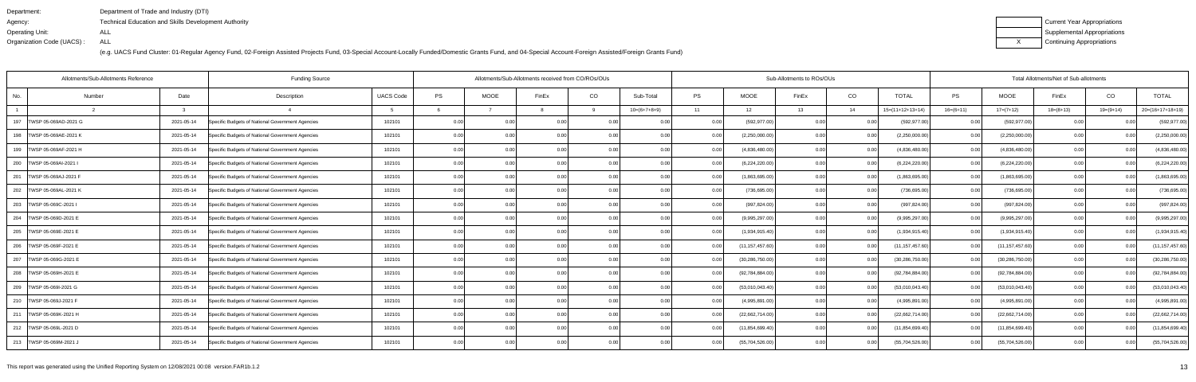Department: Department of Trade and Industry (DTI)
Agency: Technical Education and Skills Development Authority
Operating Unit: ALL
Organization Code (UACS) : ALL

| | |
|---|---|
| | Current Year Appropriations |
| | Supplemental Appropriations |
| X | Continuing Appropriations |

(e.g. UACS Fund Cluster: 01-Regular Agency Fund, 02-Foreign Assisted Projects Fund, 03-Special Account-Locally Funded/Domestic Grants Fund, and 04-Special Account-Foreign Assisted/Foreign Grants Fund)

| Allotments/Sub-Allotments Reference | | | Funding Source | | Allotments/Sub-Allotments received from CO/ROs/OUs | | | | | Sub-Allotments to ROs/OUs | | | | | Total Allotments/Net of Sub-allotments | | | | |
|---|---|---|---|---|---|---|---|---|---|---|---|---|---|---|---|---|---|---|---|
| No. | Number | Date | Description | UACS Code | PS | MOOE | FinEx | CO | Sub-Total | PS | MOOE | FinEx | CO | TOTAL | PS | MOOE | FinEx | CO | TOTAL |
| 1 | 2 | 3 | 4 | 5 | 6 | 7 | 8 | 9 | 10=(6+7+8+9) | 11 | 12 | 13 | 14 | 15=(11+12+13+14) | 16=(6+11) | 17=(7+12) | 18=(8+13) | 19=(9+14) | 20=(16+17+18+19) |
| 197 | TWSP 05-069AD-2021 G | 2021-05-14 | Specific Budgets of National Government Agencies | 102101 | 0.00 | 0.00 | 0.00 | 0.00 | 0.00 | 0.00 | (592,977.00) | 0.00 | 0.00 | (592,977.00) | 0.00 | (592,977.00) | 0.00 | 0.00 | (592,977.00) |
| 198 | TWSP 05-069AE-2021 K | 2021-05-14 | Specific Budgets of National Government Agencies | 102101 | 0.00 | 0.00 | 0.00 | 0.00 | 0.00 | 0.00 | (2,250,000.00) | 0.00 | 0.00 | (2,250,000.00) | 0.00 | (2,250,000.00) | 0.00 | 0.00 | (2,250,000.00) |
| 199 | TWSP 05-069AF-2021 H | 2021-05-14 | Specific Budgets of National Government Agencies | 102101 | 0.00 | 0.00 | 0.00 | 0.00 | 0.00 | 0.00 | (4,836,480.00) | 0.00 | 0.00 | (4,836,480.00) | 0.00 | (4,836,480.00) | 0.00 | 0.00 | (4,836,480.00) |
| 200 | TWSP 05-069AI-2021 I | 2021-05-14 | Specific Budgets of National Government Agencies | 102101 | 0.00 | 0.00 | 0.00 | 0.00 | 0.00 | 0.00 | (6,224,220.00) | 0.00 | 0.00 | (6,224,220.00) | 0.00 | (6,224,220.00) | 0.00 | 0.00 | (6,224,220.00) |
| 201 | TWSP 05-069AJ-2021 F | 2021-05-14 | Specific Budgets of National Government Agencies | 102101 | 0.00 | 0.00 | 0.00 | 0.00 | 0.00 | 0.00 | (1,863,695.00) | 0.00 | 0.00 | (1,863,695.00) | 0.00 | (1,863,695.00) | 0.00 | 0.00 | (1,863,695.00) |
| 202 | TWSP 05-069AL-2021 K | 2021-05-14 | Specific Budgets of National Government Agencies | 102101 | 0.00 | 0.00 | 0.00 | 0.00 | 0.00 | 0.00 | (736,695.00) | 0.00 | 0.00 | (736,695.00) | 0.00 | (736,695.00) | 0.00 | 0.00 | (736,695.00) |
| 203 | TWSP 05-069C-2021 I | 2021-05-14 | Specific Budgets of National Government Agencies | 102101 | 0.00 | 0.00 | 0.00 | 0.00 | 0.00 | 0.00 | (997,824.00) | 0.00 | 0.00 | (997,824.00) | 0.00 | (997,824.00) | 0.00 | 0.00 | (997,824.00) |
| 204 | TWSP 05-069D-2021 E | 2021-05-14 | Specific Budgets of National Government Agencies | 102101 | 0.00 | 0.00 | 0.00 | 0.00 | 0.00 | 0.00 | (9,995,297.00) | 0.00 | 0.00 | (9,995,297.00) | 0.00 | (9,995,297.00) | 0.00 | 0.00 | (9,995,297.00) |
| 205 | TWSP 05-069E-2021 E | 2021-05-14 | Specific Budgets of National Government Agencies | 102101 | 0.00 | 0.00 | 0.00 | 0.00 | 0.00 | 0.00 | (1,934,915.40) | 0.00 | 0.00 | (1,934,915.40) | 0.00 | (1,934,915.40) | 0.00 | 0.00 | (1,934,915.40) |
| 206 | TWSP 05-069F-2021 E | 2021-05-14 | Specific Budgets of National Government Agencies | 102101 | 0.00 | 0.00 | 0.00 | 0.00 | 0.00 | 0.00 | (11,157,457.60) | 0.00 | 0.00 | (11,157,457.60) | 0.00 | (11,157,457.60) | 0.00 | 0.00 | (11,157,457.60) |
| 207 | TWSP 05-069G-2021 E | 2021-05-14 | Specific Budgets of National Government Agencies | 102101 | 0.00 | 0.00 | 0.00 | 0.00 | 0.00 | 0.00 | (30,286,750.00) | 0.00 | 0.00 | (30,286,750.00) | 0.00 | (30,286,750.00) | 0.00 | 0.00 | (30,286,750.00) |
| 208 | TWSP 05-069H-2021 E | 2021-05-14 | Specific Budgets of National Government Agencies | 102101 | 0.00 | 0.00 | 0.00 | 0.00 | 0.00 | 0.00 | (92,784,884.00) | 0.00 | 0.00 | (92,784,884.00) | 0.00 | (92,784,884.00) | 0.00 | 0.00 | (92,784,884.00) |
| 209 | TWSP 05-069I-2021 G | 2021-05-14 | Specific Budgets of National Government Agencies | 102101 | 0.00 | 0.00 | 0.00 | 0.00 | 0.00 | 0.00 | (53,010,043.40) | 0.00 | 0.00 | (53,010,043.40) | 0.00 | (53,010,043.40) | 0.00 | 0.00 | (53,010,043.40) |
| 210 | TWSP 05-069J-2021 F | 2021-05-14 | Specific Budgets of National Government Agencies | 102101 | 0.00 | 0.00 | 0.00 | 0.00 | 0.00 | 0.00 | (4,995,891.00) | 0.00 | 0.00 | (4,995,891.00) | 0.00 | (4,995,891.00) | 0.00 | 0.00 | (4,995,891.00) |
| 211 | TWSP 05-069K-2021 H | 2021-05-14 | Specific Budgets of National Government Agencies | 102101 | 0.00 | 0.00 | 0.00 | 0.00 | 0.00 | 0.00 | (22,662,714.00) | 0.00 | 0.00 | (22,662,714.00) | 0.00 | (22,662,714.00) | 0.00 | 0.00 | (22,662,714.00) |
| 212 | TWSP 05-069L-2021 D | 2021-05-14 | Specific Budgets of National Government Agencies | 102101 | 0.00 | 0.00 | 0.00 | 0.00 | 0.00 | 0.00 | (11,854,699.40) | 0.00 | 0.00 | (11,854,699.40) | 0.00 | (11,854,699.40) | 0.00 | 0.00 | (11,854,699.40) |
| 213 | TWSP 05-069M-2021 J | 2021-05-14 | Specific Budgets of National Government Agencies | 102101 | 0.00 | 0.00 | 0.00 | 0.00 | 0.00 | 0.00 | (55,704,526.00) | 0.00 | 0.00 | (55,704,526.00) | 0.00 | (55,704,526.00) | 0.00 | 0.00 | (55,704,526.00) |

This report was generated using the Unified Reporting System on 12/08/2021 00:08 version.FAR1b.1.2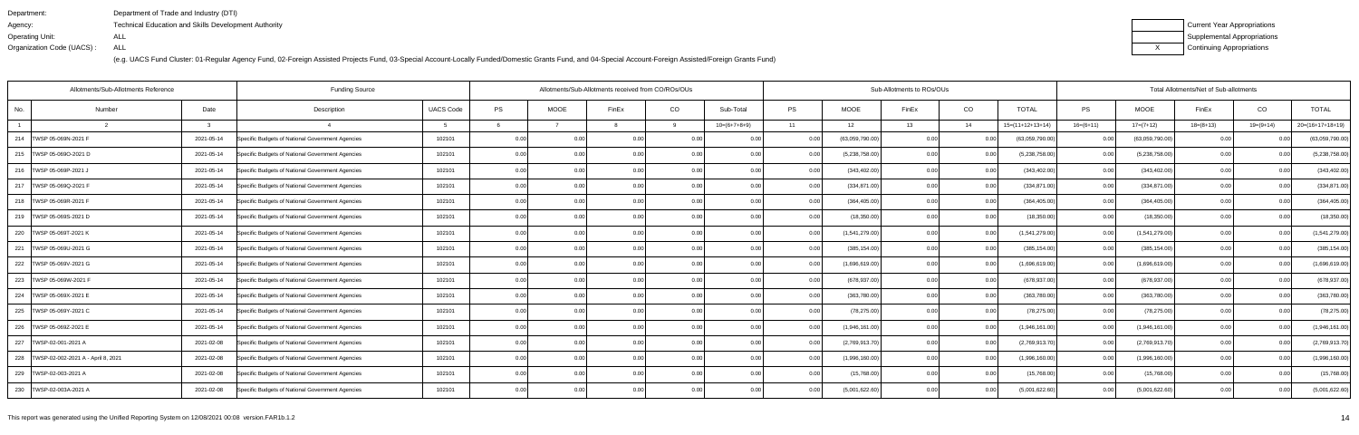Department: Department of Trade and Industry (DTI)
Agency: Technical Education and Skills Development Authority
Operating Unit: ALL
Organization Code (UACS) : ALL

(e.g. UACS Fund Cluster: 01-Regular Agency Fund, 02-Foreign Assisted Projects Fund, 03-Special Account-Locally Funded/Domestic Grants Fund, and 04-Special Account-Foreign Assisted/Foreign Grants Fund)

| | Current Year Appropriations |
|---|---|
| | Supplemental Appropriations |
| X | Continuing Appropriations |

| Allotments/Sub-Allotments Reference | | | Funding Source | | Allotments/Sub-Allotments received from CO/ROs/OUs | | | | | Sub-Allotments to ROs/OUs | | | | | Total Allotments/Net of Sub-allotments | | | | |
|---|---|---|---|---|---|---|---|---|---|---|---|---|---|---|---|---|---|---|---|
| No. | Number | Date | Description | UACS Code | PS | MOOE | FinEx | CO | Sub-Total | PS | MOOE | FinEx | CO | TOTAL | PS | MOOE | FinEx | CO | TOTAL |
| 1 | 2 | 3 | 4 | 5 | 6 | 7 | 8 | 9 | 10=(6+7+8+9) | 11 | 12 | 13 | 14 | 15=(11+12+13+14) | 16=(6+11) | 17=(7+12) | 18=(8+13) | 19=(9+14) | 20=(16+17+18+19) |
| 214 | TWSP 05-069N-2021 F | 2021-05-14 | Specific Budgets of National Government Agencies | 102101 | 0.00 | 0.00 | 0.00 | 0.00 | 0.00 | 0.00 | (63,059,790.00) | 0.00 | 0.00 | (63,059,790.00) | 0.00 | (63,059,790.00) | 0.00 | 0.00 | (63,059,790.00) |
| 215 | TWSP 05-069O-2021 D | 2021-05-14 | Specific Budgets of National Government Agencies | 102101 | 0.00 | 0.00 | 0.00 | 0.00 | 0.00 | 0.00 | (5,238,758.00) | 0.00 | 0.00 | (5,238,758.00) | 0.00 | (5,238,758.00) | 0.00 | 0.00 | (5,238,758.00) |
| 216 | TWSP 05-069P-2021 J | 2021-05-14 | Specific Budgets of National Government Agencies | 102101 | 0.00 | 0.00 | 0.00 | 0.00 | 0.00 | 0.00 | (343,402.00) | 0.00 | 0.00 | (343,402.00) | 0.00 | (343,402.00) | 0.00 | 0.00 | (343,402.00) |
| 217 | TWSP 05-069Q-2021 F | 2021-05-14 | Specific Budgets of National Government Agencies | 102101 | 0.00 | 0.00 | 0.00 | 0.00 | 0.00 | 0.00 | (334,871.00) | 0.00 | 0.00 | (334,871.00) | 0.00 | (334,871.00) | 0.00 | 0.00 | (334,871.00) |
| 218 | TWSP 05-069R-2021 F | 2021-05-14 | Specific Budgets of National Government Agencies | 102101 | 0.00 | 0.00 | 0.00 | 0.00 | 0.00 | 0.00 | (364,405.00) | 0.00 | 0.00 | (364,405.00) | 0.00 | (364,405.00) | 0.00 | 0.00 | (364,405.00) |
| 219 | TWSP 05-069S-2021 D | 2021-05-14 | Specific Budgets of National Government Agencies | 102101 | 0.00 | 0.00 | 0.00 | 0.00 | 0.00 | 0.00 | (18,350.00) | 0.00 | 0.00 | (18,350.00) | 0.00 | (18,350.00) | 0.00 | 0.00 | (18,350.00) |
| 220 | TWSP 05-069T-2021 K | 2021-05-14 | Specific Budgets of National Government Agencies | 102101 | 0.00 | 0.00 | 0.00 | 0.00 | 0.00 | 0.00 | (1,541,279.00) | 0.00 | 0.00 | (1,541,279.00) | 0.00 | (1,541,279.00) | 0.00 | 0.00 | (1,541,279.00) |
| 221 | TWSP 05-069U-2021 G | 2021-05-14 | Specific Budgets of National Government Agencies | 102101 | 0.00 | 0.00 | 0.00 | 0.00 | 0.00 | 0.00 | (385,154.00) | 0.00 | 0.00 | (385,154.00) | 0.00 | (385,154.00) | 0.00 | 0.00 | (385,154.00) |
| 222 | TWSP 05-069V-2021 G | 2021-05-14 | Specific Budgets of National Government Agencies | 102101 | 0.00 | 0.00 | 0.00 | 0.00 | 0.00 | 0.00 | (1,696,619.00) | 0.00 | 0.00 | (1,696,619.00) | 0.00 | (1,696,619.00) | 0.00 | 0.00 | (1,696,619.00) |
| 223 | TWSP 05-069W-2021 F | 2021-05-14 | Specific Budgets of National Government Agencies | 102101 | 0.00 | 0.00 | 0.00 | 0.00 | 0.00 | 0.00 | (678,937.00) | 0.00 | 0.00 | (678,937.00) | 0.00 | (678,937.00) | 0.00 | 0.00 | (678,937.00) |
| 224 | TWSP 05-069X-2021 E | 2021-05-14 | Specific Budgets of National Government Agencies | 102101 | 0.00 | 0.00 | 0.00 | 0.00 | 0.00 | 0.00 | (363,780.00) | 0.00 | 0.00 | (363,780.00) | 0.00 | (363,780.00) | 0.00 | 0.00 | (363,780.00) |
| 225 | TWSP 05-069Y-2021 C | 2021-05-14 | Specific Budgets of National Government Agencies | 102101 | 0.00 | 0.00 | 0.00 | 0.00 | 0.00 | 0.00 | (78,275.00) | 0.00 | 0.00 | (78,275.00) | 0.00 | (78,275.00) | 0.00 | 0.00 | (78,275.00) |
| 226 | TWSP 05-069Z-2021 E | 2021-05-14 | Specific Budgets of National Government Agencies | 102101 | 0.00 | 0.00 | 0.00 | 0.00 | 0.00 | 0.00 | (1,946,161.00) | 0.00 | 0.00 | (1,946,161.00) | 0.00 | (1,946,161.00) | 0.00 | 0.00 | (1,946,161.00) |
| 227 | TWSP-02-001-2021 A | 2021-02-08 | Specific Budgets of National Government Agencies | 102101 | 0.00 | 0.00 | 0.00 | 0.00 | 0.00 | 0.00 | (2,769,913.70) | 0.00 | 0.00 | (2,769,913.70) | 0.00 | (2,769,913.70) | 0.00 | 0.00 | (2,769,913.70) |
| 228 | TWSP-02-002-2021 A - April 8, 2021 | 2021-02-08 | Specific Budgets of National Government Agencies | 102101 | 0.00 | 0.00 | 0.00 | 0.00 | 0.00 | 0.00 | (1,996,160.00) | 0.00 | 0.00 | (1,996,160.00) | 0.00 | (1,996,160.00) | 0.00 | 0.00 | (1,996,160.00) |
| 229 | TWSP-02-003-2021 A | 2021-02-08 | Specific Budgets of National Government Agencies | 102101 | 0.00 | 0.00 | 0.00 | 0.00 | 0.00 | 0.00 | (15,768.00) | 0.00 | 0.00 | (15,768.00) | 0.00 | (15,768.00) | 0.00 | 0.00 | (15,768.00) |
| 230 | TWSP-02-003A-2021 A | 2021-02-08 | Specific Budgets of National Government Agencies | 102101 | 0.00 | 0.00 | 0.00 | 0.00 | 0.00 | 0.00 | (5,001,622.60) | 0.00 | 0.00 | (5,001,622.60) | 0.00 | (5,001,622.60) | 0.00 | 0.00 | (5,001,622.60) |

This report was generated using the Unified Reporting System on 12/08/2021 00:08 version.FAR1b.1.2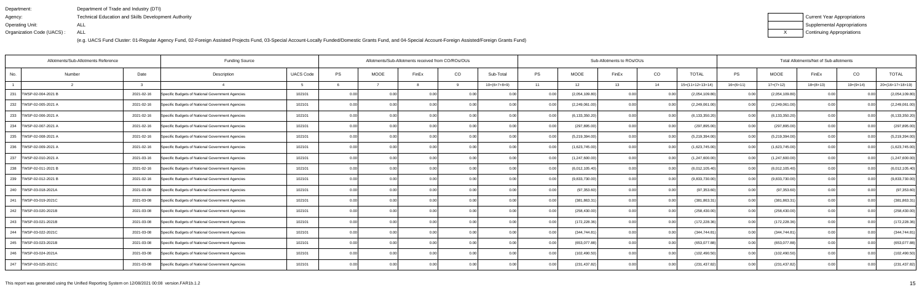Department: Department of Trade and Industry (DTI)
Agency: Technical Education and Skills Development Authority
Operating Unit: ALL
Organization Code (UACS) : ALL

(e.g. UACS Fund Cluster: 01-Regular Agency Fund, 02-Foreign Assisted Projects Fund, 03-Special Account-Locally Funded/Domestic Grants Fund, and 04-Special Account-Foreign Assisted/Foreign Grants Fund)

| | Current Year Appropriations |
|---|---|
| | Supplemental Appropriations |
| X | Continuing Appropriations |

| Allotments/Sub-Allotments Reference | | | Funding Source | | Allotments/Sub-Allotments received from CO/ROs/OUs | | | | | Sub-Allotments to ROs/OUs | | | | | Total Allotments/Net of Sub-allotments | | | | |
|---|---|---|---|---|---|---|---|---|---|---|---|---|---|---|---|---|---|---|---|
| No. | Number | Date | Description | UACS Code | PS | MOOE | FinEx | CO | Sub-Total | PS | MOOE | FinEx | CO | TOTAL | PS | MOOE | FinEx | CO | TOTAL |
| 1 | 2 | 3 | 4 | 5 | 6 | 7 | 8 | 9 | 10=(6+7+8+9) | 11 | 12 | 13 | 14 | 15=(11+12+13+14) | 16=(6+11) | 17=(7+12) | 18=(8+13) | 19=(9+14) | 20=(16+17+18+19) |
| 231 | TWSP-02-004-2021 B | 2021-02-16 | Specific Budgets of National Government Agencies | 102101 | 0.00 | 0.00 | 0.00 | 0.00 | 0.00 | 0.00 | (2,054,109.80) | 0.00 | 0.00 | (2,054,109.80) | 0.00 | (2,054,109.80) | 0.00 | 0.00 | (2,054,109.80) |
| 232 | TWSP-02-005-2021 A | 2021-02-16 | Specific Budgets of National Government Agencies | 102101 | 0.00 | 0.00 | 0.00 | 0.00 | 0.00 | 0.00 | (2,249,061.00) | 0.00 | 0.00 | (2,249,061.00) | 0.00 | (2,249,061.00) | 0.00 | 0.00 | (2,249,061.00) |
| 233 | TWSP-02-006-2021 A | 2021-02-16 | Specific Budgets of National Government Agencies | 102101 | 0.00 | 0.00 | 0.00 | 0.00 | 0.00 | 0.00 | (6,133,350.20) | 0.00 | 0.00 | (6,133,350.20) | 0.00 | (6,133,350.20) | 0.00 | 0.00 | (6,133,350.20) |
| 234 | TWSP-02-007-2021 A | 2021-02-16 | Specific Budgets of National Government Agencies | 102101 | 0.00 | 0.00 | 0.00 | 0.00 | 0.00 | 0.00 | (297,895.00) | 0.00 | 0.00 | (297,895.00) | 0.00 | (297,895.00) | 0.00 | 0.00 | (297,895.00) |
| 235 | TWSP-02-008-2021 A | 2021-02-16 | Specific Budgets of National Government Agencies | 102101 | 0.00 | 0.00 | 0.00 | 0.00 | 0.00 | 0.00 | (5,219,394.00) | 0.00 | 0.00 | (5,219,394.00) | 0.00 | (5,219,394.00) | 0.00 | 0.00 | (5,219,394.00) |
| 236 | TWSP-02-009-2021 A | 2021-02-16 | Specific Budgets of National Government Agencies | 102101 | 0.00 | 0.00 | 0.00 | 0.00 | 0.00 | 0.00 | (1,623,745.00) | 0.00 | 0.00 | (1,623,745.00) | 0.00 | (1,623,745.00) | 0.00 | 0.00 | (1,623,745.00) |
| 237 | TWSP-02-010-2021 A | 2021-02-16 | Specific Budgets of National Government Agencies | 102101 | 0.00 | 0.00 | 0.00 | 0.00 | 0.00 | 0.00 | (1,247,600.00) | 0.00 | 0.00 | (1,247,600.00) | 0.00 | (1,247,600.00) | 0.00 | 0.00 | (1,247,600.00) |
| 238 | TWSP-02-011-2021 B | 2021-02-16 | Specific Budgets of National Government Agencies | 102101 | 0.00 | 0.00 | 0.00 | 0.00 | 0.00 | 0.00 | (6,012,105.40) | 0.00 | 0.00 | (6,012,105.40) | 0.00 | (6,012,105.40) | 0.00 | 0.00 | (6,012,105.40) |
| 239 | TWSP-02-012-2021 B | 2021-02-16 | Specific Budgets of National Government Agencies | 102101 | 0.00 | 0.00 | 0.00 | 0.00 | 0.00 | 0.00 | (9,833,730.00) | 0.00 | 0.00 | (9,833,730.00) | 0.00 | (9,833,730.00) | 0.00 | 0.00 | (9,833,730.00) |
| 240 | TWSP-03-018-2021A | 2021-03-08 | Specific Budgets of National Government Agencies | 102101 | 0.00 | 0.00 | 0.00 | 0.00 | 0.00 | 0.00 | (97,353.60) | 0.00 | 0.00 | (97,353.60) | 0.00 | (97,353.60) | 0.00 | 0.00 | (97,353.60) |
| 241 | TWSP-03-019-2021C | 2021-03-08 | Specific Budgets of National Government Agencies | 102101 | 0.00 | 0.00 | 0.00 | 0.00 | 0.00 | 0.00 | (381,863.31) | 0.00 | 0.00 | (381,863.31) | 0.00 | (381,863.31) | 0.00 | 0.00 | (381,863.31) |
| 242 | TWSP-03-020-2021B | 2021-03-08 | Specific Budgets of National Government Agencies | 102101 | 0.00 | 0.00 | 0.00 | 0.00 | 0.00 | 0.00 | (258,430.00) | 0.00 | 0.00 | (258,430.00) | 0.00 | (258,430.00) | 0.00 | 0.00 | (258,430.00) |
| 243 | TWSP-03-021-2021B | 2021-03-08 | Specific Budgets of National Government Agencies | 102101 | 0.00 | 0.00 | 0.00 | 0.00 | 0.00 | 0.00 | (172,228.36) | 0.00 | 0.00 | (172,228.36) | 0.00 | (172,228.36) | 0.00 | 0.00 | (172,228.36) |
| 244 | TWSP-03-022-2021C | 2021-03-08 | Specific Budgets of National Government Agencies | 102101 | 0.00 | 0.00 | 0.00 | 0.00 | 0.00 | 0.00 | (344,744.81) | 0.00 | 0.00 | (344,744.81) | 0.00 | (344,744.81) | 0.00 | 0.00 | (344,744.81) |
| 245 | TWSP-03-023-2021B | 2021-03-08 | Specific Budgets of National Government Agencies | 102101 | 0.00 | 0.00 | 0.00 | 0.00 | 0.00 | 0.00 | (653,077.88) | 0.00 | 0.00 | (653,077.88) | 0.00 | (653,077.88) | 0.00 | 0.00 | (653,077.88) |
| 246 | TWSP-03-024-2021A | 2021-03-08 | Specific Budgets of National Government Agencies | 102101 | 0.00 | 0.00 | 0.00 | 0.00 | 0.00 | 0.00 | (102,490.50) | 0.00 | 0.00 | (102,490.50) | 0.00 | (102,490.50) | 0.00 | 0.00 | (102,490.50) |
| 247 | TWSP-03-025-2021C | 2021-03-08 | Specific Budgets of National Government Agencies | 102101 | 0.00 | 0.00 | 0.00 | 0.00 | 0.00 | 0.00 | (231,437.82) | 0.00 | 0.00 | (231,437.82) | 0.00 | (231,437.82) | 0.00 | 0.00 | (231,437.82) |

This report was generated using the Unified Reporting System on 12/08/2021 00:08 version.FAR1b.1.2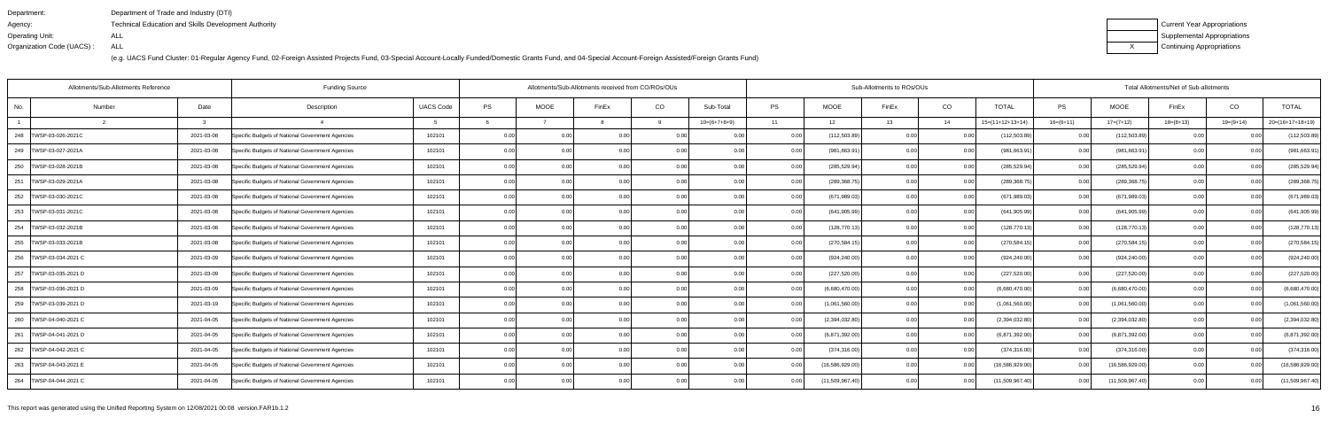Department: Department of Trade and Industry (DTI)
Agency: Technical Education and Skills Development Authority
Operating Unit: ALL
Organization Code (UACS) : ALL

(e.g. UACS Fund Cluster: 01-Regular Agency Fund, 02-Foreign Assisted Projects Fund, 03-Special Account-Locally Funded/Domestic Grants Fund, and 04-Special Account-Foreign Assisted/Foreign Grants Fund)

| | Current Year Appropriations |
|---|---|
| | Supplemental Appropriations |
| X | Continuing Appropriations |

| Allotments/Sub-Allotments Reference | | | Funding Source | | Allotments/Sub-Allotments received from CO/ROs/OUs | | | | | Sub-Allotments to ROs/OUs | | | | | Total Allotments/Net of Sub-allotments | | | | |
|---|---|---|---|---|---|---|---|---|---|---|---|---|---|---|---|---|---|---|---|
| No. | Number | Date | Description | UACS Code | PS | MOOE | FinEx | CO | Sub-Total | PS | MOOE | FinEx | CO | TOTAL | PS | MOOE | FinEx | CO | TOTAL |
| 1 | 2 | 3 | 4 | 5 | 6 | 7 | 8 | 9 | 10=(6+7+8+9) | 11 | 12 | 13 | 14 | 15=(11+12+13+14) | 16=(6+11) | 17=(7+12) | 18=(8+13) | 19=(9+14) | 20=(16+17+18+19) |
| 248 | TWSP-03-026-2021C | 2021-03-08 | Specific Budgets of National Government Agencies | 102101 | 0.00 | 0.00 | 0.00 | 0.00 | 0.00 | 0.00 | (112,503.89) | 0.00 | 0.00 | (112,503.89) | 0.00 | (112,503.89) | 0.00 | 0.00 | (112,503.89) |
| 249 | TWSP-03-027-2021A | 2021-03-08 | Specific Budgets of National Government Agencies | 102101 | 0.00 | 0.00 | 0.00 | 0.00 | 0.00 | 0.00 | (981,663.91) | 0.00 | 0.00 | (981,663.91) | 0.00 | (981,663.91) | 0.00 | 0.00 | (981,663.91) |
| 250 | TWSP-03-028-2021B | 2021-03-08 | Specific Budgets of National Government Agencies | 102101 | 0.00 | 0.00 | 0.00 | 0.00 | 0.00 | 0.00 | (285,529.94) | 0.00 | 0.00 | (285,529.94) | 0.00 | (285,529.94) | 0.00 | 0.00 | (285,529.94) |
| 251 | TWSP-03-029-2021A | 2021-03-08 | Specific Budgets of National Government Agencies | 102101 | 0.00 | 0.00 | 0.00 | 0.00 | 0.00 | 0.00 | (289,368.75) | 0.00 | 0.00 | (289,368.75) | 0.00 | (289,368.75) | 0.00 | 0.00 | (289,368.75) |
| 252 | TWSP-03-030-2021C | 2021-03-08 | Specific Budgets of National Government Agencies | 102101 | 0.00 | 0.00 | 0.00 | 0.00 | 0.00 | 0.00 | (671,989.03) | 0.00 | 0.00 | (671,989.03) | 0.00 | (671,989.03) | 0.00 | 0.00 | (671,989.03) |
| 253 | TWSP-03-031-2021C | 2021-03-08 | Specific Budgets of National Government Agencies | 102101 | 0.00 | 0.00 | 0.00 | 0.00 | 0.00 | 0.00 | (641,905.99) | 0.00 | 0.00 | (641,905.99) | 0.00 | (641,905.99) | 0.00 | 0.00 | (641,905.99) |
| 254 | TWSP-03-032-2021B | 2021-03-08 | Specific Budgets of National Government Agencies | 102101 | 0.00 | 0.00 | 0.00 | 0.00 | 0.00 | 0.00 | (128,770.13) | 0.00 | 0.00 | (128,770.13) | 0.00 | (128,770.13) | 0.00 | 0.00 | (128,770.13) |
| 255 | TWSP-03-033-2021B | 2021-03-08 | Specific Budgets of National Government Agencies | 102101 | 0.00 | 0.00 | 0.00 | 0.00 | 0.00 | 0.00 | (270,584.15) | 0.00 | 0.00 | (270,584.15) | 0.00 | (270,584.15) | 0.00 | 0.00 | (270,584.15) |
| 256 | TWSP-03-034-2021 C | 2021-03-09 | Specific Budgets of National Government Agencies | 102101 | 0.00 | 0.00 | 0.00 | 0.00 | 0.00 | 0.00 | (924,240.00) | 0.00 | 0.00 | (924,240.00) | 0.00 | (924,240.00) | 0.00 | 0.00 | (924,240.00) |
| 257 | TWSP-03-035-2021 D | 2021-03-09 | Specific Budgets of National Government Agencies | 102101 | 0.00 | 0.00 | 0.00 | 0.00 | 0.00 | 0.00 | (227,520.00) | 0.00 | 0.00 | (227,520.00) | 0.00 | (227,520.00) | 0.00 | 0.00 | (227,520.00) |
| 258 | TWSP-03-036-2021 D | 2021-03-09 | Specific Budgets of National Government Agencies | 102101 | 0.00 | 0.00 | 0.00 | 0.00 | 0.00 | 0.00 | (6,680,470.00) | 0.00 | 0.00 | (6,680,470.00) | 0.00 | (6,680,470.00) | 0.00 | 0.00 | (6,680,470.00) |
| 259 | TWSP-03-039-2021 D | 2021-03-19 | Specific Budgets of National Government Agencies | 102101 | 0.00 | 0.00 | 0.00 | 0.00 | 0.00 | 0.00 | (1,061,560.00) | 0.00 | 0.00 | (1,061,560.00) | 0.00 | (1,061,560.00) | 0.00 | 0.00 | (1,061,560.00) |
| 260 | TWSP-04-040-2021 C | 2021-04-05 | Specific Budgets of National Government Agencies | 102101 | 0.00 | 0.00 | 0.00 | 0.00 | 0.00 | 0.00 | (2,394,032.80) | 0.00 | 0.00 | (2,394,032.80) | 0.00 | (2,394,032.80) | 0.00 | 0.00 | (2,394,032.80) |
| 261 | TWSP-04-041-2021 D | 2021-04-05 | Specific Budgets of National Government Agencies | 102101 | 0.00 | 0.00 | 0.00 | 0.00 | 0.00 | 0.00 | (6,871,392.00) | 0.00 | 0.00 | (6,871,392.00) | 0.00 | (6,871,392.00) | 0.00 | 0.00 | (6,871,392.00) |
| 262 | TWSP-04-042-2021 C | 2021-04-05 | Specific Budgets of National Government Agencies | 102101 | 0.00 | 0.00 | 0.00 | 0.00 | 0.00 | 0.00 | (374,316.00) | 0.00 | 0.00 | (374,316.00) | 0.00 | (374,316.00) | 0.00 | 0.00 | (374,316.00) |
| 263 | TWSP-04-043-2021 E | 2021-04-05 | Specific Budgets of National Government Agencies | 102101 | 0.00 | 0.00 | 0.00 | 0.00 | 0.00 | 0.00 | (16,586,929.00) | 0.00 | 0.00 | (16,586,929.00) | 0.00 | (16,586,929.00) | 0.00 | 0.00 | (16,586,929.00) |
| 264 | TWSP-04-044-2021 C | 2021-04-05 | Specific Budgets of National Government Agencies | 102101 | 0.00 | 0.00 | 0.00 | 0.00 | 0.00 | 0.00 | (11,509,967.40) | 0.00 | 0.00 | (11,509,967.40) | 0.00 | (11,509,967.40) | 0.00 | 0.00 | (11,509,967.40) |

This report was generated using the Unified Reporting System on 12/08/2021 00:08 version.FAR1b.1.2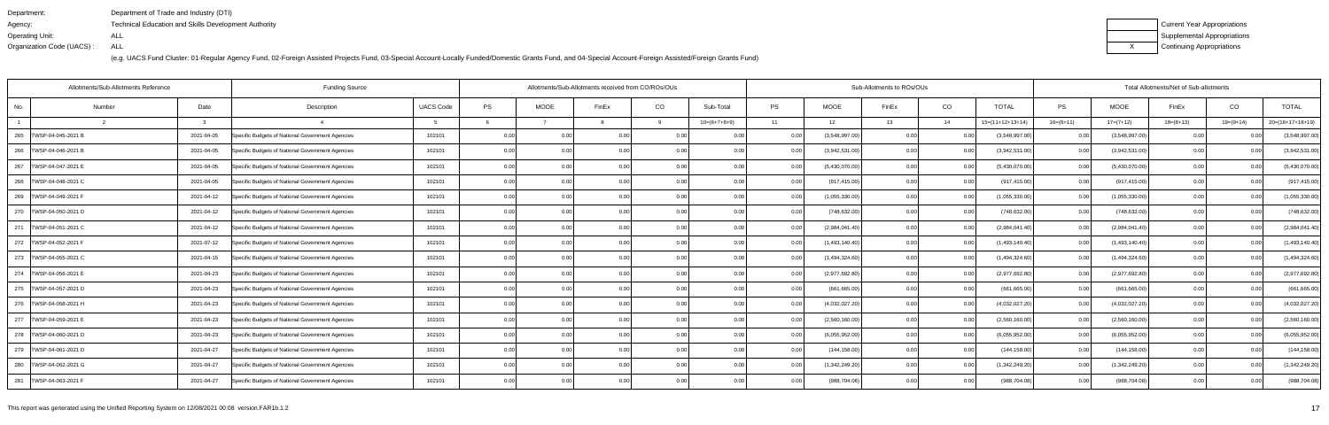Department: Department of Trade and Industry (DTI)
Agency: Technical Education and Skills Development Authority
Operating Unit: ALL
Organization Code (UACS) : ALL

(e.g. UACS Fund Cluster: 01-Regular Agency Fund, 02-Foreign Assisted Projects Fund, 03-Special Account-Locally Funded/Domestic Grants Fund, and 04-Special Account-Foreign Assisted/Foreign Grants Fund)

| | Current Year Appropriations |
|---|---|
| | Supplemental Appropriations |
| X | Continuing Appropriations |

| Allotments/Sub-Allotments Reference | | | Funding Source | | Allotments/Sub-Allotments received from CO/ROs/OUs | | | | | Sub-Allotments to ROs/OUs | | | | | Total Allotments/Net of Sub-allotments | | | | |
|---|---|---|---|---|---|---|---|---|---|---|---|---|---|---|---|---|---|---|---|
| No. | Number | Date | Description | UACS Code | PS | MOOE | FinEx | CO | Sub-Total | PS | MOOE | FinEx | CO | TOTAL | PS | MOOE | FinEx | CO | TOTAL |
| 1 | 2 | 3 | 4 | 5 | 6 | 7 | 8 | 9 | 10=(6+7+8+9) | 11 | 12 | 13 | 14 | 15=(11+12+13+14) | 16=(6+11) | 17=(7+12) | 18=(8+13) | 19=(9+14) | 20=(16+17+18+19) |
| 265 | TWSP-04-045-2021 B | 2021-04-05 | Specific Budgets of National Government Agencies | 102101 | 0.00 | 0.00 | 0.00 | 0.00 | 0.00 | 0.00 | (3,548,997.00) | 0.00 | 0.00 | (3,548,997.00) | 0.00 | (3,548,997.00) | 0.00 | 0.00 | (3,548,997.00) |
| 266 | TWSP-04-046-2021 B | 2021-04-05 | Specific Budgets of National Government Agencies | 102101 | 0.00 | 0.00 | 0.00 | 0.00 | 0.00 | 0.00 | (3,942,531.00) | 0.00 | 0.00 | (3,942,531.00) | 0.00 | (3,942,531.00) | 0.00 | 0.00 | (3,942,531.00) |
| 267 | TWSP-04-047-2021 E | 2021-04-05 | Specific Budgets of National Government Agencies | 102101 | 0.00 | 0.00 | 0.00 | 0.00 | 0.00 | 0.00 | (5,430,070.00) | 0.00 | 0.00 | (5,430,070.00) | 0.00 | (5,430,070.00) | 0.00 | 0.00 | (5,430,070.00) |
| 268 | TWSP-04-048-2021 C | 2021-04-05 | Specific Budgets of National Government Agencies | 102101 | 0.00 | 0.00 | 0.00 | 0.00 | 0.00 | 0.00 | (917,415.00) | 0.00 | 0.00 | (917,415.00) | 0.00 | (917,415.00) | 0.00 | 0.00 | (917,415.00) |
| 269 | TWSP-04-049-2021 F | 2021-04-12 | Specific Budgets of National Government Agencies | 102101 | 0.00 | 0.00 | 0.00 | 0.00 | 0.00 | 0.00 | (1,055,330.00) | 0.00 | 0.00 | (1,055,330.00) | 0.00 | (1,055,330.00) | 0.00 | 0.00 | (1,055,330.00) |
| 270 | TWSP-04-050-2021 D | 2021-04-12 | Specific Budgets of National Government Agencies | 102101 | 0.00 | 0.00 | 0.00 | 0.00 | 0.00 | 0.00 | (748,632.00) | 0.00 | 0.00 | (748,632.00) | 0.00 | (748,632.00) | 0.00 | 0.00 | (748,632.00) |
| 271 | TWSP-04-051-2021 C | 2021-04-12 | Specific Budgets of National Government Agencies | 102101 | 0.00 | 0.00 | 0.00 | 0.00 | 0.00 | 0.00 | (2,984,041.40) | 0.00 | 0.00 | (2,984,041.40) | 0.00 | (2,984,041.40) | 0.00 | 0.00 | (2,984,041.40) |
| 272 | TWSP-04-052-2021 F | 2021-07-12 | Specific Budgets of National Government Agencies | 102101 | 0.00 | 0.00 | 0.00 | 0.00 | 0.00 | 0.00 | (1,493,140.40) | 0.00 | 0.00 | (1,493,140.40) | 0.00 | (1,493,140.40) | 0.00 | 0.00 | (1,493,140.40) |
| 273 | TWSP-04-055-2021 C | 2021-04-15 | Specific Budgets of National Government Agencies | 102101 | 0.00 | 0.00 | 0.00 | 0.00 | 0.00 | 0.00 | (1,494,324.60) | 0.00 | 0.00 | (1,494,324.60) | 0.00 | (1,494,324.60) | 0.00 | 0.00 | (1,494,324.60) |
| 274 | TWSP-04-056-2021 E | 2021-04-23 | Specific Budgets of National Government Agencies | 102101 | 0.00 | 0.00 | 0.00 | 0.00 | 0.00 | 0.00 | (2,977,692.80) | 0.00 | 0.00 | (2,977,692.80) | 0.00 | (2,977,692.80) | 0.00 | 0.00 | (2,977,692.80) |
| 275 | TWSP-04-057-2021 D | 2021-04-23 | Specific Budgets of National Government Agencies | 102101 | 0.00 | 0.00 | 0.00 | 0.00 | 0.00 | 0.00 | (661,665.00) | 0.00 | 0.00 | (661,665.00) | 0.00 | (661,665.00) | 0.00 | 0.00 | (661,665.00) |
| 276 | TWSP-04-058-2021 H | 2021-04-23 | Specific Budgets of National Government Agencies | 102101 | 0.00 | 0.00 | 0.00 | 0.00 | 0.00 | 0.00 | (4,032,027.20) | 0.00 | 0.00 | (4,032,027.20) | 0.00 | (4,032,027.20) | 0.00 | 0.00 | (4,032,027.20) |
| 277 | TWSP-04-059-2021 E | 2021-04-23 | Specific Budgets of National Government Agencies | 102101 | 0.00 | 0.00 | 0.00 | 0.00 | 0.00 | 0.00 | (2,560,160.00) | 0.00 | 0.00 | (2,560,160.00) | 0.00 | (2,560,160.00) | 0.00 | 0.00 | (2,560,160.00) |
| 278 | TWSP-04-060-2021 D | 2021-04-23 | Specific Budgets of National Government Agencies | 102101 | 0.00 | 0.00 | 0.00 | 0.00 | 0.00 | 0.00 | (6,055,952.00) | 0.00 | 0.00 | (6,055,952.00) | 0.00 | (6,055,952.00) | 0.00 | 0.00 | (6,055,952.00) |
| 279 | TWSP-04-061-2021 D | 2021-04-27 | Specific Budgets of National Government Agencies | 102101 | 0.00 | 0.00 | 0.00 | 0.00 | 0.00 | 0.00 | (144,158.00) | 0.00 | 0.00 | (144,158.00) | 0.00 | (144,158.00) | 0.00 | 0.00 | (144,158.00) |
| 280 | TWSP-04-062-2021 G | 2021-04-27 | Specific Budgets of National Government Agencies | 102101 | 0.00 | 0.00 | 0.00 | 0.00 | 0.00 | 0.00 | (1,342,249.20) | 0.00 | 0.00 | (1,342,249.20) | 0.00 | (1,342,249.20) | 0.00 | 0.00 | (1,342,249.20) |
| 281 | TWSP-04-063-2021 F | 2021-04-27 | Specific Budgets of National Government Agencies | 102101 | 0.00 | 0.00 | 0.00 | 0.00 | 0.00 | 0.00 | (988,704.08) | 0.00 | 0.00 | (988,704.08) | 0.00 | (988,704.08) | 0.00 | 0.00 | (988,704.08) |

This report was generated using the Unified Reporting System on 12/08/2021 00:08 version.FAR1b.1.2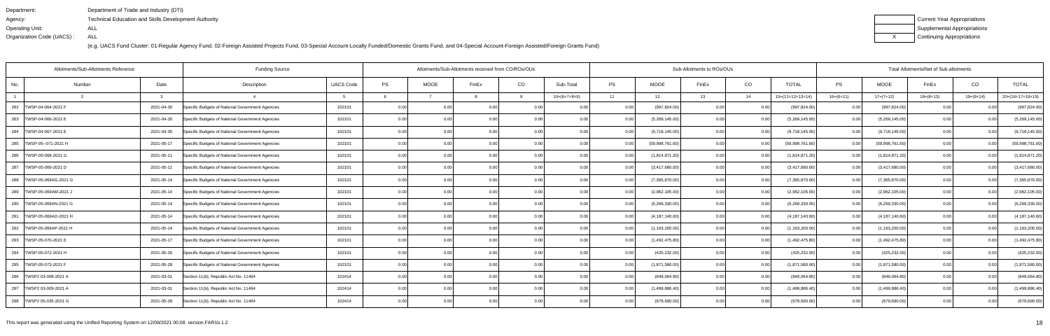Department: Department of Trade and Industry (DTI)
Agency: Technical Education and Skills Development Authority
Operating Unit: ALL
Organization Code (UACS) : ALL

(e.g. UACS Fund Cluster: 01-Regular Agency Fund, 02-Foreign Assisted Projects Fund, 03-Special Account-Locally Funded/Domestic Grants Fund, and 04-Special Account-Foreign Assisted/Foreign Grants Fund)

| | Current Year Appropriations |
|---|---|
| | Supplemental Appropriations |
| X | Continuing Appropriations |

| Allotments/Sub-Allotments Reference | | | Funding Source | | Allotments/Sub-Allotments received from CO/ROs/OUs | | | | | Sub-Allotments to ROs/OUs | | | | | Total Allotments/Net of Sub-allotments | | | | |
|---|---|---|---|---|---|---|---|---|---|---|---|---|---|---|---|---|---|---|---|
| No. | Number | Date | Description | UACS Code | PS | MOOE | FinEx | CO | Sub-Total | PS | MOOE | FinEx | CO | TOTAL | PS | MOOE | FinEx | CO | TOTAL |
| 1 | 2 | 3 | 4 | 5 | 6 | 7 | 8 | 9 | 10=(6+7+8+9) | 11 | 12 | 13 | 14 | 15=(11+12+13+14) | 16=(6+11) | 17=(7+12) | 18=(8+13) | 19=(9+14) | 20=(16+17+18+19) |
| 282 | TWSP-04-064-2021 F | 2021-04-30 | Specific Budgets of National Government Agencies | 102101 | 0.00 | 0.00 | 0.00 | 0.00 | 0.00 | 0.00 | (997,824.00) | 0.00 | 0.00 | (997,824.00) | 0.00 | (997,824.00) | 0.00 | 0.00 | (997,824.00) |
| 283 | TWSP-04-066-2021 E | 2021-04-30 | Specific Budgets of National Government Agencies | 102101 | 0.00 | 0.00 | 0.00 | 0.00 | 0.00 | 0.00 | (5,269,145.00) | 0.00 | 0.00 | (5,269,145.00) | 0.00 | (5,269,145.00) | 0.00 | 0.00 | (5,269,145.00) |
| 284 | TWSP-04-067-2021 E | 2021-04-30 | Specific Budgets of National Government Agencies | 102101 | 0.00 | 0.00 | 0.00 | 0.00 | 0.00 | 0.00 | (9,718,145.00) | 0.00 | 0.00 | (9,718,145.00) | 0.00 | (9,718,145.00) | 0.00 | 0.00 | (9,718,145.00) |
| 285 | TWSP-05--071-2021 H | 2021-05-17 | Specific Budgets of National Government Agencies | 102101 | 0.00 | 0.00 | 0.00 | 0.00 | 0.00 | 0.00 | (59,998,761.60) | 0.00 | 0.00 | (59,998,761.60) | 0.00 | (59,998,761.60) | 0.00 | 0.00 | (59,998,761.60) |
| 286 | TWSP-05-068-2021 G | 2021-05-11 | Specific Budgets of National Government Agencies | 102101 | 0.00 | 0.00 | 0.00 | 0.00 | 0.00 | 0.00 | (1,814,871.20) | 0.00 | 0.00 | (1,814,871.20) | 0.00 | (1,814,871.20) | 0.00 | 0.00 | (1,814,871.20) |
| 287 | TWSP-05-069-2021 D | 2021-05-11 | Specific Budgets of National Government Agencies | 102101 | 0.00 | 0.00 | 0.00 | 0.00 | 0.00 | 0.00 | (3,417,680.00) | 0.00 | 0.00 | (3,417,680.00) | 0.00 | (3,417,680.00) | 0.00 | 0.00 | (3,417,680.00) |
| 288 | TWSP-05-069AG-2021 G | 2021-05-14 | Specific Budgets of National Government Agencies | 102101 | 0.00 | 0.00 | 0.00 | 0.00 | 0.00 | 0.00 | (7,365,870.00) | 0.00 | 0.00 | (7,365,870.00) | 0.00 | (7,365,870.00) | 0.00 | 0.00 | (7,365,870.00) |
| 289 | TWSP-05-069AM-2021 J | 2021-05-14 | Specific Budgets of National Government Agencies | 102101 | 0.00 | 0.00 | 0.00 | 0.00 | 0.00 | 0.00 | (2,962,105.00) | 0.00 | 0.00 | (2,962,105.00) | 0.00 | (2,962,105.00) | 0.00 | 0.00 | (2,962,105.00) |
| 290 | TWSP-05-069AN-2021 G | 2021-05-14 | Specific Budgets of National Government Agencies | 102101 | 0.00 | 0.00 | 0.00 | 0.00 | 0.00 | 0.00 | (6,269,330.00) | 0.00 | 0.00 | (6,269,330.00) | 0.00 | (6,269,330.00) | 0.00 | 0.00 | (6,269,330.00) |
| 291 | TWSP-05-069AO-2021 H | 2021-05-14 | Specific Budgets of National Government Agencies | 102101 | 0.00 | 0.00 | 0.00 | 0.00 | 0.00 | 0.00 | (4,187,140.60) | 0.00 | 0.00 | (4,187,140.60) | 0.00 | (4,187,140.60) | 0.00 | 0.00 | (4,187,140.60) |
| 292 | TWSP-05-069AP-2021 H | 2021-05-14 | Specific Budgets of National Government Agencies | 102101 | 0.00 | 0.00 | 0.00 | 0.00 | 0.00 | 0.00 | (1,163,200.00) | 0.00 | 0.00 | (1,163,200.00) | 0.00 | (1,163,200.00) | 0.00 | 0.00 | (1,163,200.00) |
| 293 | TWSP-05-070-2021 E | 2021-05-17 | Specific Budgets of National Government Agencies | 102101 | 0.00 | 0.00 | 0.00 | 0.00 | 0.00 | 0.00 | (1,492,475.80) | 0.00 | 0.00 | (1,492,475.80) | 0.00 | (1,492,475.80) | 0.00 | 0.00 | (1,492,475.80) |
| 294 | TWSP-05-072-2021 H | 2021-05-26 | Specific Budgets of National Government Agencies | 102101 | 0.00 | 0.00 | 0.00 | 0.00 | 0.00 | 0.00 | (425,232.00) | 0.00 | 0.00 | (425,232.00) | 0.00 | (425,232.00) | 0.00 | 0.00 | (425,232.00) |
| 295 | TWSP-05-073-2021 F | 2021-05-28 | Specific Budgets of National Government Agencies | 102101 | 0.00 | 0.00 | 0.00 | 0.00 | 0.00 | 0.00 | (1,871,580.00) | 0.00 | 0.00 | (1,871,580.00) | 0.00 | (1,871,580.00) | 0.00 | 0.00 | (1,871,580.00) |
| 296 | TWSP2 03-008-2021 A | 2021-03-01 | Section 11(b), Republic Act No. 11494 | 102414 | 0.00 | 0.00 | 0.00 | 0.00 | 0.00 | 0.00 | (849,064.80) | 0.00 | 0.00 | (849,064.80) | 0.00 | (849,064.80) | 0.00 | 0.00 | (849,064.80) |
| 297 | TWSP2 03-009-2021 A | 2021-03-01 | Section 11(b), Republic Act No. 11494 | 102414 | 0.00 | 0.00 | 0.00 | 0.00 | 0.00 | 0.00 | (1,499,886.40) | 0.00 | 0.00 | (1,499,886.40) | 0.00 | (1,499,886.40) | 0.00 | 0.00 | (1,499,886.40) |
| 298 | TWSP2 05-035-2021 G | 2021-05-28 | Section 11(b), Republic Act No. 11494 | 102414 | 0.00 | 0.00 | 0.00 | 0.00 | 0.00 | 0.00 | (679,690.00) | 0.00 | 0.00 | (679,690.00) | 0.00 | (679,690.00) | 0.00 | 0.00 | (679,690.00) |

This report was generated using the Unified Reporting System on 12/08/2021 00:08 version.FAR1b.1.2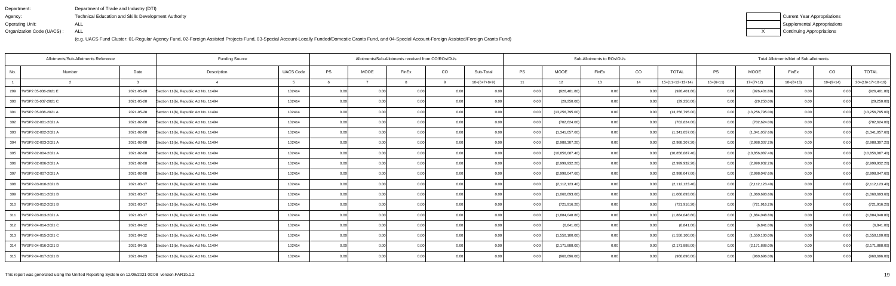Department: Department of Trade and Industry (DTI)
Agency: Technical Education and Skills Development Authority
Operating Unit: ALL
Organization Code (UACS) : ALL

(e.g. UACS Fund Cluster: 01-Regular Agency Fund, 02-Foreign Assisted Projects Fund, 03-Special Account-Locally Funded/Domestic Grants Fund, and 04-Special Account-Foreign Assisted/Foreign Grants Fund)

| | Current Year Appropriations |
|---|---|
| | Supplemental Appropriations |
| X | Continuing Appropriations |

| Allotments/Sub-Allotments Reference | | | Funding Source | | Allotments/Sub-Allotments received from CO/ROs/OUs | | | | | Sub-Allotments to ROs/OUs | | | | | Total Allotments/Net of Sub-allotments | | | | |
|---|---|---|---|---|---|---|---|---|---|---|---|---|---|---|---|---|---|---|---|
| No. | Number | Date | Description | UACS Code | PS | MOOE | FinEx | CO | Sub-Total | PS | MOOE | FinEx | CO | TOTAL | PS | MOOE | FinEx | CO | TOTAL |
| 1 | 2 | 3 | 4 | 5 | 6 | 7 | 8 | 9 | 10=(6+7+8+9) | 11 | 12 | 13 | 14 | 15=(11+12+13+14) | 16=(6+11) | 17=(7+12) | 18=(8+13) | 19=(9+14) | 20=(16+17+18+19) |
| 299 | TWSP2 05-036-2021 E | 2021-05-28 | Section 11(b), Republic Act No. 11494 | 102414 | 0.00 | 0.00 | 0.00 | 0.00 | 0.00 | 0.00 | (926,401.80) | 0.00 | 0.00 | (926,401.80) | 0.00 | (926,401.80) | 0.00 | 0.00 | (926,401.80) |
| 300 | TWSP2 05-037-2021 C | 2021-05-28 | Section 11(b), Republic Act No. 11494 | 102414 | 0.00 | 0.00 | 0.00 | 0.00 | 0.00 | 0.00 | (29,250.00) | 0.00 | 0.00 | (29,250.00) | 0.00 | (29,250.00) | 0.00 | 0.00 | (29,250.00) |
| 301 | TWSP2 05-038-2021 A | 2021-05-28 | Section 11(b), Republic Act No. 11494 | 102414 | 0.00 | 0.00 | 0.00 | 0.00 | 0.00 | 0.00 | (13,256,795.00) | 0.00 | 0.00 | (13,256,795.00) | 0.00 | (13,256,795.00) | 0.00 | 0.00 | (13,256,795.00) |
| 302 | TWSP2-02-001-2021 A | 2021-02-08 | Section 11(b), Republic Act No. 11494 | 102414 | 0.00 | 0.00 | 0.00 | 0.00 | 0.00 | 0.00 | (702,624.00) | 0.00 | 0.00 | (702,624.00) | 0.00 | (702,624.00) | 0.00 | 0.00 | (702,624.00) |
| 303 | TWSP2-02-002-2021 A | 2021-02-08 | Section 11(b), Republic Act No. 11494 | 102414 | 0.00 | 0.00 | 0.00 | 0.00 | 0.00 | 0.00 | (1,341,057.60) | 0.00 | 0.00 | (1,341,057.60) | 0.00 | (1,341,057.60) | 0.00 | 0.00 | (1,341,057.60) |
| 304 | TWSP2-02-003-2021 A | 2021-02-08 | Section 11(b), Republic Act No. 11494 | 102414 | 0.00 | 0.00 | 0.00 | 0.00 | 0.00 | 0.00 | (2,988,307.20) | 0.00 | 0.00 | (2,988,307.20) | 0.00 | (2,988,307.20) | 0.00 | 0.00 | (2,988,307.20) |
| 305 | TWSP2-02-004-2021 A | 2021-02-08 | Section 11(b), Republic Act No. 11494 | 102414 | 0.00 | 0.00 | 0.00 | 0.00 | 0.00 | 0.00 | (10,856,087.40) | 0.00 | 0.00 | (10,856,087.40) | 0.00 | (10,856,087.40) | 0.00 | 0.00 | (10,856,087.40) |
| 306 | TWSP2-02-006-2021 A | 2021-02-08 | Section 11(b), Republic Act No. 11494 | 102414 | 0.00 | 0.00 | 0.00 | 0.00 | 0.00 | 0.00 | (2,999,932.20) | 0.00 | 0.00 | (2,999,932.20) | 0.00 | (2,999,932.20) | 0.00 | 0.00 | (2,999,932.20) |
| 307 | TWSP2-02-007-2021 A | 2021-02-08 | Section 11(b), Republic Act No. 11494 | 102414 | 0.00 | 0.00 | 0.00 | 0.00 | 0.00 | 0.00 | (2,998,047.60) | 0.00 | 0.00 | (2,998,047.60) | 0.00 | (2,998,047.60) | 0.00 | 0.00 | (2,998,047.60) |
| 308 | TWSP2-03-010-2021 B | 2021-03-17 | Section 11(b), Republic Act No. 11494 | 102414 | 0.00 | 0.00 | 0.00 | 0.00 | 0.00 | 0.00 | (2,112,123.40) | 0.00 | 0.00 | (2,112,123.40) | 0.00 | (2,112,123.40) | 0.00 | 0.00 | (2,112,123.40) |
| 309 | TWSP2-03-011-2021 B | 2021-03-17 | Section 11(b), Republic Act No. 11494 | 102414 | 0.00 | 0.00 | 0.00 | 0.00 | 0.00 | 0.00 | (1,060,693.60) | 0.00 | 0.00 | (1,060,693.60) | 0.00 | (1,060,693.60) | 0.00 | 0.00 | (1,060,693.60) |
| 310 | TWSP2-03-012-2021 B | 2021-03-17 | Section 11(b), Republic Act No. 11494 | 102414 | 0.00 | 0.00 | 0.00 | 0.00 | 0.00 | 0.00 | (721,916.20) | 0.00 | 0.00 | (721,916.20) | 0.00 | (721,916.20) | 0.00 | 0.00 | (721,916.20) |
| 311 | TWSP2-03-013-2021 A | 2021-03-17 | Section 11(b), Republic Act No. 11494 | 102414 | 0.00 | 0.00 | 0.00 | 0.00 | 0.00 | 0.00 | (1,884,048.80) | 0.00 | 0.00 | (1,884,048.80) | 0.00 | (1,884,048.80) | 0.00 | 0.00 | (1,884,048.80) |
| 312 | TWSP2-04-014-2021 C | 2021-04-12 | Section 11(b), Republic Act No. 11494 | 102414 | 0.00 | 0.00 | 0.00 | 0.00 | 0.00 | 0.00 | (6,841.00) | 0.00 | 0.00 | (6,841.00) | 0.00 | (6,841.00) | 0.00 | 0.00 | (6,841.00) |
| 313 | TWSP2-04-015-2021 C | 2021-04-12 | Section 11(b), Republic Act No. 11494 | 102414 | 0.00 | 0.00 | 0.00 | 0.00 | 0.00 | 0.00 | (1,550,100.00) | 0.00 | 0.00 | (1,550,100.00) | 0.00 | (1,550,100.00) | 0.00 | 0.00 | (1,550,100.00) |
| 314 | TWSP2-04-016-2021 D | 2021-04-15 | Section 11(b), Republic Act No. 11494 | 102414 | 0.00 | 0.00 | 0.00 | 0.00 | 0.00 | 0.00 | (2,171,888.00) | 0.00 | 0.00 | (2,171,888.00) | 0.00 | (2,171,888.00) | 0.00 | 0.00 | (2,171,888.00) |
| 315 | TWSP2-04-017-2021 B | 2021-04-23 | Section 11(b), Republic Act No. 11494 | 102414 | 0.00 | 0.00 | 0.00 | 0.00 | 0.00 | 0.00 | (960,696.00) | 0.00 | 0.00 | (960,696.00) | 0.00 | (960,696.00) | 0.00 | 0.00 | (960,696.00) |

This report was generated using the Unified Reporting System on 12/08/2021 00:08 version.FAR1b.1.2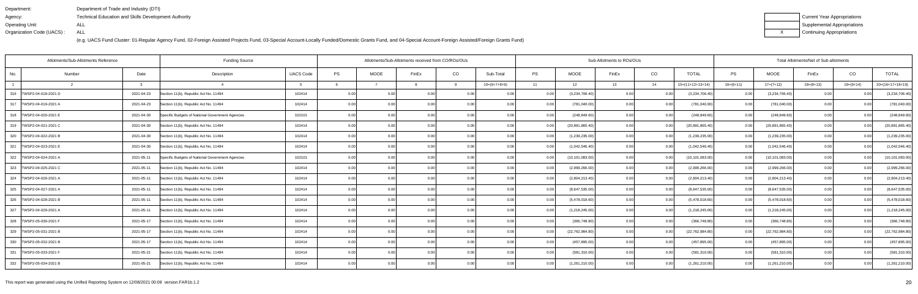Department: Department of Trade and Industry (DTI)
Agency: Technical Education and Skills Development Authority
Operating Unit: ALL
Organization Code (UACS) : ALL

(e.g. UACS Fund Cluster: 01-Regular Agency Fund, 02-Foreign Assisted Projects Fund, 03-Special Account-Locally Funded/Domestic Grants Fund, and 04-Special Account-Foreign Assisted/Foreign Grants Fund)

| | Current Year Appropriations |
|---|---|
| | Supplemental Appropriations |
| X | Continuing Appropriations |

| Allotments/Sub-Allotments Reference | | | Funding Source | | Allotments/Sub-Allotments received from CO/ROs/OUs | | | | | Sub-Allotments to ROs/OUs | | | | | Total Allotments/Net of Sub-allotments | | | | |
|---|---|---|---|---|---|---|---|---|---|---|---|---|---|---|---|---|---|---|---|
| No. | Number | Date | Description | UACS Code | PS | MOOE | FinEx | CO | Sub-Total | PS | MOOE | FinEx | CO | TOTAL | PS | MOOE | FinEx | CO | TOTAL |
| 1 | 2 | 3 | 4 | 5 | 6 | 7 | 8 | 9 | 10=(6+7+8+9) | 11 | 12 | 13 | 14 | 15=(11+12+13+14) | 16=(6+11) | 17=(7+12) | 18=(8+13) | 19=(9+14) | 20=(16+17+18+19) |
| 316 | TWSP2-04-018-2021 D | 2021-04-23 | Section 11(b), Republic Act No. 11494 | 102414 | 0.00 | 0.00 | 0.00 | 0.00 | 0.00 | 0.00 | (3,234,706.40) | 0.00 | 0.00 | (3,234,706.40) | 0.00 | (3,234,706.40) | 0.00 | 0.00 | (3,234,706.40) |
| 317 | TWSP2-04-019-2021 A | 2021-04-23 | Section 11(b), Republic Act No. 11494 | 102414 | 0.00 | 0.00 | 0.00 | 0.00 | 0.00 | 0.00 | (781,040.00) | 0.00 | 0.00 | (781,040.00) | 0.00 | (781,040.00) | 0.00 | 0.00 | (781,040.00) |
| 318 | TWSP2-04-020-2021 E | 2021-04-30 | Specific Budgets of National Government Agencies | 102101 | 0.00 | 0.00 | 0.00 | 0.00 | 0.00 | 0.00 | (248,849.60) | 0.00 | 0.00 | (248,849.60) | 0.00 | (248,849.60) | 0.00 | 0.00 | (248,849.60) |
| 319 | TWSP2-04-021-2021 C | 2021-04-30 | Section 11(b), Republic Act No. 11494 | 102414 | 0.00 | 0.00 | 0.00 | 0.00 | 0.00 | 0.00 | (20,891,865.40) | 0.00 | 0.00 | (20,891,865.40) | 0.00 | (20,891,865.40) | 0.00 | 0.00 | (20,891,865.40) |
| 320 | TWSP2-04-022-2021 B | 2021-04-30 | Section 11(b), Republic Act No. 11494 | 102414 | 0.00 | 0.00 | 0.00 | 0.00 | 0.00 | 0.00 | (1,239,235.00) | 0.00 | 0.00 | (1,239,235.00) | 0.00 | (1,239,235.00) | 0.00 | 0.00 | (1,239,235.00) |
| 321 | TWSP2-04-023-2021 E | 2021-04-30 | Section 11(b), Republic Act No. 11494 | 102414 | 0.00 | 0.00 | 0.00 | 0.00 | 0.00 | 0.00 | (1,042,546.40) | 0.00 | 0.00 | (1,042,546.40) | 0.00 | (1,042,546.40) | 0.00 | 0.00 | (1,042,546.40) |
| 322 | TWSP2-04-024-2021 A | 2021-05-11 | Specific Budgets of National Government Agencies | 102101 | 0.00 | 0.00 | 0.00 | 0.00 | 0.00 | 0.00 | (10,101,083.00) | 0.00 | 0.00 | (10,101,083.00) | 0.00 | (10,101,083.00) | 0.00 | 0.00 | (10,101,083.00) |
| 323 | TWSP2-04-025-2021 C | 2021-05-11 | Section 11(b), Republic Act No. 11494 | 102414 | 0.00 | 0.00 | 0.00 | 0.00 | 0.00 | 0.00 | (2,999,266.00) | 0.00 | 0.00 | (2,999,266.00) | 0.00 | (2,999,266.00) | 0.00 | 0.00 | (2,999,266.00) |
| 324 | TWSP2-04-026-2021 A | 2021-05-11 | Section 11(b), Republic Act No. 11494 | 102414 | 0.00 | 0.00 | 0.00 | 0.00 | 0.00 | 0.00 | (2,804,213.40) | 0.00 | 0.00 | (2,804,213.40) | 0.00 | (2,804,213.40) | 0.00 | 0.00 | (2,804,213.40) |
| 325 | TWSP2-04-027-2021 A | 2021-05-11 | Section 11(b), Republic Act No. 11494 | 102414 | 0.00 | 0.00 | 0.00 | 0.00 | 0.00 | 0.00 | (8,647,535.00) | 0.00 | 0.00 | (8,647,535.00) | 0.00 | (8,647,535.00) | 0.00 | 0.00 | (8,647,535.00) |
| 326 | TWSP2-04-028-2021 B | 2021-05-11 | Section 11(b), Republic Act No. 11494 | 102414 | 0.00 | 0.00 | 0.00 | 0.00 | 0.00 | 0.00 | (5,478,018.60) | 0.00 | 0.00 | (5,478,018.60) | 0.00 | (5,478,018.60) | 0.00 | 0.00 | (5,478,018.60) |
| 327 | TWSP2-04-029-2021 A | 2021-05-11 | Section 11(b), Republic Act No. 11494 | 102414 | 0.00 | 0.00 | 0.00 | 0.00 | 0.00 | 0.00 | (1,218,245.00) | 0.00 | 0.00 | (1,218,245.00) | 0.00 | (1,218,245.00) | 0.00 | 0.00 | (1,218,245.00) |
| 328 | TWSP2-05-030-2021 F | 2021-05-17 | Section 11(b), Republic Act No. 11494 | 102414 | 0.00 | 0.00 | 0.00 | 0.00 | 0.00 | 0.00 | (366,748.80) | 0.00 | 0.00 | (366,748.80) | 0.00 | (366,748.80) | 0.00 | 0.00 | (366,748.80) |
| 329 | TWSP2-05-031-2021 B | 2021-05-17 | Section 11(b), Republic Act No. 11494 | 102414 | 0.00 | 0.00 | 0.00 | 0.00 | 0.00 | 0.00 | (22,762,984.80) | 0.00 | 0.00 | (22,762,984.80) | 0.00 | (22,762,984.80) | 0.00 | 0.00 | (22,762,984.80) |
| 330 | TWSP2-05-032-2021 B | 2021-05-17 | Section 11(b), Republic Act No. 11494 | 102414 | 0.00 | 0.00 | 0.00 | 0.00 | 0.00 | 0.00 | (457,895.00) | 0.00 | 0.00 | (457,895.00) | 0.00 | (457,895.00) | 0.00 | 0.00 | (457,895.00) |
| 331 | TWSP2-05-033-2021 F | 2021-05-21 | Section 11(b), Republic Act No. 11494 | 102414 | 0.00 | 0.00 | 0.00 | 0.00 | 0.00 | 0.00 | (581,310.00) | 0.00 | 0.00 | (581,310.00) | 0.00 | (581,310.00) | 0.00 | 0.00 | (581,310.00) |
| 332 | TWSP2-05-034-2021 B | 2021-05-21 | Section 11(b), Republic Act No. 11494 | 102414 | 0.00 | 0.00 | 0.00 | 0.00 | 0.00 | 0.00 | (1,261,210.00) | 0.00 | 0.00 | (1,261,210.00) | 0.00 | (1,261,210.00) | 0.00 | 0.00 | (1,261,210.00) |

This report was generated using the Unified Reporting System on 12/08/2021 00:08 version.FAR1b.1.2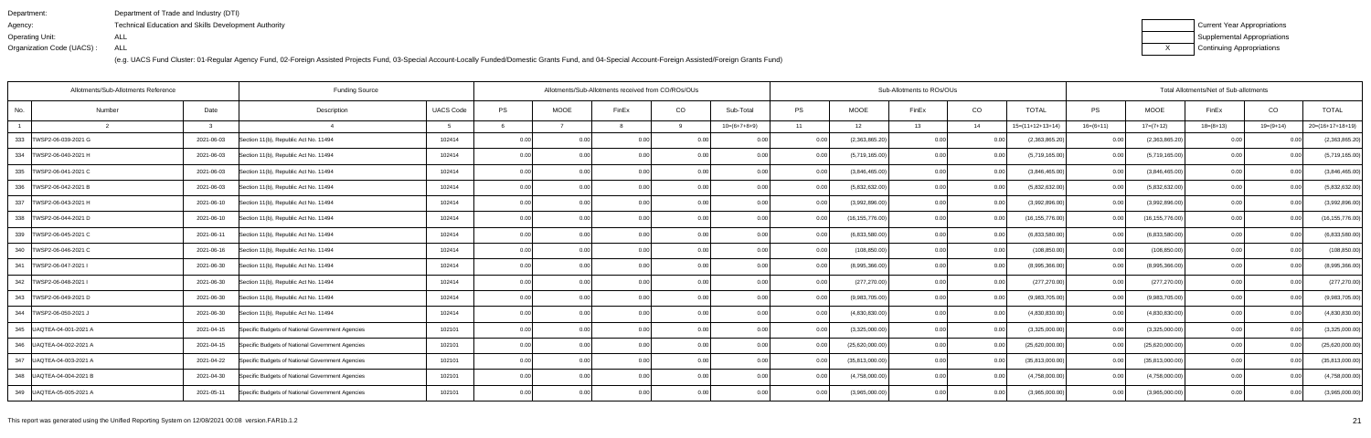Department: Department of Trade and Industry (DTI)
Agency: Technical Education and Skills Development Authority
Operating Unit: ALL
Organization Code (UACS) : ALL

(e.g. UACS Fund Cluster: 01-Regular Agency Fund, 02-Foreign Assisted Projects Fund, 03-Special Account-Locally Funded/Domestic Grants Fund, and 04-Special Account-Foreign Assisted/Foreign Grants Fund)

| | Current Year Appropriations |
|---|---|
| | Supplemental Appropriations |
| X | Continuing Appropriations |

| Allotments/Sub-Allotments Reference | | | Funding Source | | Allotments/Sub-Allotments received from CO/ROs/OUs | | | | | Sub-Allotments to ROs/OUs | | | | | Total Allotments/Net of Sub-allotments | | | | |
|---|---|---|---|---|---|---|---|---|---|---|---|---|---|---|---|---|---|---|---|
| No. | Number | Date | Description | UACS Code | PS | MOOE | FinEx | CO | Sub-Total | PS | MOOE | FinEx | CO | TOTAL | PS | MOOE | FinEx | CO | TOTAL |
| 1 | 2 | 3 | 4 | 5 | 6 | 7 | 8 | 9 | 10=(6+7+8+9) | 11 | 12 | 13 | 14 | 15=(11+12+13+14) | 16=(6+11) | 17=(7+12) | 18=(8+13) | 19=(9+14) | 20=(16+17+18+19) |
| 333 | TWSP2-06-039-2021 G | 2021-06-03 | Section 11(b), Republic Act No. 11494 | 102414 | 0.00 | 0.00 | 0.00 | 0.00 | 0.00 | 0.00 | (2,363,865.20) | 0.00 | 0.00 | (2,363,865.20) | 0.00 | (2,363,865.20) | 0.00 | 0.00 | (2,363,865.20) |
| 334 | TWSP2-06-040-2021 H | 2021-06-03 | Section 11(b), Republic Act No. 11494 | 102414 | 0.00 | 0.00 | 0.00 | 0.00 | 0.00 | 0.00 | (5,719,165.00) | 0.00 | 0.00 | (5,719,165.00) | 0.00 | (5,719,165.00) | 0.00 | 0.00 | (5,719,165.00) |
| 335 | TWSP2-06-041-2021 C | 2021-06-03 | Section 11(b), Republic Act No. 11494 | 102414 | 0.00 | 0.00 | 0.00 | 0.00 | 0.00 | 0.00 | (3,846,465.00) | 0.00 | 0.00 | (3,846,465.00) | 0.00 | (3,846,465.00) | 0.00 | 0.00 | (3,846,465.00) |
| 336 | TWSP2-06-042-2021 B | 2021-06-03 | Section 11(b), Republic Act No. 11494 | 102414 | 0.00 | 0.00 | 0.00 | 0.00 | 0.00 | 0.00 | (5,832,632.00) | 0.00 | 0.00 | (5,832,632.00) | 0.00 | (5,832,632.00) | 0.00 | 0.00 | (5,832,632.00) |
| 337 | TWSP2-06-043-2021 H | 2021-06-10 | Section 11(b), Republic Act No. 11494 | 102414 | 0.00 | 0.00 | 0.00 | 0.00 | 0.00 | 0.00 | (3,992,896.00) | 0.00 | 0.00 | (3,992,896.00) | 0.00 | (3,992,896.00) | 0.00 | 0.00 | (3,992,896.00) |
| 338 | TWSP2-06-044-2021 D | 2021-06-10 | Section 11(b), Republic Act No. 11494 | 102414 | 0.00 | 0.00 | 0.00 | 0.00 | 0.00 | 0.00 | (16,155,776.00) | 0.00 | 0.00 | (16,155,776.00) | 0.00 | (16,155,776.00) | 0.00 | 0.00 | (16,155,776.00) |
| 339 | TWSP2-06-045-2021 C | 2021-06-11 | Section 11(b), Republic Act No. 11494 | 102414 | 0.00 | 0.00 | 0.00 | 0.00 | 0.00 | 0.00 | (6,833,580.00) | 0.00 | 0.00 | (6,833,580.00) | 0.00 | (6,833,580.00) | 0.00 | 0.00 | (6,833,580.00) |
| 340 | TWSP2-06-046-2021 C | 2021-06-16 | Section 11(b), Republic Act No. 11494 | 102414 | 0.00 | 0.00 | 0.00 | 0.00 | 0.00 | 0.00 | (108,850.00) | 0.00 | 0.00 | (108,850.00) | 0.00 | (108,850.00) | 0.00 | 0.00 | (108,850.00) |
| 341 | TWSP2-06-047-2021 I | 2021-06-30 | Section 11(b), Republic Act No. 11494 | 102414 | 0.00 | 0.00 | 0.00 | 0.00 | 0.00 | 0.00 | (8,995,366.00) | 0.00 | 0.00 | (8,995,366.00) | 0.00 | (8,995,366.00) | 0.00 | 0.00 | (8,995,366.00) |
| 342 | TWSP2-06-048-2021 I | 2021-06-30 | Section 11(b), Republic Act No. 11494 | 102414 | 0.00 | 0.00 | 0.00 | 0.00 | 0.00 | 0.00 | (277,270.00) | 0.00 | 0.00 | (277,270.00) | 0.00 | (277,270.00) | 0.00 | 0.00 | (277,270.00) |
| 343 | TWSP2-06-049-2021 D | 2021-06-30 | Section 11(b), Republic Act No. 11494 | 102414 | 0.00 | 0.00 | 0.00 | 0.00 | 0.00 | 0.00 | (9,983,705.00) | 0.00 | 0.00 | (9,983,705.00) | 0.00 | (9,983,705.00) | 0.00 | 0.00 | (9,983,705.00) |
| 344 | TWSP2-06-050-2021 J | 2021-06-30 | Section 11(b), Republic Act No. 11494 | 102414 | 0.00 | 0.00 | 0.00 | 0.00 | 0.00 | 0.00 | (4,830,830.00) | 0.00 | 0.00 | (4,830,830.00) | 0.00 | (4,830,830.00) | 0.00 | 0.00 | (4,830,830.00) |
| 345 | UAQTEA-04-001-2021 A | 2021-04-15 | Specific Budgets of National Government Agencies | 102101 | 0.00 | 0.00 | 0.00 | 0.00 | 0.00 | 0.00 | (3,325,000.00) | 0.00 | 0.00 | (3,325,000.00) | 0.00 | (3,325,000.00) | 0.00 | 0.00 | (3,325,000.00) |
| 346 | UAQTEA-04-002-2021 A | 2021-04-15 | Specific Budgets of National Government Agencies | 102101 | 0.00 | 0.00 | 0.00 | 0.00 | 0.00 | 0.00 | (25,620,000.00) | 0.00 | 0.00 | (25,620,000.00) | 0.00 | (25,620,000.00) | 0.00 | 0.00 | (25,620,000.00) |
| 347 | UAQTEA-04-003-2021 A | 2021-04-22 | Specific Budgets of National Government Agencies | 102101 | 0.00 | 0.00 | 0.00 | 0.00 | 0.00 | 0.00 | (35,813,000.00) | 0.00 | 0.00 | (35,813,000.00) | 0.00 | (35,813,000.00) | 0.00 | 0.00 | (35,813,000.00) |
| 348 | UAQTEA-04-004-2021 B | 2021-04-30 | Specific Budgets of National Government Agencies | 102101 | 0.00 | 0.00 | 0.00 | 0.00 | 0.00 | 0.00 | (4,758,000.00) | 0.00 | 0.00 | (4,758,000.00) | 0.00 | (4,758,000.00) | 0.00 | 0.00 | (4,758,000.00) |
| 349 | UAQTEA-05-005-2021 A | 2021-05-11 | Specific Budgets of National Government Agencies | 102101 | 0.00 | 0.00 | 0.00 | 0.00 | 0.00 | 0.00 | (3,965,000.00) | 0.00 | 0.00 | (3,965,000.00) | 0.00 | (3,965,000.00) | 0.00 | 0.00 | (3,965,000.00) |

This report was generated using the Unified Reporting System on 12/08/2021 00:08 version.FAR1b.1.2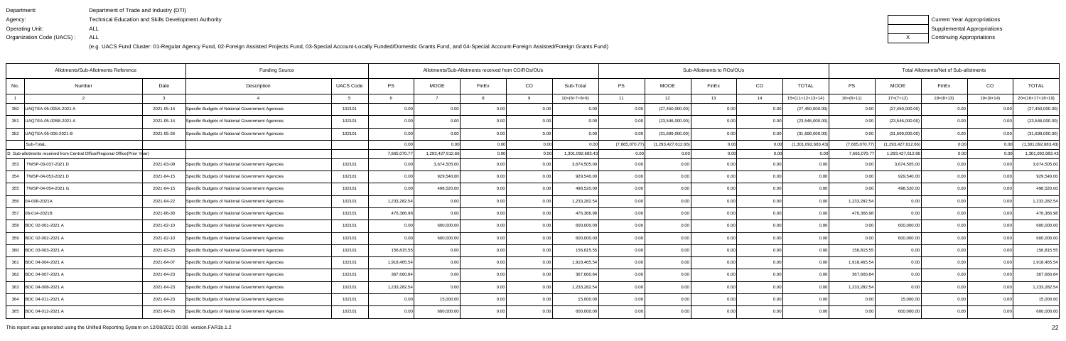Department: Department of Trade and Industry (DTI)
Agency: Technical Education and Skills Development Authority
Operating Unit: ALL
Organization Code (UACS) : ALL

(e.g. UACS Fund Cluster: 01-Regular Agency Fund, 02-Foreign Assisted Projects Fund, 03-Special Account-Locally Funded/Domestic Grants Fund, and 04-Special Account-Foreign Assisted/Foreign Grants Fund)

| | Current Year Appropriations |
|---|---|
| | Supplemental Appropriations |
| X | Continuing Appropriations |

| Allotments/Sub-Allotments Reference | | | Funding Source | | Allotments/Sub-Allotments received from CO/ROs/OUs | | | | | Sub-Allotments to ROs/OUs | | | | | Total Allotments/Net of Sub-allotments | | | | |
|---|---|---|---|---|---|---|---|---|---|---|---|---|---|---|---|---|---|---|---|
| No. | Number | Date | Description | UACS Code | PS | MOOE | FinEx | CO | Sub-Total | PS | MOOE | FinEx | CO | TOTAL | PS | MOOE | FinEx | CO | TOTAL |
| 1 | 2 | 3 | 4 | 5 | 6 | 7 | 8 | 9 | 10=(6+7+8+9) | 11 | 12 | 13 | 14 | 15=(11+12+13+14) | 16=(6+11) | 17=(7+12) | 18=(8+13) | 19=(9+14) | 20=(16+17+18+19) |
| 350 | UAQTEA-05-005A-2021 A | 2021-05-14 | Specific Budgets of National Government Agencies | 102101 | 0.00 | 0.00 | 0.00 | 0.00 | 0.00 | 0.00 | (27,450,000.00) | 0.00 | 0.00 | (27,450,000.00) | 0.00 | (27,450,000.00) | 0.00 | 0.00 | (27,450,000.00) |
| 351 | UAQTEA-05-005B-2021 A | 2021-05-14 | Specific Budgets of National Government Agencies | 102101 | 0.00 | 0.00 | 0.00 | 0.00 | 0.00 | 0.00 | (23,546,000.00) | 0.00 | 0.00 | (23,546,000.00) | 0.00 | (23,546,000.00) | 0.00 | 0.00 | (23,546,000.00) |
| 352 | UAQTEA-05-006-2021 B | 2021-05-26 | Specific Budgets of National Government Agencies | 102101 | 0.00 | 0.00 | 0.00 | 0.00 | 0.00 | 0.00 | (31,699,000.00) | 0.00 | 0.00 | (31,699,000.00) | 0.00 | (31,699,000.00) | 0.00 | 0.00 | (31,699,000.00) |
| | Sub-Total. | | | | 0.00 | 0.00 | 0.00 | 0.00 | 0.00 | (7,665,070.77) | (1,293,427,612.66) | 0.00 | 0.00 | (1,301,092,683.43) | (7,665,070.77) | (1,293,427,612.66) | 0.00 | 0.00 | (1,301,092,683.43) |
| D. Sub-allotments received from Central Office/Regional Office(Prior Year) | | | | | 7,665,070.77 | 1,293,427,612.66 | 0.00 | 0.00 | 1,301,092,683.43 | 0.00 | 0.00 | 0.00 | 0.00 | 0.00 | 7,665,070.77 | 1,293,427,612.66 | 0.00 | 0.00 | 1,301,092,683.43 |
| 353 | TWSP-03-037-2021 D | 2021-03-09 | Specific Budgets of National Government Agencies | 102101 | 0.00 | 3,674,505.00 | 0.00 | 0.00 | 3,674,505.00 | 0.00 | 0.00 | 0.00 | 0.00 | 0.00 | 0.00 | 3,674,505.00 | 0.00 | 0.00 | 3,674,505.00 |
| 354 | TWSP-04-053-2021 D | 2021-04-15 | Specific Budgets of National Government Agencies | 102101 | 0.00 | 929,540.00 | 0.00 | 0.00 | 929,540.00 | 0.00 | 0.00 | 0.00 | 0.00 | 0.00 | 0.00 | 929,540.00 | 0.00 | 0.00 | 929,540.00 |
| 355 | TWSP-04-054-2021 G | 2021-04-15 | Specific Budgets of National Government Agencies | 102101 | 0.00 | 498,520.00 | 0.00 | 0.00 | 498,520.00 | 0.00 | 0.00 | 0.00 | 0.00 | 0.00 | 0.00 | 498,520.00 | 0.00 | 0.00 | 498,520.00 |
| 356 | 04-008-2021A | 2021-04-22 | Specific Budgets of National Government Agencies | 102101 | 1,233,282.54 | 0.00 | 0.00 | 0.00 | 1,233,282.54 | 0.00 | 0.00 | 0.00 | 0.00 | 0.00 | 1,233,282.54 | 0.00 | 0.00 | 0.00 | 1,233,282.54 |
| 357 | 06-014-2021B | 2021-06-30 | Specific Budgets of National Government Agencies | 102101 | 476,366.98 | 0.00 | 0.00 | 0.00 | 476,366.98 | 0.00 | 0.00 | 0.00 | 0.00 | 0.00 | 476,366.98 | 0.00 | 0.00 | 0.00 | 476,366.98 |
| 358 | BDC 02-001-2021 A | 2021-02-10 | Specific Budgets of National Government Agencies | 102101 | 0.00 | 600,000.00 | 0.00 | 0.00 | 600,000.00 | 0.00 | 0.00 | 0.00 | 0.00 | 0.00 | 0.00 | 600,000.00 | 0.00 | 0.00 | 600,000.00 |
| 359 | BDC 02-002-2021 A | 2021-02-10 | Specific Budgets of National Government Agencies | 102101 | 0.00 | 600,000.00 | 0.00 | 0.00 | 600,000.00 | 0.00 | 0.00 | 0.00 | 0.00 | 0.00 | 0.00 | 600,000.00 | 0.00 | 0.00 | 600,000.00 |
| 360 | BDC 03-003-2021 A | 2021-03-23 | Specific Budgets of National Government Agencies | 102101 | 156,815.55 | 0.00 | 0.00 | 0.00 | 156,815.55 | 0.00 | 0.00 | 0.00 | 0.00 | 0.00 | 156,815.55 | 0.00 | 0.00 | 0.00 | 156,815.55 |
| 361 | BDC 04-004-2021 A | 2021-04-07 | Specific Budgets of National Government Agencies | 102101 | 1,918,465.54 | 0.00 | 0.00 | 0.00 | 1,918,465.54 | 0.00 | 0.00 | 0.00 | 0.00 | 0.00 | 1,918,465.54 | 0.00 | 0.00 | 0.00 | 1,918,465.54 |
| 362 | BDC 04-007-2021 A | 2021-04-23 | Specific Budgets of National Government Agencies | 102101 | 367,660.84 | 0.00 | 0.00 | 0.00 | 367,660.84 | 0.00 | 0.00 | 0.00 | 0.00 | 0.00 | 367,660.84 | 0.00 | 0.00 | 0.00 | 367,660.84 |
| 363 | BDC 04-008-2021 A | 2021-04-23 | Specific Budgets of National Government Agencies | 102101 | 1,233,282.54 | 0.00 | 0.00 | 0.00 | 1,233,282.54 | 0.00 | 0.00 | 0.00 | 0.00 | 0.00 | 1,233,282.54 | 0.00 | 0.00 | 0.00 | 1,233,282.54 |
| 364 | BDC 04-011-2021 A | 2021-04-23 | Specific Budgets of National Government Agencies | 102101 | 0.00 | 15,000.00 | 0.00 | 0.00 | 15,000.00 | 0.00 | 0.00 | 0.00 | 0.00 | 0.00 | 0.00 | 15,000.00 | 0.00 | 0.00 | 15,000.00 |
| 365 | BDC 04-012-2021 A | 2021-04-26 | Specific Budgets of National Government Agencies | 102101 | 0.00 | 600,000.00 | 0.00 | 0.00 | 600,000.00 | 0.00 | 0.00 | 0.00 | 0.00 | 0.00 | 0.00 | 600,000.00 | 0.00 | 0.00 | 600,000.00 |

This report was generated using the Unified Reporting System on 12/08/2021 00:08 version.FAR1b.1.2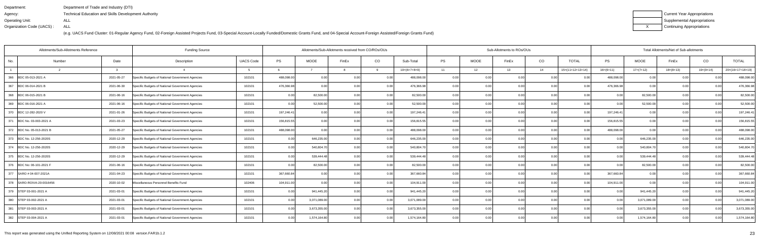Department: Department of Trade and Industry (DTI)
Agency: Technical Education and Skills Development Authority
Operating Unit: ALL
Organization Code (UACS) : ALL

(e.g. UACS Fund Cluster: 01-Regular Agency Fund, 02-Foreign Assisted Projects Fund, 03-Special Account-Locally Funded/Domestic Grants Fund, and 04-Special Account-Foreign Assisted/Foreign Grants Fund)

| | Current Year Appropriations |
|---|---|
| | Supplemental Appropriations |
| X | Continuing Appropriations |

| Allotments/Sub-Allotments Reference | | | Funding Source | | Allotments/Sub-Allotments received from CO/ROs/OUs | | | | | Sub-Allotments to ROs/OUs | | | | | Total Allotments/Net of Sub-allotments | | | | |
|---|---|---|---|---|---|---|---|---|---|---|---|---|---|---|---|---|---|---|---|
| No. | Number | Date | Description | UACS Code | PS | MOOE | FinEx | CO | Sub-Total | PS | MOOE | FinEx | CO | TOTAL | PS | MOOE | FinEx | CO | TOTAL |
| 1 | 2 | 3 | 4 | 5 | 6 | 7 | 8 | 9 | 10=(6+7+8+9) | 11 | 12 | 13 | 14 | 15=(11+12+13+14) | 16=(6+11) | 17=(7+12) | 18=(8+13) | 19=(9+14) | 20=(16+17+18+19) |
| 366 | BDC 05-013-2021 A | 2021-05-27 | Specific Budgets of National Government Agencies | 102101 | 488,098.00 | 0.00 | 0.00 | 0.00 | 488,098.00 | 0.00 | 0.00 | 0.00 | 0.00 | 0.00 | 488,098.00 | 0.00 | 0.00 | 0.00 | 488,098.00 |
| 367 | BDC 06-014-2021 B | 2021-06-30 | Specific Budgets of National Government Agencies | 102101 | 476,366.98 | 0.00 | 0.00 | 0.00 | 476,366.98 | 0.00 | 0.00 | 0.00 | 0.00 | 0.00 | 476,366.98 | 0.00 | 0.00 | 0.00 | 476,366.98 |
| 368 | BDC 06-015-2021 B | 2021-06-16 | Specific Budgets of National Government Agencies | 102101 | 0.00 | 82,500.00 | 0.00 | 0.00 | 82,500.00 | 0.00 | 0.00 | 0.00 | 0.00 | 0.00 | 0.00 | 82,500.00 | 0.00 | 0.00 | 82,500.00 |
| 369 | BDC 06-016-2021 A | 2021-06-16 | Specific Budgets of National Government Agencies | 102101 | 0.00 | 52,500.00 | 0.00 | 0.00 | 52,500.00 | 0.00 | 0.00 | 0.00 | 0.00 | 0.00 | 0.00 | 52,500.00 | 0.00 | 0.00 | 52,500.00 |
| 370 | BDC 12-282-2020 V | 2021-01-26 | Specific Budgets of National Government Agencies | 102101 | 197,246.41 | 0.00 | 0.00 | 0.00 | 197,246.41 | 0.00 | 0.00 | 0.00 | 0.00 | 0.00 | 197,246.41 | 0.00 | 0.00 | 0.00 | 197,246.41 |
| 371 | BDC No. 03-003-2021 A | 2021-03-23 | Specific Budgets of National Government Agencies | 102101 | 156,815.55 | 0.00 | 0.00 | 0.00 | 156,815.55 | 0.00 | 0.00 | 0.00 | 0.00 | 0.00 | 156,815.55 | 0.00 | 0.00 | 0.00 | 156,815.55 |
| 372 | BDC No. 05-013-2021 B | 2021-05-27 | Specific Budgets of National Government Agencies | 102101 | 488,098.00 | 0.00 | 0.00 | 0.00 | 488,098.00 | 0.00 | 0.00 | 0.00 | 0.00 | 0.00 | 488,098.00 | 0.00 | 0.00 | 0.00 | 488,098.00 |
| 373 | BDC No. 12-256-2020S | 2020-12-29 | Specific Budgets of National Government Agencies | 102101 | 0.00 | 646,235.00 | 0.00 | 0.00 | 646,235.00 | 0.00 | 0.00 | 0.00 | 0.00 | 0.00 | 0.00 | 646,235.00 | 0.00 | 0.00 | 646,235.00 |
| 374 | BDC No. 12-256-2020S | 2020-12-29 | Specific Budgets of National Government Agencies | 102101 | 0.00 | 540,804.70 | 0.00 | 0.00 | 540,804.70 | 0.00 | 0.00 | 0.00 | 0.00 | 0.00 | 0.00 | 540,804.70 | 0.00 | 0.00 | 540,804.70 |
| 375 | BDC No. 12-256-2020S | 2020-12-29 | Specific Budgets of National Government Agencies | 102101 | 0.00 | 539,444.48 | 0.00 | 0.00 | 539,444.48 | 0.00 | 0.00 | 0.00 | 0.00 | 0.00 | 0.00 | 539,444.48 | 0.00 | 0.00 | 539,444.48 |
| 376 | BDC No: 06-101-2021 F | 2021-06-16 | Specific Budgets of National Government Agencies | 102101 | 0.00 | 82,500.00 | 0.00 | 0.00 | 82,500.00 | 0.00 | 0.00 | 0.00 | 0.00 | 0.00 | 0.00 | 82,500.00 | 0.00 | 0.00 | 82,500.00 |
| 377 | SARO # 04-007-2021A | 2021-04-23 | Specific Budgets of National Government Agencies | 102101 | 367,660.84 | 0.00 | 0.00 | 0.00 | 367,660.84 | 0.00 | 0.00 | 0.00 | 0.00 | 0.00 | 367,660.84 | 0.00 | 0.00 | 0.00 | 367,660.84 |
| 378 | SARO-ROIVA-20-0016456 | 2020-10-02 | Miscellaneous Personnel Benefits Fund | 102406 | 104,911.00 | 0.00 | 0.00 | 0.00 | 104,911.00 | 0.00 | 0.00 | 0.00 | 0.00 | 0.00 | 104,911.00 | 0.00 | 0.00 | 0.00 | 104,911.00 |
| 379 | STEP 03-001-2021 A | 2021-03-01 | Specific Budgets of National Government Agencies | 102101 | 0.00 | 941,445.20 | 0.00 | 0.00 | 941,445.20 | 0.00 | 0.00 | 0.00 | 0.00 | 0.00 | 0.00 | 941,445.20 | 0.00 | 0.00 | 941,445.20 |
| 380 | STEP 03-002-2021 A | 2021-03-01 | Specific Budgets of National Government Agencies | 102101 | 0.00 | 3,071,089.00 | 0.00 | 0.00 | 3,071,089.00 | 0.00 | 0.00 | 0.00 | 0.00 | 0.00 | 0.00 | 3,071,089.00 | 0.00 | 0.00 | 3,071,089.00 |
| 381 | STEP 03-003-2021 A | 2021-03-01 | Specific Budgets of National Government Agencies | 102101 | 0.00 | 3,673,355.00 | 0.00 | 0.00 | 3,673,355.00 | 0.00 | 0.00 | 0.00 | 0.00 | 0.00 | 0.00 | 3,673,355.00 | 0.00 | 0.00 | 3,673,355.00 |
| 382 | STEP 03-004-2021 A | 2021-03-01 | Specific Budgets of National Government Agencies | 102101 | 0.00 | 1,574,164.80 | 0.00 | 0.00 | 1,574,164.80 | 0.00 | 0.00 | 0.00 | 0.00 | 0.00 | 0.00 | 1,574,164.80 | 0.00 | 0.00 | 1,574,164.80 |

This report was generated using the Unified Reporting System on 12/08/2021 00:08 version.FAR1b.1.2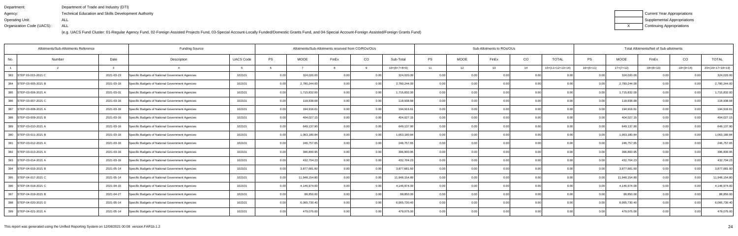Department: Department of Trade and Industry (DTI)
Agency: Technical Education and Skills Development Authority
Operating Unit: ALL
Organization Code (UACS) : ALL

(e.g. UACS Fund Cluster: 01-Regular Agency Fund, 02-Foreign Assisted Projects Fund, 03-Special Account-Locally Funded/Domestic Grants Fund, and 04-Special Account-Foreign Assisted/Foreign Grants Fund)

| | Current Year Appropriations |
|---|---|
| | Supplemental Appropriations |
| X | Continuing Appropriations |

| Allotments/Sub-Allotments Reference | | | Funding Source | | Allotments/Sub-Allotments received from CO/ROs/OUs | | | | | Sub-Allotments to ROs/OUs | | | | | Total Allotments/Net of Sub-allotments | | | | |
|---|---|---|---|---|---|---|---|---|---|---|---|---|---|---|---|---|---|---|---|
| No. | Number | Date | Description | UACS Code | PS | MOOE | FinEx | CO | Sub-Total | PS | MOOE | FinEx | CO | TOTAL | PS | MOOE | FinEx | CO | TOTAL |
| 1 | 2 | 3 | 4 | 5 | 6 | 7 | 8 | 9 | 10=(6+7+8+9) | 11 | 12 | 13 | 14 | 15=(11+12+13+14) | 16=(6+11) | 17=(7+12) | 18=(8+13) | 19=(9+14) | 20=(16+17+18+19) |
| 383 | STEP 03-015-2021 C | 2021-03-23 | Specific Budgets of National Government Agencies | 102101 | 0.00 | 324,020.00 | 0.00 | 0.00 | 324,020.00 | 0.00 | 0.00 | 0.00 | 0.00 | 0.00 | 0.00 | 324,020.00 | 0.00 | 0.00 | 324,020.00 |
| 384 | STEP-03-005-2021 B | 2021-03-16 | Specific Budgets of National Government Agencies | 102101 | 0.00 | 2,780,244.00 | 0.00 | 0.00 | 2,780,244.00 | 0.00 | 0.00 | 0.00 | 0.00 | 0.00 | 0.00 | 2,780,244.00 | 0.00 | 0.00 | 2,780,244.00 |
| 385 | STEP-03-006-2021 A | 2021-03-01 | Specific Budgets of National Government Agencies | 102101 | 0.00 | 1,715,832.00 | 0.00 | 0.00 | 1,715,832.00 | 0.00 | 0.00 | 0.00 | 0.00 | 0.00 | 0.00 | 1,715,832.00 | 0.00 | 0.00 | 1,715,832.00 |
| 386 | STEP-03-007-2021 C | 2021-03-16 | Specific Budgets of National Government Agencies | 102101 | 0.00 | 118,938.68 | 0.00 | 0.00 | 118,938.68 | 0.00 | 0.00 | 0.00 | 0.00 | 0.00 | 0.00 | 118,938.68 | 0.00 | 0.00 | 118,938.68 |
| 387 | STEP-03-008-2021 A | 2021-03-16 | Specific Budgets of National Government Agencies | 102101 | 0.00 | 194,916.61 | 0.00 | 0.00 | 194,916.61 | 0.00 | 0.00 | 0.00 | 0.00 | 0.00 | 0.00 | 194,916.61 | 0.00 | 0.00 | 194,916.61 |
| 388 | STEP-03-009-2021 B | 2021-03-16 | Specific Budgets of National Government Agencies | 102101 | 0.00 | 404,027.15 | 0.00 | 0.00 | 404,027.15 | 0.00 | 0.00 | 0.00 | 0.00 | 0.00 | 0.00 | 404,027.15 | 0.00 | 0.00 | 404,027.15 |
| 389 | STEP-03-010-2021 A | 2021-03-16 | Specific Budgets of National Government Agencies | 102101 | 0.00 | 649,137.90 | 0.00 | 0.00 | 649,137.90 | 0.00 | 0.00 | 0.00 | 0.00 | 0.00 | 0.00 | 649,137.90 | 0.00 | 0.00 | 649,137.90 |
| 390 | STEP-03-011-2021 B | 2021-03-16 | Specific Budgets of National Government Agencies | 102101 | 0.00 | 1,063,180.84 | 0.00 | 0.00 | 1,063,180.84 | 0.00 | 0.00 | 0.00 | 0.00 | 0.00 | 0.00 | 1,063,180.84 | 0.00 | 0.00 | 1,063,180.84 |
| 391 | STEP-03-012-2021 A | 2021-03-16 | Specific Budgets of National Government Agencies | 102101 | 0.00 | 246,757.65 | 0.00 | 0.00 | 246,757.65 | 0.00 | 0.00 | 0.00 | 0.00 | 0.00 | 0.00 | 246,757.65 | 0.00 | 0.00 | 246,757.65 |
| 392 | STEP-03-013-2021 A | 2021-03-16 | Specific Budgets of National Government Agencies | 102101 | 0.00 | 396,800.95 | 0.00 | 0.00 | 396,800.95 | 0.00 | 0.00 | 0.00 | 0.00 | 0.00 | 0.00 | 396,800.95 | 0.00 | 0.00 | 396,800.95 |
| 393 | STEP-03-014-2021 A | 2021-03-16 | Specific Budgets of National Government Agencies | 102101 | 0.00 | 432,704.23 | 0.00 | 0.00 | 432,704.23 | 0.00 | 0.00 | 0.00 | 0.00 | 0.00 | 0.00 | 432,704.23 | 0.00 | 0.00 | 432,704.23 |
| 394 | STEP-04-016-2021 B | 2021-05-14 | Specific Budgets of National Government Agencies | 102101 | 0.00 | 3,877,681.60 | 0.00 | 0.00 | 3,877,681.60 | 0.00 | 0.00 | 0.00 | 0.00 | 0.00 | 0.00 | 3,877,681.60 | 0.00 | 0.00 | 3,877,681.60 |
| 395 | STEP-04-017-2021 C | 2021-05-14 | Specific Budgets of National Government Agencies | 102101 | 0.00 | 11,948,154.80 | 0.00 | 0.00 | 11,948,154.80 | 0.00 | 0.00 | 0.00 | 0.00 | 0.00 | 0.00 | 11,948,154.80 | 0.00 | 0.00 | 11,948,154.80 |
| 396 | STEP-04-018-2021 C | 2021-04-15 | Specific Budgets of National Government Agencies | 102101 | 0.00 | 4,146,974.00 | 0.00 | 0.00 | 4,146,974.00 | 0.00 | 0.00 | 0.00 | 0.00 | 0.00 | 0.00 | 4,146,974.00 | 0.00 | 0.00 | 4,146,974.00 |
| 397 | STEP-04-019-2021 B | 2021-04-27 | Specific Budgets of National Government Agencies | 102101 | 0.00 | 88,850.00 | 0.00 | 0.00 | 88,850.00 | 0.00 | 0.00 | 0.00 | 0.00 | 0.00 | 0.00 | 88,850.00 | 0.00 | 0.00 | 88,850.00 |
| 398 | STEP-04-020-2021 D | 2021-05-14 | Specific Budgets of National Government Agencies | 102101 | 0.00 | 6,065,730.40 | 0.00 | 0.00 | 6,065,730.40 | 0.00 | 0.00 | 0.00 | 0.00 | 0.00 | 0.00 | 6,065,730.40 | 0.00 | 0.00 | 6,065,730.40 |
| 399 | STEP-04-021-2021 A | 2021-05-14 | Specific Budgets of National Government Agencies | 102101 | 0.00 | 479,075.00 | 0.00 | 0.00 | 479,075.00 | 0.00 | 0.00 | 0.00 | 0.00 | 0.00 | 0.00 | 479,075.00 | 0.00 | 0.00 | 479,075.00 |

This report was generated using the Unified Reporting System on 12/08/2021 00:08 version.FAR1b.1.2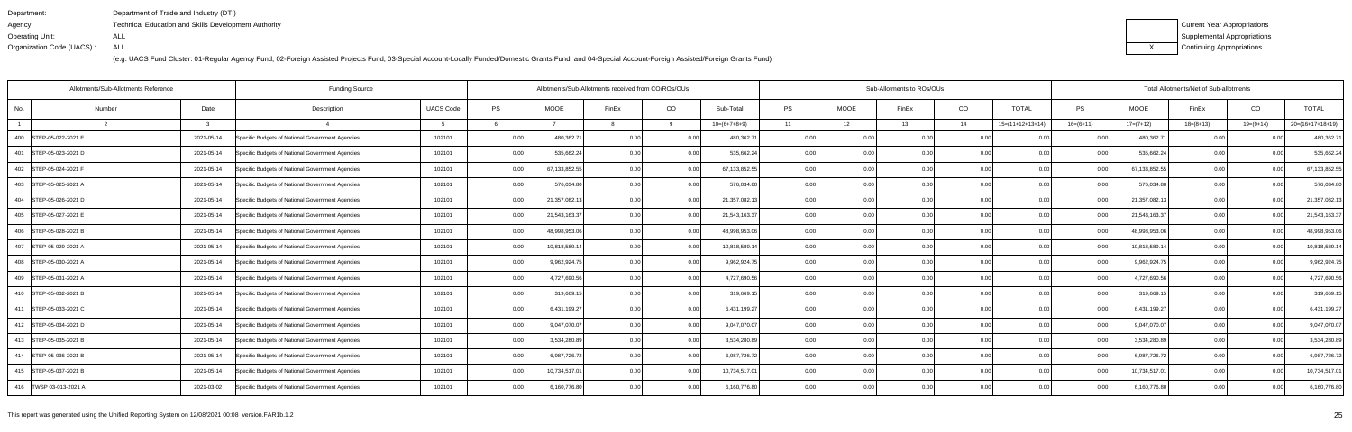Department: Department of Trade and Industry (DTI)
Agency: Technical Education and Skills Development Authority
Operating Unit: ALL
Organization Code (UACS) : ALL

(e.g. UACS Fund Cluster: 01-Regular Agency Fund, 02-Foreign Assisted Projects Fund, 03-Special Account-Locally Funded/Domestic Grants Fund, and 04-Special Account-Foreign Assisted/Foreign Grants Fund)

| | Current Year Appropriations |
|---|---|
| | Supplemental Appropriations |
| X | Continuing Appropriations |

| Allotments/Sub-Allotments Reference | | | Funding Source | | Allotments/Sub-Allotments received from CO/ROs/OUs | | | | | Sub-Allotments to ROs/OUs | | | | | Total Allotments/Net of Sub-allotments | | | | |
|---|---|---|---|---|---|---|---|---|---|---|---|---|---|---|---|---|---|---|---|
| No. | Number | Date | Description | UACS Code | PS | MOOE | FinEx | CO | Sub-Total | PS | MOOE | FinEx | CO | TOTAL | PS | MOOE | FinEx | CO | TOTAL |
| 1 | 2 | 3 | 4 | 5 | 6 | 7 | 8 | 9 | 10=(6+7+8+9) | 11 | 12 | 13 | 14 | 15=(11+12+13+14) | 16=(6+11) | 17=(7+12) | 18=(8+13) | 19=(9+14) | 20=(16+17+18+19) |
| 400 | STEP-05-022-2021 E | 2021-05-14 | Specific Budgets of National Government Agencies | 102101 | 0.00 | 480,362.71 | 0.00 | 0.00 | 480,362.71 | 0.00 | 0.00 | 0.00 | 0.00 | 0.00 | 0.00 | 480,362.71 | 0.00 | 0.00 | 480,362.71 |
| 401 | STEP-05-023-2021 D | 2021-05-14 | Specific Budgets of National Government Agencies | 102101 | 0.00 | 535,662.24 | 0.00 | 0.00 | 535,662.24 | 0.00 | 0.00 | 0.00 | 0.00 | 0.00 | 0.00 | 535,662.24 | 0.00 | 0.00 | 535,662.24 |
| 402 | STEP-05-024-2021 F | 2021-05-14 | Specific Budgets of National Government Agencies | 102101 | 0.00 | 67,133,852.55 | 0.00 | 0.00 | 67,133,852.55 | 0.00 | 0.00 | 0.00 | 0.00 | 0.00 | 0.00 | 67,133,852.55 | 0.00 | 0.00 | 67,133,852.55 |
| 403 | STEP-05-025-2021 A | 2021-05-14 | Specific Budgets of National Government Agencies | 102101 | 0.00 | 576,034.80 | 0.00 | 0.00 | 576,034.80 | 0.00 | 0.00 | 0.00 | 0.00 | 0.00 | 0.00 | 576,034.80 | 0.00 | 0.00 | 576,034.80 |
| 404 | STEP-05-026-2021 D | 2021-05-14 | Specific Budgets of National Government Agencies | 102101 | 0.00 | 21,357,082.13 | 0.00 | 0.00 | 21,357,082.13 | 0.00 | 0.00 | 0.00 | 0.00 | 0.00 | 0.00 | 21,357,082.13 | 0.00 | 0.00 | 21,357,082.13 |
| 405 | STEP-05-027-2021 E | 2021-05-14 | Specific Budgets of National Government Agencies | 102101 | 0.00 | 21,543,163.37 | 0.00 | 0.00 | 21,543,163.37 | 0.00 | 0.00 | 0.00 | 0.00 | 0.00 | 0.00 | 21,543,163.37 | 0.00 | 0.00 | 21,543,163.37 |
| 406 | STEP-05-028-2021 B | 2021-05-14 | Specific Budgets of National Government Agencies | 102101 | 0.00 | 48,998,953.06 | 0.00 | 0.00 | 48,998,953.06 | 0.00 | 0.00 | 0.00 | 0.00 | 0.00 | 0.00 | 48,998,953.06 | 0.00 | 0.00 | 48,998,953.06 |
| 407 | STEP-05-029-2021 A | 2021-05-14 | Specific Budgets of National Government Agencies | 102101 | 0.00 | 10,818,589.14 | 0.00 | 0.00 | 10,818,589.14 | 0.00 | 0.00 | 0.00 | 0.00 | 0.00 | 0.00 | 10,818,589.14 | 0.00 | 0.00 | 10,818,589.14 |
| 408 | STEP-05-030-2021 A | 2021-05-14 | Specific Budgets of National Government Agencies | 102101 | 0.00 | 9,962,924.75 | 0.00 | 0.00 | 9,962,924.75 | 0.00 | 0.00 | 0.00 | 0.00 | 0.00 | 0.00 | 9,962,924.75 | 0.00 | 0.00 | 9,962,924.75 |
| 409 | STEP-05-031-2021 A | 2021-05-14 | Specific Budgets of National Government Agencies | 102101 | 0.00 | 4,727,690.56 | 0.00 | 0.00 | 4,727,690.56 | 0.00 | 0.00 | 0.00 | 0.00 | 0.00 | 0.00 | 4,727,690.56 | 0.00 | 0.00 | 4,727,690.56 |
| 410 | STEP-05-032-2021 B | 2021-05-14 | Specific Budgets of National Government Agencies | 102101 | 0.00 | 319,669.15 | 0.00 | 0.00 | 319,669.15 | 0.00 | 0.00 | 0.00 | 0.00 | 0.00 | 0.00 | 319,669.15 | 0.00 | 0.00 | 319,669.15 |
| 411 | STEP-05-033-2021 C | 2021-05-14 | Specific Budgets of National Government Agencies | 102101 | 0.00 | 6,431,199.27 | 0.00 | 0.00 | 6,431,199.27 | 0.00 | 0.00 | 0.00 | 0.00 | 0.00 | 0.00 | 6,431,199.27 | 0.00 | 0.00 | 6,431,199.27 |
| 412 | STEP-05-034-2021 D | 2021-05-14 | Specific Budgets of National Government Agencies | 102101 | 0.00 | 9,047,070.07 | 0.00 | 0.00 | 9,047,070.07 | 0.00 | 0.00 | 0.00 | 0.00 | 0.00 | 0.00 | 9,047,070.07 | 0.00 | 0.00 | 9,047,070.07 |
| 413 | STEP-05-035-2021 B | 2021-05-14 | Specific Budgets of National Government Agencies | 102101 | 0.00 | 3,534,280.89 | 0.00 | 0.00 | 3,534,280.89 | 0.00 | 0.00 | 0.00 | 0.00 | 0.00 | 0.00 | 3,534,280.89 | 0.00 | 0.00 | 3,534,280.89 |
| 414 | STEP-05-036-2021 B | 2021-05-14 | Specific Budgets of National Government Agencies | 102101 | 0.00 | 6,987,726.72 | 0.00 | 0.00 | 6,987,726.72 | 0.00 | 0.00 | 0.00 | 0.00 | 0.00 | 0.00 | 6,987,726.72 | 0.00 | 0.00 | 6,987,726.72 |
| 415 | STEP-05-037-2021 B | 2021-05-14 | Specific Budgets of National Government Agencies | 102101 | 0.00 | 10,734,517.01 | 0.00 | 0.00 | 10,734,517.01 | 0.00 | 0.00 | 0.00 | 0.00 | 0.00 | 0.00 | 10,734,517.01 | 0.00 | 0.00 | 10,734,517.01 |
| 416 | TWSP 03-013-2021 A | 2021-03-02 | Specific Budgets of National Government Agencies | 102101 | 0.00 | 6,160,776.80 | 0.00 | 0.00 | 6,160,776.80 | 0.00 | 0.00 | 0.00 | 0.00 | 0.00 | 0.00 | 6,160,776.80 | 0.00 | 0.00 | 6,160,776.80 |

This report was generated using the Unified Reporting System on 12/08/2021 00:08 version.FAR1b.1.2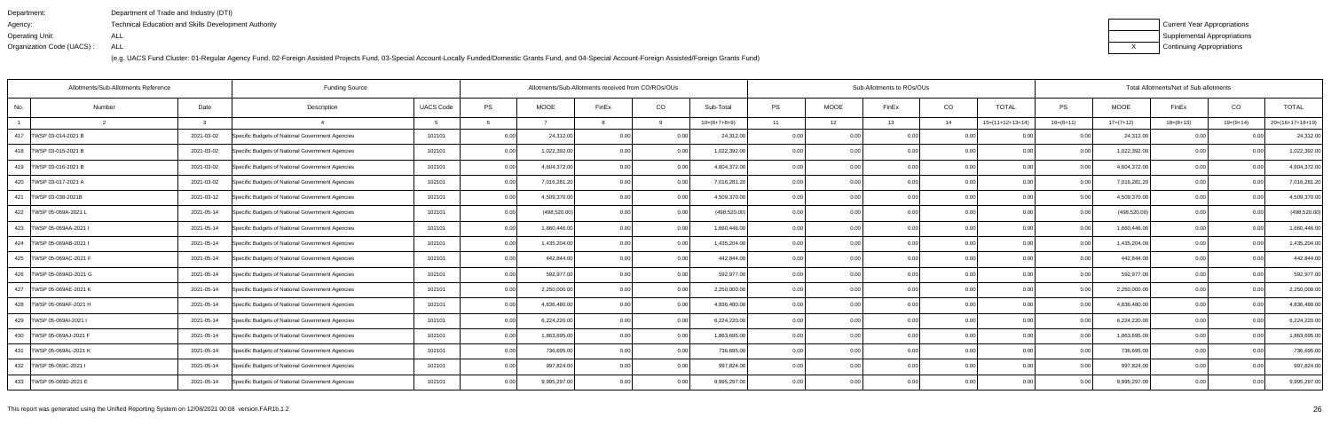Department: Department of Trade and Industry (DTI)
Agency: Technical Education and Skills Development Authority
Operating Unit: ALL
Organization Code (UACS) : ALL

(e.g. UACS Fund Cluster: 01-Regular Agency Fund, 02-Foreign Assisted Projects Fund, 03-Special Account-Locally Funded/Domestic Grants Fund, and 04-Special Account-Foreign Assisted/Foreign Grants Fund)

| | Current Year Appropriations |
|---|---|
| | Supplemental Appropriations |
| X | Continuing Appropriations |

| Allotments/Sub-Allotments Reference | | | Funding Source | | Allotments/Sub-Allotments received from CO/ROs/OUs | | | | | Sub-Allotments to ROs/OUs | | | | | Total Allotments/Net of Sub-allotments | | | | |
|---|---|---|---|---|---|---|---|---|---|---|---|---|---|---|---|---|---|---|---|
| No. | Number | Date | Description | UACS Code | PS | MOOE | FinEx | CO | Sub-Total | PS | MOOE | FinEx | CO | TOTAL | PS | MOOE | FinEx | CO | TOTAL |
| 1 | 2 | 3 | 4 | 5 | 6 | 7 | 8 | 9 | 10=(6+7+8+9) | 11 | 12 | 13 | 14 | 15=(11+12+13+14) | 16=(6+11) | 17=(7+12) | 18=(8+13) | 19=(9+14) | 20=(16+17+18+19) |
| 417 | TWSP 03-014-2021 B | 2021-03-02 | Specific Budgets of National Government Agencies | 102101 | 0.00 | 24,312.00 | 0.00 | 0.00 | 24,312.00 | 0.00 | 0.00 | 0.00 | 0.00 | 0.00 | 0.00 | 24,312.00 | 0.00 | 0.00 | 24,312.00 |
| 418 | TWSP 03-015-2021 B | 2021-03-02 | Specific Budgets of National Government Agencies | 102101 | 0.00 | 1,022,392.00 | 0.00 | 0.00 | 1,022,392.00 | 0.00 | 0.00 | 0.00 | 0.00 | 0.00 | 0.00 | 1,022,392.00 | 0.00 | 0.00 | 1,022,392.00 |
| 419 | TWSP 03-016-2021 B | 2021-03-02 | Specific Budgets of National Government Agencies | 102101 | 0.00 | 4,604,372.00 | 0.00 | 0.00 | 4,604,372.00 | 0.00 | 0.00 | 0.00 | 0.00 | 0.00 | 0.00 | 4,604,372.00 | 0.00 | 0.00 | 4,604,372.00 |
| 420 | TWSP 03-017-2021 A | 2021-03-02 | Specific Budgets of National Government Agencies | 102101 | 0.00 | 7,016,281.20 | 0.00 | 0.00 | 7,016,281.20 | 0.00 | 0.00 | 0.00 | 0.00 | 0.00 | 0.00 | 7,016,281.20 | 0.00 | 0.00 | 7,016,281.20 |
| 421 | TWSP 03-038-2021B | 2021-03-12 | Specific Budgets of National Government Agencies | 102101 | 0.00 | 4,509,370.00 | 0.00 | 0.00 | 4,509,370.00 | 0.00 | 0.00 | 0.00 | 0.00 | 0.00 | 0.00 | 4,509,370.00 | 0.00 | 0.00 | 4,509,370.00 |
| 422 | TWSP 05-069A-2021 L | 2021-05-14 | Specific Budgets of National Government Agencies | 102101 | 0.00 | (498,520.00) | 0.00 | 0.00 | (498,520.00) | 0.00 | 0.00 | 0.00 | 0.00 | 0.00 | 0.00 | (498,520.00) | 0.00 | 0.00 | (498,520.00) |
| 423 | TWSP 05-069AA-2021 I | 2021-05-14 | Specific Budgets of National Government Agencies | 102101 | 0.00 | 1,660,446.00 | 0.00 | 0.00 | 1,660,446.00 | 0.00 | 0.00 | 0.00 | 0.00 | 0.00 | 0.00 | 1,660,446.00 | 0.00 | 0.00 | 1,660,446.00 |
| 424 | TWSP 05-069AB-2021 I | 2021-05-14 | Specific Budgets of National Government Agencies | 102101 | 0.00 | 1,435,204.00 | 0.00 | 0.00 | 1,435,204.00 | 0.00 | 0.00 | 0.00 | 0.00 | 0.00 | 0.00 | 1,435,204.00 | 0.00 | 0.00 | 1,435,204.00 |
| 425 | TWSP 05-069AC-2021 F | 2021-05-14 | Specific Budgets of National Government Agencies | 102101 | 0.00 | 442,844.00 | 0.00 | 0.00 | 442,844.00 | 0.00 | 0.00 | 0.00 | 0.00 | 0.00 | 0.00 | 442,844.00 | 0.00 | 0.00 | 442,844.00 |
| 426 | TWSP 05-069AD-2021 G | 2021-05-14 | Specific Budgets of National Government Agencies | 102101 | 0.00 | 592,977.00 | 0.00 | 0.00 | 592,977.00 | 0.00 | 0.00 | 0.00 | 0.00 | 0.00 | 0.00 | 592,977.00 | 0.00 | 0.00 | 592,977.00 |
| 427 | TWSP 05-069AE-2021 K | 2021-05-14 | Specific Budgets of National Government Agencies | 102101 | 0.00 | 2,250,000.00 | 0.00 | 0.00 | 2,250,000.00 | 0.00 | 0.00 | 0.00 | 0.00 | 0.00 | 0.00 | 2,250,000.00 | 0.00 | 0.00 | 2,250,000.00 |
| 428 | TWSP 05-069AF-2021 H | 2021-05-14 | Specific Budgets of National Government Agencies | 102101 | 0.00 | 4,836,480.00 | 0.00 | 0.00 | 4,836,480.00 | 0.00 | 0.00 | 0.00 | 0.00 | 0.00 | 0.00 | 4,836,480.00 | 0.00 | 0.00 | 4,836,480.00 |
| 429 | TWSP 05-069AI-2021 I | 2021-05-14 | Specific Budgets of National Government Agencies | 102101 | 0.00 | 6,224,220.00 | 0.00 | 0.00 | 6,224,220.00 | 0.00 | 0.00 | 0.00 | 0.00 | 0.00 | 0.00 | 6,224,220.00 | 0.00 | 0.00 | 6,224,220.00 |
| 430 | TWSP 05-069AJ-2021 F | 2021-05-14 | Specific Budgets of National Government Agencies | 102101 | 0.00 | 1,863,695.00 | 0.00 | 0.00 | 1,863,695.00 | 0.00 | 0.00 | 0.00 | 0.00 | 0.00 | 0.00 | 1,863,695.00 | 0.00 | 0.00 | 1,863,695.00 |
| 431 | TWSP 05-069AL-2021 K | 2021-05-14 | Specific Budgets of National Government Agencies | 102101 | 0.00 | 736,695.00 | 0.00 | 0.00 | 736,695.00 | 0.00 | 0.00 | 0.00 | 0.00 | 0.00 | 0.00 | 736,695.00 | 0.00 | 0.00 | 736,695.00 |
| 432 | TWSP 05-069C-2021 I | 2021-05-14 | Specific Budgets of National Government Agencies | 102101 | 0.00 | 997,824.00 | 0.00 | 0.00 | 997,824.00 | 0.00 | 0.00 | 0.00 | 0.00 | 0.00 | 0.00 | 997,824.00 | 0.00 | 0.00 | 997,824.00 |
| 433 | TWSP 05-069D-2021 E | 2021-05-14 | Specific Budgets of National Government Agencies | 102101 | 0.00 | 9,995,297.00 | 0.00 | 0.00 | 9,995,297.00 | 0.00 | 0.00 | 0.00 | 0.00 | 0.00 | 0.00 | 9,995,297.00 | 0.00 | 0.00 | 9,995,297.00 |

This report was generated using the Unified Reporting System on 12/08/2021 00:08 version.FAR1b.1.2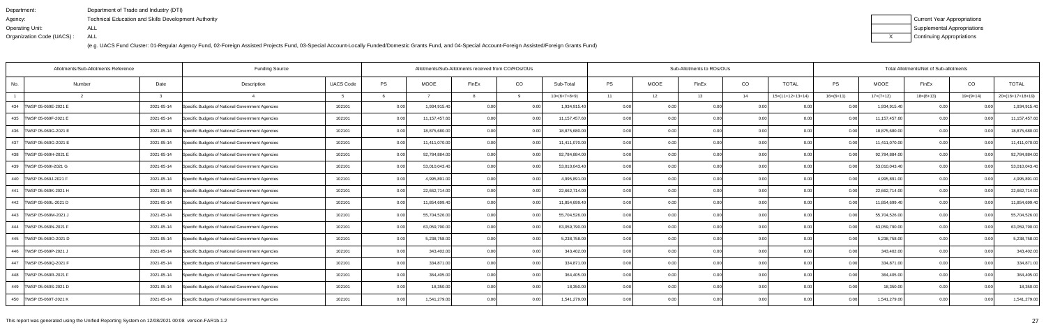Department: Department of Trade and Industry (DTI)
Agency: Technical Education and Skills Development Authority
Operating Unit: ALL
Organization Code (UACS) : ALL

(e.g. UACS Fund Cluster: 01-Regular Agency Fund, 02-Foreign Assisted Projects Fund, 03-Special Account-Locally Funded/Domestic Grants Fund, and 04-Special Account-Foreign Assisted/Foreign Grants Fund)

| | Current Year Appropriations |
|---|---|
| | Supplemental Appropriations |
| X | Continuing Appropriations |

| Allotments/Sub-Allotments Reference | | | Funding Source | | Allotments/Sub-Allotments received from CO/ROs/OUs | | | | | Sub-Allotments to ROs/OUs | | | | | Total Allotments/Net of Sub-allotments | | | | |
|---|---|---|---|---|---|---|---|---|---|---|---|---|---|---|---|---|---|---|---|
| No. | Number | Date | Description | UACS Code | PS | MOOE | FinEx | CO | Sub-Total | PS | MOOE | FinEx | CO | TOTAL | PS | MOOE | FinEx | CO | TOTAL |
| 1 | 2 | 3 | 4 | 5 | 6 | 7 | 8 | 9 | 10=(6+7+8+9) | 11 | 12 | 13 | 14 | 15=(11+12+13+14) | 16=(6+11) | 17=(7+12) | 18=(8+13) | 19=(9+14) | 20=(16+17+18+19) |
| 434 | TWSP 05-069E-2021 E | 2021-05-14 | Specific Budgets of National Government Agencies | 102101 | 0.00 | 1,934,915.40 | 0.00 | 0.00 | 1,934,915.40 | 0.00 | 0.00 | 0.00 | 0.00 | 0.00 | 0.00 | 1,934,915.40 | 0.00 | 0.00 | 1,934,915.40 |
| 435 | TWSP 05-069F-2021 E | 2021-05-14 | Specific Budgets of National Government Agencies | 102101 | 0.00 | 11,157,457.60 | 0.00 | 0.00 | 11,157,457.60 | 0.00 | 0.00 | 0.00 | 0.00 | 0.00 | 0.00 | 11,157,457.60 | 0.00 | 0.00 | 11,157,457.60 |
| 436 | TWSP 05-069G-2021 E | 2021-05-14 | Specific Budgets of National Government Agencies | 102101 | 0.00 | 18,875,680.00 | 0.00 | 0.00 | 18,875,680.00 | 0.00 | 0.00 | 0.00 | 0.00 | 0.00 | 0.00 | 18,875,680.00 | 0.00 | 0.00 | 18,875,680.00 |
| 437 | TWSP 05-069G-2021 E | 2021-05-14 | Specific Budgets of National Government Agencies | 102101 | 0.00 | 11,411,070.00 | 0.00 | 0.00 | 11,411,070.00 | 0.00 | 0.00 | 0.00 | 0.00 | 0.00 | 0.00 | 11,411,070.00 | 0.00 | 0.00 | 11,411,070.00 |
| 438 | TWSP 05-069H-2021 E | 2021-05-14 | Specific Budgets of National Government Agencies | 102101 | 0.00 | 92,784,884.00 | 0.00 | 0.00 | 92,784,884.00 | 0.00 | 0.00 | 0.00 | 0.00 | 0.00 | 0.00 | 92,784,884.00 | 0.00 | 0.00 | 92,784,884.00 |
| 439 | TWSP 05-069I-2021 G | 2021-05-14 | Specific Budgets of National Government Agencies | 102101 | 0.00 | 53,010,043.40 | 0.00 | 0.00 | 53,010,043.40 | 0.00 | 0.00 | 0.00 | 0.00 | 0.00 | 0.00 | 53,010,043.40 | 0.00 | 0.00 | 53,010,043.40 |
| 440 | TWSP 05-069J-2021 F | 2021-05-14 | Specific Budgets of National Government Agencies | 102101 | 0.00 | 4,995,891.00 | 0.00 | 0.00 | 4,995,891.00 | 0.00 | 0.00 | 0.00 | 0.00 | 0.00 | 0.00 | 4,995,891.00 | 0.00 | 0.00 | 4,995,891.00 |
| 441 | TWSP 05-069K-2021 H | 2021-05-14 | Specific Budgets of National Government Agencies | 102101 | 0.00 | 22,662,714.00 | 0.00 | 0.00 | 22,662,714.00 | 0.00 | 0.00 | 0.00 | 0.00 | 0.00 | 0.00 | 22,662,714.00 | 0.00 | 0.00 | 22,662,714.00 |
| 442 | TWSP 05-069L-2021 D | 2021-05-14 | Specific Budgets of National Government Agencies | 102101 | 0.00 | 11,854,699.40 | 0.00 | 0.00 | 11,854,699.40 | 0.00 | 0.00 | 0.00 | 0.00 | 0.00 | 0.00 | 11,854,699.40 | 0.00 | 0.00 | 11,854,699.40 |
| 443 | TWSP 05-069M-2021 J | 2021-05-14 | Specific Budgets of National Government Agencies | 102101 | 0.00 | 55,704,526.00 | 0.00 | 0.00 | 55,704,526.00 | 0.00 | 0.00 | 0.00 | 0.00 | 0.00 | 0.00 | 55,704,526.00 | 0.00 | 0.00 | 55,704,526.00 |
| 444 | TWSP 05-069N-2021 F | 2021-05-14 | Specific Budgets of National Government Agencies | 102101 | 0.00 | 63,059,790.00 | 0.00 | 0.00 | 63,059,790.00 | 0.00 | 0.00 | 0.00 | 0.00 | 0.00 | 0.00 | 63,059,790.00 | 0.00 | 0.00 | 63,059,790.00 |
| 445 | TWSP 05-069O-2021 D | 2021-05-14 | Specific Budgets of National Government Agencies | 102101 | 0.00 | 5,238,758.00 | 0.00 | 0.00 | 5,238,758.00 | 0.00 | 0.00 | 0.00 | 0.00 | 0.00 | 0.00 | 5,238,758.00 | 0.00 | 0.00 | 5,238,758.00 |
| 446 | TWSP 05-069P-2021 J | 2021-05-14 | Specific Budgets of National Government Agencies | 102101 | 0.00 | 343,402.00 | 0.00 | 0.00 | 343,402.00 | 0.00 | 0.00 | 0.00 | 0.00 | 0.00 | 0.00 | 343,402.00 | 0.00 | 0.00 | 343,402.00 |
| 447 | TWSP 05-069Q-2021 F | 2021-05-14 | Specific Budgets of National Government Agencies | 102101 | 0.00 | 334,871.00 | 0.00 | 0.00 | 334,871.00 | 0.00 | 0.00 | 0.00 | 0.00 | 0.00 | 0.00 | 334,871.00 | 0.00 | 0.00 | 334,871.00 |
| 448 | TWSP 05-069R-2021 F | 2021-05-14 | Specific Budgets of National Government Agencies | 102101 | 0.00 | 364,405.00 | 0.00 | 0.00 | 364,405.00 | 0.00 | 0.00 | 0.00 | 0.00 | 0.00 | 0.00 | 364,405.00 | 0.00 | 0.00 | 364,405.00 |
| 449 | TWSP 05-069S-2021 D | 2021-05-14 | Specific Budgets of National Government Agencies | 102101 | 0.00 | 18,350.00 | 0.00 | 0.00 | 18,350.00 | 0.00 | 0.00 | 0.00 | 0.00 | 0.00 | 0.00 | 18,350.00 | 0.00 | 0.00 | 18,350.00 |
| 450 | TWSP 05-069T-2021 K | 2021-05-14 | Specific Budgets of National Government Agencies | 102101 | 0.00 | 1,541,279.00 | 0.00 | 0.00 | 1,541,279.00 | 0.00 | 0.00 | 0.00 | 0.00 | 0.00 | 0.00 | 1,541,279.00 | 0.00 | 0.00 | 1,541,279.00 |

This report was generated using the Unified Reporting System on 12/08/2021 00:08 version.FAR1b.1.2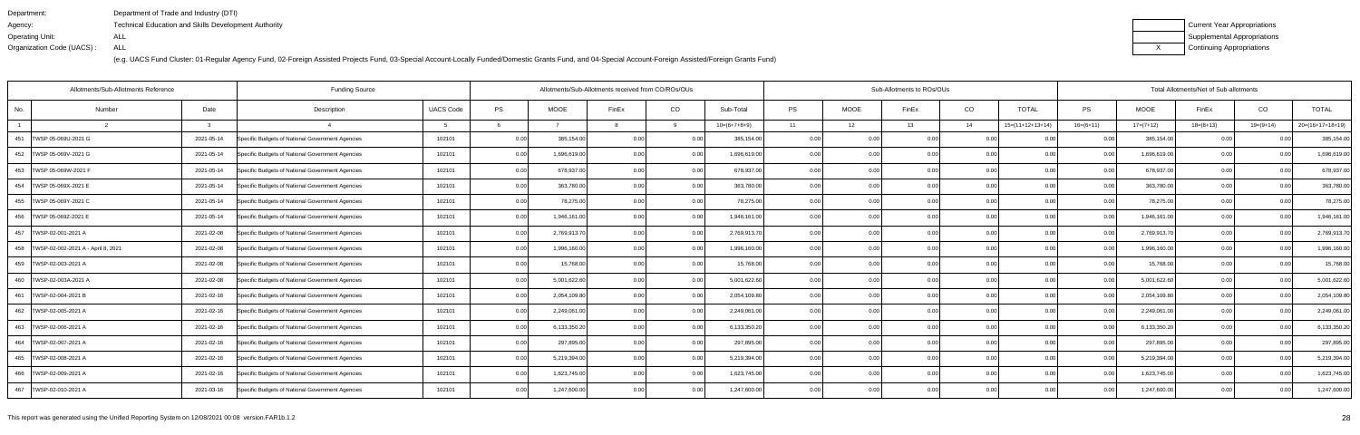Department: Department of Trade and Industry (DTI)
Agency: Technical Education and Skills Development Authority
Operating Unit: ALL
Organization Code (UACS) : ALL

(e.g. UACS Fund Cluster: 01-Regular Agency Fund, 02-Foreign Assisted Projects Fund, 03-Special Account-Locally Funded/Domestic Grants Fund, and 04-Special Account-Foreign Assisted/Foreign Grants Fund)

| | Current Year Appropriations |
|---|---|
| | Supplemental Appropriations |
| X | Continuing Appropriations |

| Allotments/Sub-Allotments Reference | | | Funding Source | | Allotments/Sub-Allotments received from CO/ROs/OUs | | | | | Sub-Allotments to ROs/OUs | | | | | Total Allotments/Net of Sub-allotments | | | | |
|---|---|---|---|---|---|---|---|---|---|---|---|---|---|---|---|---|---|---|---|
| No. | Number | Date | Description | UACS Code | PS | MOOE | FinEx | CO | Sub-Total | PS | MOOE | FinEx | CO | TOTAL | PS | MOOE | FinEx | CO | TOTAL |
| 1 | 2 | 3 | 4 | 5 | 6 | 7 | 8 | 9 | 10=(6+7+8+9) | 11 | 12 | 13 | 14 | 15=(11+12+13+14) | 16=(6+11) | 17=(7+12) | 18=(8+13) | 19=(9+14) | 20=(16+17+18+19) |
| 451 | TWSP 05-069U-2021 G | 2021-05-14 | Specific Budgets of National Government Agencies | 102101 | 0.00 | 385,154.00 | 0.00 | 0.00 | 385,154.00 | 0.00 | 0.00 | 0.00 | 0.00 | 0.00 | 0.00 | 385,154.00 | 0.00 | 0.00 | 385,154.00 |
| 452 | TWSP 05-069V-2021 G | 2021-05-14 | Specific Budgets of National Government Agencies | 102101 | 0.00 | 1,696,619.00 | 0.00 | 0.00 | 1,696,619.00 | 0.00 | 0.00 | 0.00 | 0.00 | 0.00 | 0.00 | 1,696,619.00 | 0.00 | 0.00 | 1,696,619.00 |
| 453 | TWSP 05-069W-2021 F | 2021-05-14 | Specific Budgets of National Government Agencies | 102101 | 0.00 | 678,937.00 | 0.00 | 0.00 | 678,937.00 | 0.00 | 0.00 | 0.00 | 0.00 | 0.00 | 0.00 | 678,937.00 | 0.00 | 0.00 | 678,937.00 |
| 454 | TWSP 05-069X-2021 E | 2021-05-14 | Specific Budgets of National Government Agencies | 102101 | 0.00 | 363,780.00 | 0.00 | 0.00 | 363,780.00 | 0.00 | 0.00 | 0.00 | 0.00 | 0.00 | 0.00 | 363,780.00 | 0.00 | 0.00 | 363,780.00 |
| 455 | TWSP 05-069Y-2021 C | 2021-05-14 | Specific Budgets of National Government Agencies | 102101 | 0.00 | 78,275.00 | 0.00 | 0.00 | 78,275.00 | 0.00 | 0.00 | 0.00 | 0.00 | 0.00 | 0.00 | 78,275.00 | 0.00 | 0.00 | 78,275.00 |
| 456 | TWSP 05-069Z-2021 E | 2021-05-14 | Specific Budgets of National Government Agencies | 102101 | 0.00 | 1,946,161.00 | 0.00 | 0.00 | 1,946,161.00 | 0.00 | 0.00 | 0.00 | 0.00 | 0.00 | 0.00 | 1,946,161.00 | 0.00 | 0.00 | 1,946,161.00 |
| 457 | TWSP-02-001-2021 A | 2021-02-08 | Specific Budgets of National Government Agencies | 102101 | 0.00 | 2,769,913.70 | 0.00 | 0.00 | 2,769,913.70 | 0.00 | 0.00 | 0.00 | 0.00 | 0.00 | 0.00 | 2,769,913.70 | 0.00 | 0.00 | 2,769,913.70 |
| 458 | TWSP-02-002-2021 A - April 8, 2021 | 2021-02-08 | Specific Budgets of National Government Agencies | 102101 | 0.00 | 1,996,160.00 | 0.00 | 0.00 | 1,996,160.00 | 0.00 | 0.00 | 0.00 | 0.00 | 0.00 | 0.00 | 1,996,160.00 | 0.00 | 0.00 | 1,996,160.00 |
| 459 | TWSP-02-003-2021 A | 2021-02-08 | Specific Budgets of National Government Agencies | 102101 | 0.00 | 15,768.00 | 0.00 | 0.00 | 15,768.00 | 0.00 | 0.00 | 0.00 | 0.00 | 0.00 | 0.00 | 15,768.00 | 0.00 | 0.00 | 15,768.00 |
| 460 | TWSP-02-003A-2021 A | 2021-02-08 | Specific Budgets of National Government Agencies | 102101 | 0.00 | 5,001,622.60 | 0.00 | 0.00 | 5,001,622.60 | 0.00 | 0.00 | 0.00 | 0.00 | 0.00 | 0.00 | 5,001,622.60 | 0.00 | 0.00 | 5,001,622.60 |
| 461 | TWSP-02-004-2021 B | 2021-02-16 | Specific Budgets of National Government Agencies | 102101 | 0.00 | 2,054,109.80 | 0.00 | 0.00 | 2,054,109.80 | 0.00 | 0.00 | 0.00 | 0.00 | 0.00 | 0.00 | 2,054,109.80 | 0.00 | 0.00 | 2,054,109.80 |
| 462 | TWSP-02-005-2021 A | 2021-02-16 | Specific Budgets of National Government Agencies | 102101 | 0.00 | 2,249,061.00 | 0.00 | 0.00 | 2,249,061.00 | 0.00 | 0.00 | 0.00 | 0.00 | 0.00 | 0.00 | 2,249,061.00 | 0.00 | 0.00 | 2,249,061.00 |
| 463 | TWSP-02-006-2021 A | 2021-02-16 | Specific Budgets of National Government Agencies | 102101 | 0.00 | 6,133,350.20 | 0.00 | 0.00 | 6,133,350.20 | 0.00 | 0.00 | 0.00 | 0.00 | 0.00 | 0.00 | 6,133,350.20 | 0.00 | 0.00 | 6,133,350.20 |
| 464 | TWSP-02-007-2021 A | 2021-02-16 | Specific Budgets of National Government Agencies | 102101 | 0.00 | 297,895.00 | 0.00 | 0.00 | 297,895.00 | 0.00 | 0.00 | 0.00 | 0.00 | 0.00 | 0.00 | 297,895.00 | 0.00 | 0.00 | 297,895.00 |
| 465 | TWSP-02-008-2021 A | 2021-02-16 | Specific Budgets of National Government Agencies | 102101 | 0.00 | 5,219,394.00 | 0.00 | 0.00 | 5,219,394.00 | 0.00 | 0.00 | 0.00 | 0.00 | 0.00 | 0.00 | 5,219,394.00 | 0.00 | 0.00 | 5,219,394.00 |
| 466 | TWSP-02-009-2021 A | 2021-02-16 | Specific Budgets of National Government Agencies | 102101 | 0.00 | 1,623,745.00 | 0.00 | 0.00 | 1,623,745.00 | 0.00 | 0.00 | 0.00 | 0.00 | 0.00 | 0.00 | 1,623,745.00 | 0.00 | 0.00 | 1,623,745.00 |
| 467 | TWSP-02-010-2021 A | 2021-03-16 | Specific Budgets of National Government Agencies | 102101 | 0.00 | 1,247,600.00 | 0.00 | 0.00 | 1,247,600.00 | 0.00 | 0.00 | 0.00 | 0.00 | 0.00 | 0.00 | 1,247,600.00 | 0.00 | 0.00 | 1,247,600.00 |

This report was generated using the Unified Reporting System on 12/08/2021 00:08 version.FAR1b.1.2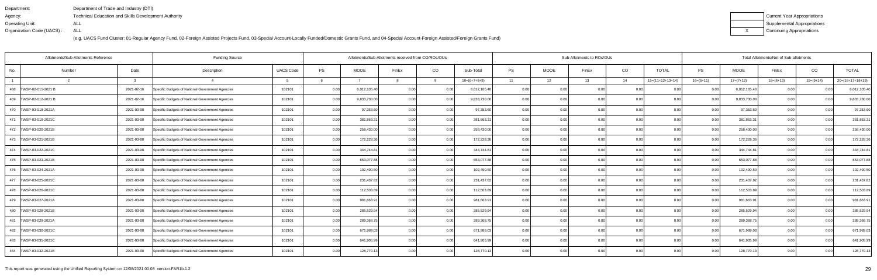Department: Department of Trade and Industry (DTI)
Agency: Technical Education and Skills Development Authority
Operating Unit: ALL
Organization Code (UACS) : ALL

(e.g. UACS Fund Cluster: 01-Regular Agency Fund, 02-Foreign Assisted Projects Fund, 03-Special Account-Locally Funded/Domestic Grants Fund, and 04-Special Account-Foreign Assisted/Foreign Grants Fund)

| | Current Year Appropriations |
|---|---|
| | Supplemental Appropriations |
| X | Continuing Appropriations |

| Allotments/Sub-Allotments Reference | | | Funding Source | | Allotments/Sub-Allotments received from CO/ROs/OUs | | | | | Sub-Allotments to ROs/OUs | | | | | Total Allotments/Net of Sub-allotments | | | | |
|---|---|---|---|---|---|---|---|---|---|---|---|---|---|---|---|---|---|---|---|
| No. | Number | Date | Description | UACS Code | PS | MOOE | FinEx | CO | Sub-Total | PS | MOOE | FinEx | CO | TOTAL | PS | MOOE | FinEx | CO | TOTAL |
| 1 | 2 | 3 | 4 | 5 | 6 | 7 | 8 | 9 | 10=(6+7+8+9) | 11 | 12 | 13 | 14 | 15=(11+12+13+14) | 16=(6+11) | 17=(7+12) | 18=(8+13) | 19=(9+14) | 20=(16+17+18+19) |
| 468 | TWSP-02-011-2021 B | 2021-02-16 | Specific Budgets of National Government Agencies | 102101 | 0.00 | 6,012,105.40 | 0.00 | 0.00 | 6,012,105.40 | 0.00 | 0.00 | 0.00 | 0.00 | 0.00 | 0.00 | 6,012,105.40 | 0.00 | 0.00 | 6,012,105.40 |
| 469 | TWSP-02-012-2021 B | 2021-02-16 | Specific Budgets of National Government Agencies | 102101 | 0.00 | 9,833,730.00 | 0.00 | 0.00 | 9,833,730.00 | 0.00 | 0.00 | 0.00 | 0.00 | 0.00 | 0.00 | 9,833,730.00 | 0.00 | 0.00 | 9,833,730.00 |
| 470 | TWSP-03-018-2021A | 2021-03-08 | Specific Budgets of National Government Agencies | 102101 | 0.00 | 97,353.60 | 0.00 | 0.00 | 97,353.60 | 0.00 | 0.00 | 0.00 | 0.00 | 0.00 | 0.00 | 97,353.60 | 0.00 | 0.00 | 97,353.60 |
| 471 | TWSP-03-019-2021C | 2021-03-08 | Specific Budgets of National Government Agencies | 102101 | 0.00 | 381,863.31 | 0.00 | 0.00 | 381,863.31 | 0.00 | 0.00 | 0.00 | 0.00 | 0.00 | 0.00 | 381,863.31 | 0.00 | 0.00 | 381,863.31 |
| 472 | TWSP-03-020-2021B | 2021-03-08 | Specific Budgets of National Government Agencies | 102101 | 0.00 | 258,430.00 | 0.00 | 0.00 | 258,430.00 | 0.00 | 0.00 | 0.00 | 0.00 | 0.00 | 0.00 | 258,430.00 | 0.00 | 0.00 | 258,430.00 |
| 473 | TWSP-03-021-2021B | 2021-03-08 | Specific Budgets of National Government Agencies | 102101 | 0.00 | 172,228.36 | 0.00 | 0.00 | 172,228.36 | 0.00 | 0.00 | 0.00 | 0.00 | 0.00 | 0.00 | 172,228.36 | 0.00 | 0.00 | 172,228.36 |
| 474 | TWSP-03-022-2021C | 2021-03-08 | Specific Budgets of National Government Agencies | 102101 | 0.00 | 344,744.81 | 0.00 | 0.00 | 344,744.81 | 0.00 | 0.00 | 0.00 | 0.00 | 0.00 | 0.00 | 344,744.81 | 0.00 | 0.00 | 344,744.81 |
| 475 | TWSP-03-023-2021B | 2021-03-08 | Specific Budgets of National Government Agencies | 102101 | 0.00 | 653,077.88 | 0.00 | 0.00 | 653,077.88 | 0.00 | 0.00 | 0.00 | 0.00 | 0.00 | 0.00 | 653,077.88 | 0.00 | 0.00 | 653,077.88 |
| 476 | TWSP-03-024-2021A | 2021-03-08 | Specific Budgets of National Government Agencies | 102101 | 0.00 | 102,490.50 | 0.00 | 0.00 | 102,490.50 | 0.00 | 0.00 | 0.00 | 0.00 | 0.00 | 0.00 | 102,490.50 | 0.00 | 0.00 | 102,490.50 |
| 477 | TWSP-03-025-2021C | 2021-03-08 | Specific Budgets of National Government Agencies | 102101 | 0.00 | 231,437.82 | 0.00 | 0.00 | 231,437.82 | 0.00 | 0.00 | 0.00 | 0.00 | 0.00 | 0.00 | 231,437.82 | 0.00 | 0.00 | 231,437.82 |
| 478 | TWSP-03-026-2021C | 2021-03-08 | Specific Budgets of National Government Agencies | 102101 | 0.00 | 112,503.89 | 0.00 | 0.00 | 112,503.89 | 0.00 | 0.00 | 0.00 | 0.00 | 0.00 | 0.00 | 112,503.89 | 0.00 | 0.00 | 112,503.89 |
| 479 | TWSP-03-027-2021A | 2021-03-08 | Specific Budgets of National Government Agencies | 102101 | 0.00 | 981,663.91 | 0.00 | 0.00 | 981,663.91 | 0.00 | 0.00 | 0.00 | 0.00 | 0.00 | 0.00 | 981,663.91 | 0.00 | 0.00 | 981,663.91 |
| 480 | TWSP-03-028-2021B | 2021-03-08 | Specific Budgets of National Government Agencies | 102101 | 0.00 | 285,529.94 | 0.00 | 0.00 | 285,529.94 | 0.00 | 0.00 | 0.00 | 0.00 | 0.00 | 0.00 | 285,529.94 | 0.00 | 0.00 | 285,529.94 |
| 481 | TWSP-03-029-2021A | 2021-03-08 | Specific Budgets of National Government Agencies | 102101 | 0.00 | 289,368.75 | 0.00 | 0.00 | 289,368.75 | 0.00 | 0.00 | 0.00 | 0.00 | 0.00 | 0.00 | 289,368.75 | 0.00 | 0.00 | 289,368.75 |
| 482 | TWSP-03-030-2021C | 2021-03-08 | Specific Budgets of National Government Agencies | 102101 | 0.00 | 671,989.03 | 0.00 | 0.00 | 671,989.03 | 0.00 | 0.00 | 0.00 | 0.00 | 0.00 | 0.00 | 671,989.03 | 0.00 | 0.00 | 671,989.03 |
| 483 | TWSP-03-031-2021C | 2021-03-08 | Specific Budgets of National Government Agencies | 102101 | 0.00 | 641,905.99 | 0.00 | 0.00 | 641,905.99 | 0.00 | 0.00 | 0.00 | 0.00 | 0.00 | 0.00 | 641,905.99 | 0.00 | 0.00 | 641,905.99 |
| 484 | TWSP-03-032-2021B | 2021-03-08 | Specific Budgets of National Government Agencies | 102101 | 0.00 | 128,770.13 | 0.00 | 0.00 | 128,770.13 | 0.00 | 0.00 | 0.00 | 0.00 | 0.00 | 0.00 | 128,770.13 | 0.00 | 0.00 | 128,770.13 |

This report was generated using the Unified Reporting System on 12/08/2021 00:08 version.FAR1b.1.2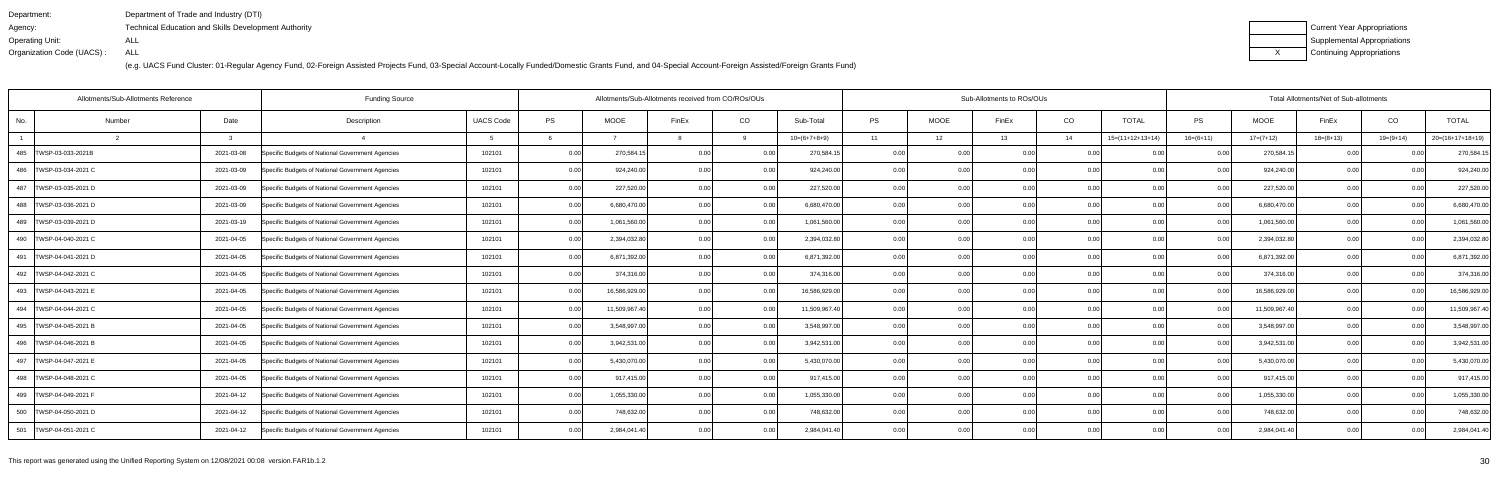Department: Department of Trade and Industry (DTI)
Agency: Technical Education and Skills Development Authority
Operating Unit: ALL
Organization Code (UACS) : ALL

(e.g. UACS Fund Cluster: 01-Regular Agency Fund, 02-Foreign Assisted Projects Fund, 03-Special Account-Locally Funded/Domestic Grants Fund, and 04-Special Account-Foreign Assisted/Foreign Grants Fund)

| | Current Year Appropriations |
|---|---|
| | Supplemental Appropriations |
| X | Continuing Appropriations |

| Allotments/Sub-Allotments Reference | | | Funding Source | | Allotments/Sub-Allotments received from CO/ROs/OUs | | | | | Sub-Allotments to ROs/OUs | | | | | Total Allotments/Net of Sub-allotments | | | | |
|---|---|---|---|---|---|---|---|---|---|---|---|---|---|---|---|---|---|---|---|
| No. | Number | Date | Description | UACS Code | PS | MOOE | FinEx | CO | Sub-Total | PS | MOOE | FinEx | CO | TOTAL | PS | MOOE | FinEx | CO | TOTAL |
| 1 | 2 | 3 | 4 | 5 | 6 | 7 | 8 | 9 | 10=(6+7+8+9) | 11 | 12 | 13 | 14 | 15=(11+12+13+14) | 16=(6+11) | 17=(7+12) | 18=(8+13) | 19=(9+14) | 20=(16+17+18+19) |
| 485 | TWSP-03-033-2021B | 2021-03-08 | Specific Budgets of National Government Agencies | 102101 | 0.00 | 270,584.15 | 0.00 | 0.00 | 270,584.15 | 0.00 | 0.00 | 0.00 | 0.00 | 0.00 | 0.00 | 270,584.15 | 0.00 | 0.00 | 270,584.15 |
| 486 | TWSP-03-034-2021 C | 2021-03-09 | Specific Budgets of National Government Agencies | 102101 | 0.00 | 924,240.00 | 0.00 | 0.00 | 924,240.00 | 0.00 | 0.00 | 0.00 | 0.00 | 0.00 | 0.00 | 924,240.00 | 0.00 | 0.00 | 924,240.00 |
| 487 | TWSP-03-035-2021 D | 2021-03-09 | Specific Budgets of National Government Agencies | 102101 | 0.00 | 227,520.00 | 0.00 | 0.00 | 227,520.00 | 0.00 | 0.00 | 0.00 | 0.00 | 0.00 | 0.00 | 227,520.00 | 0.00 | 0.00 | 227,520.00 |
| 488 | TWSP-03-036-2021 D | 2021-03-09 | Specific Budgets of National Government Agencies | 102101 | 0.00 | 6,680,470.00 | 0.00 | 0.00 | 6,680,470.00 | 0.00 | 0.00 | 0.00 | 0.00 | 0.00 | 0.00 | 6,680,470.00 | 0.00 | 0.00 | 6,680,470.00 |
| 489 | TWSP-03-039-2021 D | 2021-03-19 | Specific Budgets of National Government Agencies | 102101 | 0.00 | 1,061,560.00 | 0.00 | 0.00 | 1,061,560.00 | 0.00 | 0.00 | 0.00 | 0.00 | 0.00 | 0.00 | 1,061,560.00 | 0.00 | 0.00 | 1,061,560.00 |
| 490 | TWSP-04-040-2021 C | 2021-04-05 | Specific Budgets of National Government Agencies | 102101 | 0.00 | 2,394,032.80 | 0.00 | 0.00 | 2,394,032.80 | 0.00 | 0.00 | 0.00 | 0.00 | 0.00 | 0.00 | 2,394,032.80 | 0.00 | 0.00 | 2,394,032.80 |
| 491 | TWSP-04-041-2021 D | 2021-04-05 | Specific Budgets of National Government Agencies | 102101 | 0.00 | 6,871,392.00 | 0.00 | 0.00 | 6,871,392.00 | 0.00 | 0.00 | 0.00 | 0.00 | 0.00 | 0.00 | 6,871,392.00 | 0.00 | 0.00 | 6,871,392.00 |
| 492 | TWSP-04-042-2021 C | 2021-04-05 | Specific Budgets of National Government Agencies | 102101 | 0.00 | 374,316.00 | 0.00 | 0.00 | 374,316.00 | 0.00 | 0.00 | 0.00 | 0.00 | 0.00 | 0.00 | 374,316.00 | 0.00 | 0.00 | 374,316.00 |
| 493 | TWSP-04-043-2021 E | 2021-04-05 | Specific Budgets of National Government Agencies | 102101 | 0.00 | 16,586,929.00 | 0.00 | 0.00 | 16,586,929.00 | 0.00 | 0.00 | 0.00 | 0.00 | 0.00 | 0.00 | 16,586,929.00 | 0.00 | 0.00 | 16,586,929.00 |
| 494 | TWSP-04-044-2021 C | 2021-04-05 | Specific Budgets of National Government Agencies | 102101 | 0.00 | 11,509,967.40 | 0.00 | 0.00 | 11,509,967.40 | 0.00 | 0.00 | 0.00 | 0.00 | 0.00 | 0.00 | 11,509,967.40 | 0.00 | 0.00 | 11,509,967.40 |
| 495 | TWSP-04-045-2021 B | 2021-04-05 | Specific Budgets of National Government Agencies | 102101 | 0.00 | 3,548,997.00 | 0.00 | 0.00 | 3,548,997.00 | 0.00 | 0.00 | 0.00 | 0.00 | 0.00 | 0.00 | 3,548,997.00 | 0.00 | 0.00 | 3,548,997.00 |
| 496 | TWSP-04-046-2021 B | 2021-04-05 | Specific Budgets of National Government Agencies | 102101 | 0.00 | 3,942,531.00 | 0.00 | 0.00 | 3,942,531.00 | 0.00 | 0.00 | 0.00 | 0.00 | 0.00 | 0.00 | 3,942,531.00 | 0.00 | 0.00 | 3,942,531.00 |
| 497 | TWSP-04-047-2021 E | 2021-04-05 | Specific Budgets of National Government Agencies | 102101 | 0.00 | 5,430,070.00 | 0.00 | 0.00 | 5,430,070.00 | 0.00 | 0.00 | 0.00 | 0.00 | 0.00 | 0.00 | 5,430,070.00 | 0.00 | 0.00 | 5,430,070.00 |
| 498 | TWSP-04-048-2021 C | 2021-04-05 | Specific Budgets of National Government Agencies | 102101 | 0.00 | 917,415.00 | 0.00 | 0.00 | 917,415.00 | 0.00 | 0.00 | 0.00 | 0.00 | 0.00 | 0.00 | 917,415.00 | 0.00 | 0.00 | 917,415.00 |
| 499 | TWSP-04-049-2021 F | 2021-04-12 | Specific Budgets of National Government Agencies | 102101 | 0.00 | 1,055,330.00 | 0.00 | 0.00 | 1,055,330.00 | 0.00 | 0.00 | 0.00 | 0.00 | 0.00 | 0.00 | 1,055,330.00 | 0.00 | 0.00 | 1,055,330.00 |
| 500 | TWSP-04-050-2021 D | 2021-04-12 | Specific Budgets of National Government Agencies | 102101 | 0.00 | 748,632.00 | 0.00 | 0.00 | 748,632.00 | 0.00 | 0.00 | 0.00 | 0.00 | 0.00 | 0.00 | 748,632.00 | 0.00 | 0.00 | 748,632.00 |
| 501 | TWSP-04-051-2021 C | 2021-04-12 | Specific Budgets of National Government Agencies | 102101 | 0.00 | 2,984,041.40 | 0.00 | 0.00 | 2,984,041.40 | 0.00 | 0.00 | 0.00 | 0.00 | 0.00 | 0.00 | 2,984,041.40 | 0.00 | 0.00 | 2,984,041.40 |

This report was generated using the Unified Reporting System on 12/08/2021 00:08 version.FAR1b.1.2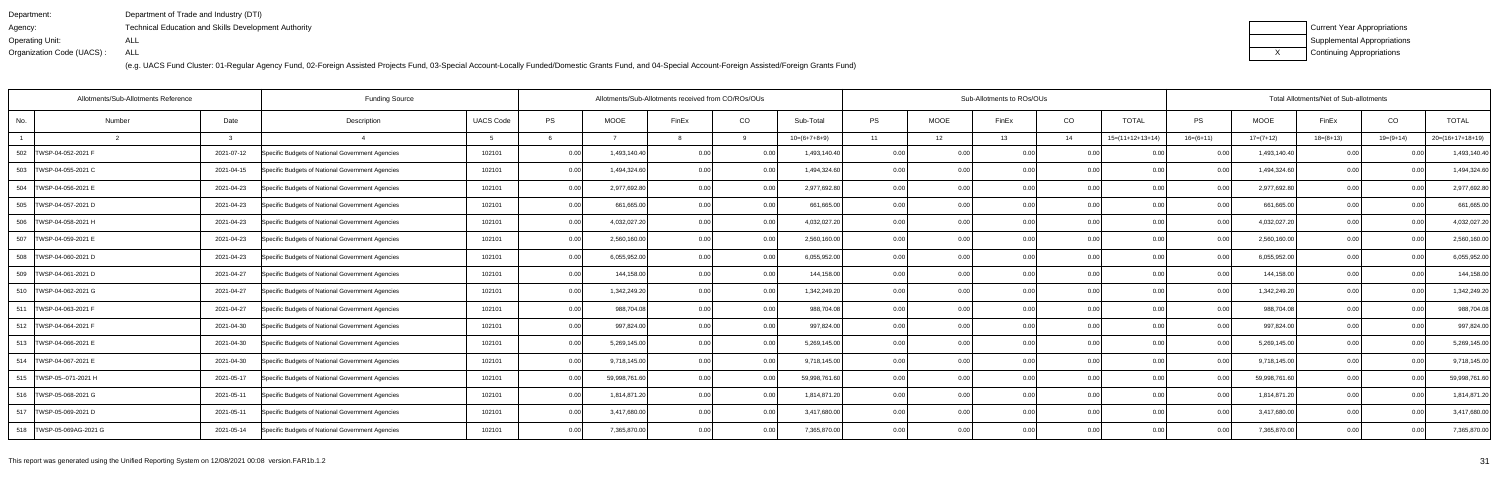Department: Department of Trade and Industry (DTI)
Agency: Technical Education and Skills Development Authority
Operating Unit: ALL
Organization Code (UACS) : ALL

(e.g. UACS Fund Cluster: 01-Regular Agency Fund, 02-Foreign Assisted Projects Fund, 03-Special Account-Locally Funded/Domestic Grants Fund, and 04-Special Account-Foreign Assisted/Foreign Grants Fund)

| | Current Year Appropriations |
|---|---|
| | Supplemental Appropriations |
| X | Continuing Appropriations |

| Allotments/Sub-Allotments Reference | | | Funding Source | | Allotments/Sub-Allotments received from CO/ROs/OUs | | | | | Sub-Allotments to ROs/OUs | | | | | Total Allotments/Net of Sub-allotments | | | | |
|---|---|---|---|---|---|---|---|---|---|---|---|---|---|---|---|---|---|---|---|
| No. | Number | Date | Description | UACS Code | PS | MOOE | FinEx | CO | Sub-Total | PS | MOOE | FinEx | CO | TOTAL | PS | MOOE | FinEx | CO | TOTAL |
| 1 | 2 | 3 | 4 | 5 | 6 | 7 | 8 | 9 | 10=(6+7+8+9) | 11 | 12 | 13 | 14 | 15=(11+12+13+14) | 16=(6+11) | 17=(7+12) | 18=(8+13) | 19=(9+14) | 20=(16+17+18+19) |
| 502 | TWSP-04-052-2021 F | 2021-07-12 | Specific Budgets of National Government Agencies | 102101 | 0.00 | 1,493,140.40 | 0.00 | 0.00 | 1,493,140.40 | 0.00 | 0.00 | 0.00 | 0.00 | 0.00 | 0.00 | 1,493,140.40 | 0.00 | 0.00 | 1,493,140.40 |
| 503 | TWSP-04-055-2021 C | 2021-04-15 | Specific Budgets of National Government Agencies | 102101 | 0.00 | 1,494,324.60 | 0.00 | 0.00 | 1,494,324.60 | 0.00 | 0.00 | 0.00 | 0.00 | 0.00 | 0.00 | 1,494,324.60 | 0.00 | 0.00 | 1,494,324.60 |
| 504 | TWSP-04-056-2021 E | 2021-04-23 | Specific Budgets of National Government Agencies | 102101 | 0.00 | 2,977,692.80 | 0.00 | 0.00 | 2,977,692.80 | 0.00 | 0.00 | 0.00 | 0.00 | 0.00 | 0.00 | 2,977,692.80 | 0.00 | 0.00 | 2,977,692.80 |
| 505 | TWSP-04-057-2021 D | 2021-04-23 | Specific Budgets of National Government Agencies | 102101 | 0.00 | 661,665.00 | 0.00 | 0.00 | 661,665.00 | 0.00 | 0.00 | 0.00 | 0.00 | 0.00 | 0.00 | 661,665.00 | 0.00 | 0.00 | 661,665.00 |
| 506 | TWSP-04-058-2021 H | 2021-04-23 | Specific Budgets of National Government Agencies | 102101 | 0.00 | 4,032,027.20 | 0.00 | 0.00 | 4,032,027.20 | 0.00 | 0.00 | 0.00 | 0.00 | 0.00 | 0.00 | 4,032,027.20 | 0.00 | 0.00 | 4,032,027.20 |
| 507 | TWSP-04-059-2021 E | 2021-04-23 | Specific Budgets of National Government Agencies | 102101 | 0.00 | 2,560,160.00 | 0.00 | 0.00 | 2,560,160.00 | 0.00 | 0.00 | 0.00 | 0.00 | 0.00 | 0.00 | 2,560,160.00 | 0.00 | 0.00 | 2,560,160.00 |
| 508 | TWSP-04-060-2021 D | 2021-04-23 | Specific Budgets of National Government Agencies | 102101 | 0.00 | 6,055,952.00 | 0.00 | 0.00 | 6,055,952.00 | 0.00 | 0.00 | 0.00 | 0.00 | 0.00 | 0.00 | 6,055,952.00 | 0.00 | 0.00 | 6,055,952.00 |
| 509 | TWSP-04-061-2021 D | 2021-04-27 | Specific Budgets of National Government Agencies | 102101 | 0.00 | 144,158.00 | 0.00 | 0.00 | 144,158.00 | 0.00 | 0.00 | 0.00 | 0.00 | 0.00 | 0.00 | 144,158.00 | 0.00 | 0.00 | 144,158.00 |
| 510 | TWSP-04-062-2021 G | 2021-04-27 | Specific Budgets of National Government Agencies | 102101 | 0.00 | 1,342,249.20 | 0.00 | 0.00 | 1,342,249.20 | 0.00 | 0.00 | 0.00 | 0.00 | 0.00 | 0.00 | 1,342,249.20 | 0.00 | 0.00 | 1,342,249.20 |
| 511 | TWSP-04-063-2021 F | 2021-04-27 | Specific Budgets of National Government Agencies | 102101 | 0.00 | 988,704.08 | 0.00 | 0.00 | 988,704.08 | 0.00 | 0.00 | 0.00 | 0.00 | 0.00 | 0.00 | 988,704.08 | 0.00 | 0.00 | 988,704.08 |
| 512 | TWSP-04-064-2021 F | 2021-04-30 | Specific Budgets of National Government Agencies | 102101 | 0.00 | 997,824.00 | 0.00 | 0.00 | 997,824.00 | 0.00 | 0.00 | 0.00 | 0.00 | 0.00 | 0.00 | 997,824.00 | 0.00 | 0.00 | 997,824.00 |
| 513 | TWSP-04-066-2021 E | 2021-04-30 | Specific Budgets of National Government Agencies | 102101 | 0.00 | 5,269,145.00 | 0.00 | 0.00 | 5,269,145.00 | 0.00 | 0.00 | 0.00 | 0.00 | 0.00 | 0.00 | 5,269,145.00 | 0.00 | 0.00 | 5,269,145.00 |
| 514 | TWSP-04-067-2021 E | 2021-04-30 | Specific Budgets of National Government Agencies | 102101 | 0.00 | 9,718,145.00 | 0.00 | 0.00 | 9,718,145.00 | 0.00 | 0.00 | 0.00 | 0.00 | 0.00 | 0.00 | 9,718,145.00 | 0.00 | 0.00 | 9,718,145.00 |
| 515 | TWSP-05--071-2021 H | 2021-05-17 | Specific Budgets of National Government Agencies | 102101 | 0.00 | 59,998,761.60 | 0.00 | 0.00 | 59,998,761.60 | 0.00 | 0.00 | 0.00 | 0.00 | 0.00 | 0.00 | 59,998,761.60 | 0.00 | 0.00 | 59,998,761.60 |
| 516 | TWSP-05-068-2021 G | 2021-05-11 | Specific Budgets of National Government Agencies | 102101 | 0.00 | 1,814,871.20 | 0.00 | 0.00 | 1,814,871.20 | 0.00 | 0.00 | 0.00 | 0.00 | 0.00 | 0.00 | 1,814,871.20 | 0.00 | 0.00 | 1,814,871.20 |
| 517 | TWSP-05-069-2021 D | 2021-05-11 | Specific Budgets of National Government Agencies | 102101 | 0.00 | 3,417,680.00 | 0.00 | 0.00 | 3,417,680.00 | 0.00 | 0.00 | 0.00 | 0.00 | 0.00 | 0.00 | 3,417,680.00 | 0.00 | 0.00 | 3,417,680.00 |
| 518 | TWSP-05-069AG-2021 G | 2021-05-14 | Specific Budgets of National Government Agencies | 102101 | 0.00 | 7,365,870.00 | 0.00 | 0.00 | 7,365,870.00 | 0.00 | 0.00 | 0.00 | 0.00 | 0.00 | 0.00 | 7,365,870.00 | 0.00 | 0.00 | 7,365,870.00 |

This report was generated using the Unified Reporting System on 12/08/2021 00:08 version.FAR1b.1.2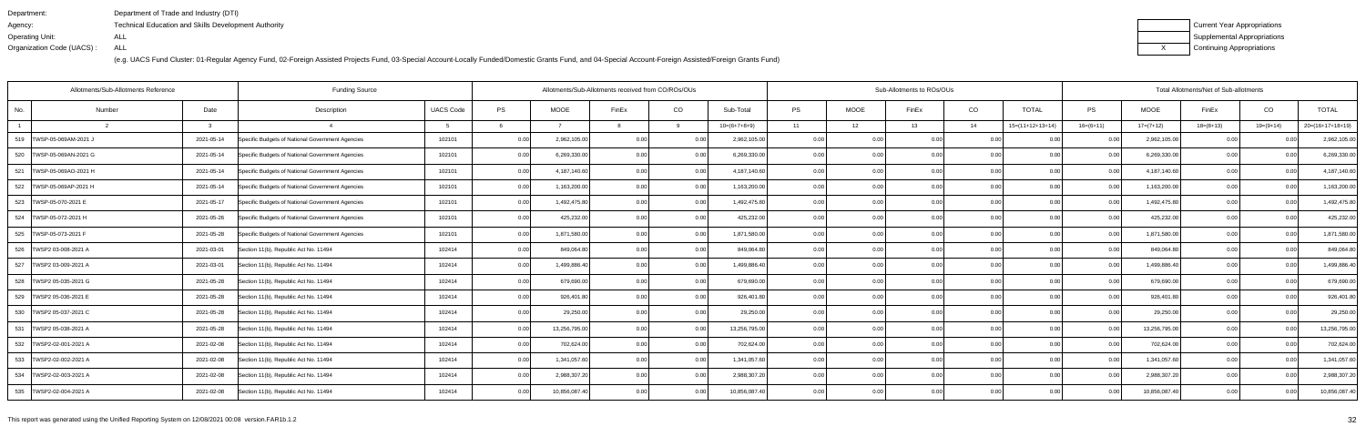Department: Department of Trade and Industry (DTI)
Agency: Technical Education and Skills Development Authority
Operating Unit: ALL
Organization Code (UACS) : ALL

(e.g. UACS Fund Cluster: 01-Regular Agency Fund, 02-Foreign Assisted Projects Fund, 03-Special Account-Locally Funded/Domestic Grants Fund, and 04-Special Account-Foreign Assisted/Foreign Grants Fund)

| | Current Year Appropriations |
|---|---|
| | Supplemental Appropriations |
| X | Continuing Appropriations |

| Allotments/Sub-Allotments Reference | | | Funding Source | | Allotments/Sub-Allotments received from CO/ROs/OUs | | | | | Sub-Allotments to ROs/OUs | | | | | Total Allotments/Net of Sub-allotments | | | | |
|---|---|---|---|---|---|---|---|---|---|---|---|---|---|---|---|---|---|---|---|
| No. | Number | Date | Description | UACS Code | PS | MOOE | FinEx | CO | Sub-Total | PS | MOOE | FinEx | CO | TOTAL | PS | MOOE | FinEx | CO | TOTAL |
| 1 | 2 | 3 | 4 | 5 | 6 | 7 | 8 | 9 | 10=(6+7+8+9) | 11 | 12 | 13 | 14 | 15=(11+12+13+14) | 16=(6+11) | 17=(7+12) | 18=(8+13) | 19=(9+14) | 20=(16+17+18+19) |
| 519 | TWSP-05-069AM-2021 J | 2021-05-14 | Specific Budgets of National Government Agencies | 102101 | 0.00 | 2,962,105.00 | 0.00 | 0.00 | 2,962,105.00 | 0.00 | 0.00 | 0.00 | 0.00 | 0.00 | 0.00 | 2,962,105.00 | 0.00 | 0.00 | 2,962,105.00 |
| 520 | TWSP-05-069AN-2021 G | 2021-05-14 | Specific Budgets of National Government Agencies | 102101 | 0.00 | 6,269,330.00 | 0.00 | 0.00 | 6,269,330.00 | 0.00 | 0.00 | 0.00 | 0.00 | 0.00 | 0.00 | 6,269,330.00 | 0.00 | 0.00 | 6,269,330.00 |
| 521 | TWSP-05-069AO-2021 H | 2021-05-14 | Specific Budgets of National Government Agencies | 102101 | 0.00 | 4,187,140.60 | 0.00 | 0.00 | 4,187,140.60 | 0.00 | 0.00 | 0.00 | 0.00 | 0.00 | 0.00 | 4,187,140.60 | 0.00 | 0.00 | 4,187,140.60 |
| 522 | TWSP-05-069AP-2021 H | 2021-05-14 | Specific Budgets of National Government Agencies | 102101 | 0.00 | 1,163,200.00 | 0.00 | 0.00 | 1,163,200.00 | 0.00 | 0.00 | 0.00 | 0.00 | 0.00 | 0.00 | 1,163,200.00 | 0.00 | 0.00 | 1,163,200.00 |
| 523 | TWSP-05-070-2021 E | 2021-05-17 | Specific Budgets of National Government Agencies | 102101 | 0.00 | 1,492,475.80 | 0.00 | 0.00 | 1,492,475.80 | 0.00 | 0.00 | 0.00 | 0.00 | 0.00 | 0.00 | 1,492,475.80 | 0.00 | 0.00 | 1,492,475.80 |
| 524 | TWSP-05-072-2021 H | 2021-05-26 | Specific Budgets of National Government Agencies | 102101 | 0.00 | 425,232.00 | 0.00 | 0.00 | 425,232.00 | 0.00 | 0.00 | 0.00 | 0.00 | 0.00 | 0.00 | 425,232.00 | 0.00 | 0.00 | 425,232.00 |
| 525 | TWSP-05-073-2021 F | 2021-05-28 | Specific Budgets of National Government Agencies | 102101 | 0.00 | 1,871,580.00 | 0.00 | 0.00 | 1,871,580.00 | 0.00 | 0.00 | 0.00 | 0.00 | 0.00 | 0.00 | 1,871,580.00 | 0.00 | 0.00 | 1,871,580.00 |
| 526 | TWSP2 03-008-2021 A | 2021-03-01 | Section 11(b), Republic Act No. 11494 | 102414 | 0.00 | 849,064.80 | 0.00 | 0.00 | 849,064.80 | 0.00 | 0.00 | 0.00 | 0.00 | 0.00 | 0.00 | 849,064.80 | 0.00 | 0.00 | 849,064.80 |
| 527 | TWSP2 03-009-2021 A | 2021-03-01 | Section 11(b), Republic Act No. 11494 | 102414 | 0.00 | 1,499,886.40 | 0.00 | 0.00 | 1,499,886.40 | 0.00 | 0.00 | 0.00 | 0.00 | 0.00 | 0.00 | 1,499,886.40 | 0.00 | 0.00 | 1,499,886.40 |
| 528 | TWSP2 05-035-2021 G | 2021-05-28 | Section 11(b), Republic Act No. 11494 | 102414 | 0.00 | 679,690.00 | 0.00 | 0.00 | 679,690.00 | 0.00 | 0.00 | 0.00 | 0.00 | 0.00 | 0.00 | 679,690.00 | 0.00 | 0.00 | 679,690.00 |
| 529 | TWSP2 05-036-2021 E | 2021-05-28 | Section 11(b), Republic Act No. 11494 | 102414 | 0.00 | 926,401.80 | 0.00 | 0.00 | 926,401.80 | 0.00 | 0.00 | 0.00 | 0.00 | 0.00 | 0.00 | 926,401.80 | 0.00 | 0.00 | 926,401.80 |
| 530 | TWSP2 05-037-2021 C | 2021-05-28 | Section 11(b), Republic Act No. 11494 | 102414 | 0.00 | 29,250.00 | 0.00 | 0.00 | 29,250.00 | 0.00 | 0.00 | 0.00 | 0.00 | 0.00 | 0.00 | 29,250.00 | 0.00 | 0.00 | 29,250.00 |
| 531 | TWSP2 05-038-2021 A | 2021-05-28 | Section 11(b), Republic Act No. 11494 | 102414 | 0.00 | 13,256,795.00 | 0.00 | 0.00 | 13,256,795.00 | 0.00 | 0.00 | 0.00 | 0.00 | 0.00 | 0.00 | 13,256,795.00 | 0.00 | 0.00 | 13,256,795.00 |
| 532 | TWSP2-02-001-2021 A | 2021-02-08 | Section 11(b), Republic Act No. 11494 | 102414 | 0.00 | 702,624.00 | 0.00 | 0.00 | 702,624.00 | 0.00 | 0.00 | 0.00 | 0.00 | 0.00 | 0.00 | 702,624.00 | 0.00 | 0.00 | 702,624.00 |
| 533 | TWSP2-02-002-2021 A | 2021-02-08 | Section 11(b), Republic Act No. 11494 | 102414 | 0.00 | 1,341,057.60 | 0.00 | 0.00 | 1,341,057.60 | 0.00 | 0.00 | 0.00 | 0.00 | 0.00 | 0.00 | 1,341,057.60 | 0.00 | 0.00 | 1,341,057.60 |
| 534 | TWSP2-02-003-2021 A | 2021-02-08 | Section 11(b), Republic Act No. 11494 | 102414 | 0.00 | 2,988,307.20 | 0.00 | 0.00 | 2,988,307.20 | 0.00 | 0.00 | 0.00 | 0.00 | 0.00 | 0.00 | 2,988,307.20 | 0.00 | 0.00 | 2,988,307.20 |
| 535 | TWSP2-02-004-2021 A | 2021-02-08 | Section 11(b), Republic Act No. 11494 | 102414 | 0.00 | 10,856,087.40 | 0.00 | 0.00 | 10,856,087.40 | 0.00 | 0.00 | 0.00 | 0.00 | 0.00 | 0.00 | 10,856,087.40 | 0.00 | 0.00 | 10,856,087.40 |

This report was generated using the Unified Reporting System on 12/08/2021 00:08 version.FAR1b.1.2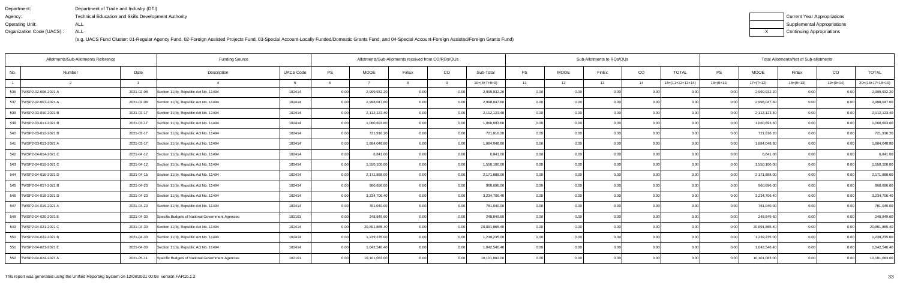Department: Department of Trade and Industry (DTI)
Agency: Technical Education and Skills Development Authority
Operating Unit: ALL
Organization Code (UACS) : ALL

(e.g. UACS Fund Cluster: 01-Regular Agency Fund, 02-Foreign Assisted Projects Fund, 03-Special Account-Locally Funded/Domestic Grants Fund, and 04-Special Account-Foreign Assisted/Foreign Grants Fund)

| | Current Year Appropriations |
|---|---|
| | Supplemental Appropriations |
| X | Continuing Appropriations |

| Allotments/Sub-Allotments Reference | | | Funding Source | | Allotments/Sub-Allotments received from CO/ROs/OUs | | | | | Sub-Allotments to ROs/OUs | | | | | Total Allotments/Net of Sub-allotments | | | | |
|---|---|---|---|---|---|---|---|---|---|---|---|---|---|---|---|---|---|---|---|
| No. | Number | Date | Description | UACS Code | PS | MOOE | FinEx | CO | Sub-Total | PS | MOOE | FinEx | CO | TOTAL | PS | MOOE | FinEx | CO | TOTAL |
| 1 | 2 | 3 | 4 | 5 | 6 | 7 | 8 | 9 | 10=(6+7+8+9) | 11 | 12 | 13 | 14 | 15=(11+12+13+14) | 16=(6+11) | 17=(7+12) | 18=(8+13) | 19=(9+14) | 20=(16+17+18+19) |
| 536 | TWSP2-02-006-2021 A | 2021-02-08 | Section 11(b), Republic Act No. 11494 | 102414 | 0.00 | 2,999,932.20 | 0.00 | 0.00 | 2,999,932.20 | 0.00 | 0.00 | 0.00 | 0.00 | 0.00 | 0.00 | 2,999,932.20 | 0.00 | 0.00 | 2,999,932.20 |
| 537 | TWSP2-02-007-2021 A | 2021-02-08 | Section 11(b), Republic Act No. 11494 | 102414 | 0.00 | 2,998,047.60 | 0.00 | 0.00 | 2,998,047.60 | 0.00 | 0.00 | 0.00 | 0.00 | 0.00 | 0.00 | 2,998,047.60 | 0.00 | 0.00 | 2,998,047.60 |
| 538 | TWSP2-03-010-2021 B | 2021-03-17 | Section 11(b), Republic Act No. 11494 | 102414 | 0.00 | 2,112,123.40 | 0.00 | 0.00 | 2,112,123.40 | 0.00 | 0.00 | 0.00 | 0.00 | 0.00 | 0.00 | 2,112,123.40 | 0.00 | 0.00 | 2,112,123.40 |
| 539 | TWSP2-03-011-2021 B | 2021-03-17 | Section 11(b), Republic Act No. 11494 | 102414 | 0.00 | 1,060,693.60 | 0.00 | 0.00 | 1,060,693.60 | 0.00 | 0.00 | 0.00 | 0.00 | 0.00 | 0.00 | 1,060,693.60 | 0.00 | 0.00 | 1,060,693.60 |
| 540 | TWSP2-03-012-2021 B | 2021-03-17 | Section 11(b), Republic Act No. 11494 | 102414 | 0.00 | 721,916.20 | 0.00 | 0.00 | 721,916.20 | 0.00 | 0.00 | 0.00 | 0.00 | 0.00 | 0.00 | 721,916.20 | 0.00 | 0.00 | 721,916.20 |
| 541 | TWSP2-03-013-2021 A | 2021-03-17 | Section 11(b), Republic Act No. 11494 | 102414 | 0.00 | 1,884,048.80 | 0.00 | 0.00 | 1,884,048.80 | 0.00 | 0.00 | 0.00 | 0.00 | 0.00 | 0.00 | 1,884,048.80 | 0.00 | 0.00 | 1,884,048.80 |
| 542 | TWSP2-04-014-2021 C | 2021-04-12 | Section 11(b), Republic Act No. 11494 | 102414 | 0.00 | 6,841.00 | 0.00 | 0.00 | 6,841.00 | 0.00 | 0.00 | 0.00 | 0.00 | 0.00 | 0.00 | 6,841.00 | 0.00 | 0.00 | 6,841.00 |
| 543 | TWSP2-04-015-2021 C | 2021-04-12 | Section 11(b), Republic Act No. 11494 | 102414 | 0.00 | 1,550,100.00 | 0.00 | 0.00 | 1,550,100.00 | 0.00 | 0.00 | 0.00 | 0.00 | 0.00 | 0.00 | 1,550,100.00 | 0.00 | 0.00 | 1,550,100.00 |
| 544 | TWSP2-04-016-2021 D | 2021-04-15 | Section 11(b), Republic Act No. 11494 | 102414 | 0.00 | 2,171,888.00 | 0.00 | 0.00 | 2,171,888.00 | 0.00 | 0.00 | 0.00 | 0.00 | 0.00 | 0.00 | 2,171,888.00 | 0.00 | 0.00 | 2,171,888.00 |
| 545 | TWSP2-04-017-2021 B | 2021-04-23 | Section 11(b), Republic Act No. 11494 | 102414 | 0.00 | 960,696.00 | 0.00 | 0.00 | 960,696.00 | 0.00 | 0.00 | 0.00 | 0.00 | 0.00 | 0.00 | 960,696.00 | 0.00 | 0.00 | 960,696.00 |
| 546 | TWSP2-04-018-2021 D | 2021-04-23 | Section 11(b), Republic Act No. 11494 | 102414 | 0.00 | 3,234,706.40 | 0.00 | 0.00 | 3,234,706.40 | 0.00 | 0.00 | 0.00 | 0.00 | 0.00 | 0.00 | 3,234,706.40 | 0.00 | 0.00 | 3,234,706.40 |
| 547 | TWSP2-04-019-2021 A | 2021-04-23 | Section 11(b), Republic Act No. 11494 | 102414 | 0.00 | 781,040.00 | 0.00 | 0.00 | 781,040.00 | 0.00 | 0.00 | 0.00 | 0.00 | 0.00 | 0.00 | 781,040.00 | 0.00 | 0.00 | 781,040.00 |
| 548 | TWSP2-04-020-2021 E | 2021-04-30 | Specific Budgets of National Government Agencies | 102101 | 0.00 | 248,849.60 | 0.00 | 0.00 | 248,849.60 | 0.00 | 0.00 | 0.00 | 0.00 | 0.00 | 0.00 | 248,849.60 | 0.00 | 0.00 | 248,849.60 |
| 549 | TWSP2-04-021-2021 C | 2021-04-30 | Section 11(b), Republic Act No. 11494 | 102414 | 0.00 | 20,891,865.40 | 0.00 | 0.00 | 20,891,865.40 | 0.00 | 0.00 | 0.00 | 0.00 | 0.00 | 0.00 | 20,891,865.40 | 0.00 | 0.00 | 20,891,865.40 |
| 550 | TWSP2-04-022-2021 B | 2021-04-30 | Section 11(b), Republic Act No. 11494 | 102414 | 0.00 | 1,239,235.00 | 0.00 | 0.00 | 1,239,235.00 | 0.00 | 0.00 | 0.00 | 0.00 | 0.00 | 0.00 | 1,239,235.00 | 0.00 | 0.00 | 1,239,235.00 |
| 551 | TWSP2-04-023-2021 E | 2021-04-30 | Section 11(b), Republic Act No. 11494 | 102414 | 0.00 | 1,042,546.40 | 0.00 | 0.00 | 1,042,546.40 | 0.00 | 0.00 | 0.00 | 0.00 | 0.00 | 0.00 | 1,042,546.40 | 0.00 | 0.00 | 1,042,546.40 |
| 552 | TWSP2-04-024-2021 A | 2021-05-11 | Specific Budgets of National Government Agencies | 102101 | 0.00 | 10,101,083.00 | 0.00 | 0.00 | 10,101,083.00 | 0.00 | 0.00 | 0.00 | 0.00 | 0.00 | 0.00 | 10,101,083.00 | 0.00 | 0.00 | 10,101,083.00 |

This report was generated using the Unified Reporting System on 12/08/2021 00:08 version.FAR1b.1.2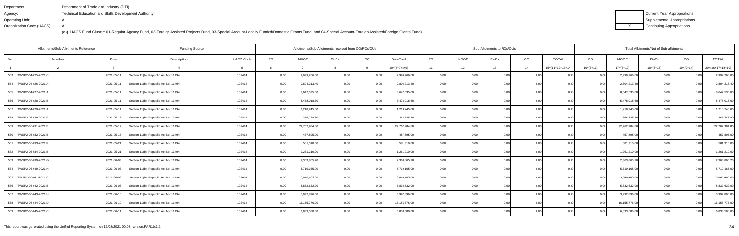Department: Department of Trade and Industry (DTI)
Agency: Technical Education and Skills Development Authority
Operating Unit: ALL
Organization Code (UACS) : ALL

(e.g. UACS Fund Cluster: 01-Regular Agency Fund, 02-Foreign Assisted Projects Fund, 03-Special Account-Locally Funded/Domestic Grants Fund, and 04-Special Account-Foreign Assisted/Foreign Grants Fund)

| | Current Year Appropriations |
|---|---|
| | Supplemental Appropriations |
| X | Continuing Appropriations |

| Allotments/Sub-Allotments Reference | | | Funding Source | | Allotments/Sub-Allotments received from CO/ROs/OUs | | | | | Sub-Allotments to ROs/OUs | | | | | Total Allotments/Net of Sub-allotments | | | | |
|---|---|---|---|---|---|---|---|---|---|---|---|---|---|---|---|---|---|---|---|
| No. | Number | Date | Description | UACS Code | PS | MOOE | FinEx | CO | Sub-Total | PS | MOOE | FinEx | CO | TOTAL | PS | MOOE | FinEx | CO | TOTAL |
| 1 | 2 | 3 | 4 | 5 | 6 | 7 | 8 | 9 | 10=(6+7+8+9) | 11 | 12 | 13 | 14 | 15=(11+12+13+14) | 16=(6+11) | 17=(7+12) | 18=(8+13) | 19=(9+14) | 20=(16+17+18+19) |
| 553 | TWSP2-04-025-2021 C | 2021-05-11 | Section 11(b), Republic Act No. 11494 | 102414 | 0.00 | 2,999,266.00 | 0.00 | 0.00 | 2,999,266.00 | 0.00 | 0.00 | 0.00 | 0.00 | 0.00 | 0.00 | 2,999,266.00 | 0.00 | 0.00 | 2,999,266.00 |
| 554 | TWSP2-04-026-2021 A | 2021-05-11 | Section 11(b), Republic Act No. 11494 | 102414 | 0.00 | 2,804,213.40 | 0.00 | 0.00 | 2,804,213.40 | 0.00 | 0.00 | 0.00 | 0.00 | 0.00 | 0.00 | 2,804,213.40 | 0.00 | 0.00 | 2,804,213.40 |
| 555 | TWSP2-04-027-2021 A | 2021-05-11 | Section 11(b), Republic Act No. 11494 | 102414 | 0.00 | 8,647,535.00 | 0.00 | 0.00 | 8,647,535.00 | 0.00 | 0.00 | 0.00 | 0.00 | 0.00 | 0.00 | 8,647,535.00 | 0.00 | 0.00 | 8,647,535.00 |
| 556 | TWSP2-04-028-2021 B | 2021-05-11 | Section 11(b), Republic Act No. 11494 | 102414 | 0.00 | 5,478,018.60 | 0.00 | 0.00 | 5,478,018.60 | 0.00 | 0.00 | 0.00 | 0.00 | 0.00 | 0.00 | 5,478,018.60 | 0.00 | 0.00 | 5,478,018.60 |
| 557 | TWSP2-04-029-2021 A | 2021-05-11 | Section 11(b), Republic Act No. 11494 | 102414 | 0.00 | 1,218,245.00 | 0.00 | 0.00 | 1,218,245.00 | 0.00 | 0.00 | 0.00 | 0.00 | 0.00 | 0.00 | 1,218,245.00 | 0.00 | 0.00 | 1,218,245.00 |
| 558 | TWSP2-05-030-2021 F | 2021-05-17 | Section 11(b), Republic Act No. 11494 | 102414 | 0.00 | 366,748.80 | 0.00 | 0.00 | 366,748.80 | 0.00 | 0.00 | 0.00 | 0.00 | 0.00 | 0.00 | 366,748.80 | 0.00 | 0.00 | 366,748.80 |
| 559 | TWSP2-05-031-2021 B | 2021-05-17 | Section 11(b), Republic Act No. 11494 | 102414 | 0.00 | 22,762,984.80 | 0.00 | 0.00 | 22,762,984.80 | 0.00 | 0.00 | 0.00 | 0.00 | 0.00 | 0.00 | 22,762,984.80 | 0.00 | 0.00 | 22,762,984.80 |
| 560 | TWSP2-05-032-2021 B | 2021-05-17 | Section 11(b), Republic Act No. 11494 | 102414 | 0.00 | 457,895.00 | 0.00 | 0.00 | 457,895.00 | 0.00 | 0.00 | 0.00 | 0.00 | 0.00 | 0.00 | 457,895.00 | 0.00 | 0.00 | 457,895.00 |
| 561 | TWSP2-05-033-2021 F | 2021-05-21 | Section 11(b), Republic Act No. 11494 | 102414 | 0.00 | 581,310.00 | 0.00 | 0.00 | 581,310.00 | 0.00 | 0.00 | 0.00 | 0.00 | 0.00 | 0.00 | 581,310.00 | 0.00 | 0.00 | 581,310.00 |
| 562 | TWSP2-05-034-2021 B | 2021-05-21 | Section 11(b), Republic Act No. 11494 | 102414 | 0.00 | 1,261,210.00 | 0.00 | 0.00 | 1,261,210.00 | 0.00 | 0.00 | 0.00 | 0.00 | 0.00 | 0.00 | 1,261,210.00 | 0.00 | 0.00 | 1,261,210.00 |
| 563 | TWSP2-06-039-2021 G | 2021-06-03 | Section 11(b), Republic Act No. 11494 | 102414 | 0.00 | 2,363,865.20 | 0.00 | 0.00 | 2,363,865.20 | 0.00 | 0.00 | 0.00 | 0.00 | 0.00 | 0.00 | 2,363,865.20 | 0.00 | 0.00 | 2,363,865.20 |
| 564 | TWSP2-06-040-2021 H | 2021-06-03 | Section 11(b), Republic Act No. 11494 | 102414 | 0.00 | 5,719,165.00 | 0.00 | 0.00 | 5,719,165.00 | 0.00 | 0.00 | 0.00 | 0.00 | 0.00 | 0.00 | 5,719,165.00 | 0.00 | 0.00 | 5,719,165.00 |
| 565 | TWSP2-06-041-2021 C | 2021-06-03 | Section 11(b), Republic Act No. 11494 | 102414 | 0.00 | 3,846,465.00 | 0.00 | 0.00 | 3,846,465.00 | 0.00 | 0.00 | 0.00 | 0.00 | 0.00 | 0.00 | 3,846,465.00 | 0.00 | 0.00 | 3,846,465.00 |
| 566 | TWSP2-06-042-2021 B | 2021-06-03 | Section 11(b), Republic Act No. 11494 | 102414 | 0.00 | 5,832,632.00 | 0.00 | 0.00 | 5,832,632.00 | 0.00 | 0.00 | 0.00 | 0.00 | 0.00 | 0.00 | 5,832,632.00 | 0.00 | 0.00 | 5,832,632.00 |
| 567 | TWSP2-06-043-2021 H | 2021-06-10 | Section 11(b), Republic Act No. 11494 | 102414 | 0.00 | 3,992,896.00 | 0.00 | 0.00 | 3,992,896.00 | 0.00 | 0.00 | 0.00 | 0.00 | 0.00 | 0.00 | 3,992,896.00 | 0.00 | 0.00 | 3,992,896.00 |
| 568 | TWSP2-06-044-2021 D | 2021-06-10 | Section 11(b), Republic Act No. 11494 | 102414 | 0.00 | 16,155,776.00 | 0.00 | 0.00 | 16,155,776.00 | 0.00 | 0.00 | 0.00 | 0.00 | 0.00 | 0.00 | 16,155,776.00 | 0.00 | 0.00 | 16,155,776.00 |
| 569 | TWSP2-06-045-2021 C | 2021-06-11 | Section 11(b), Republic Act No. 11494 | 102414 | 0.00 | 6,833,580.00 | 0.00 | 0.00 | 6,833,580.00 | 0.00 | 0.00 | 0.00 | 0.00 | 0.00 | 0.00 | 6,833,580.00 | 0.00 | 0.00 | 6,833,580.00 |

This report was generated using the Unified Reporting System on 12/08/2021 00:08 version.FAR1b.1.2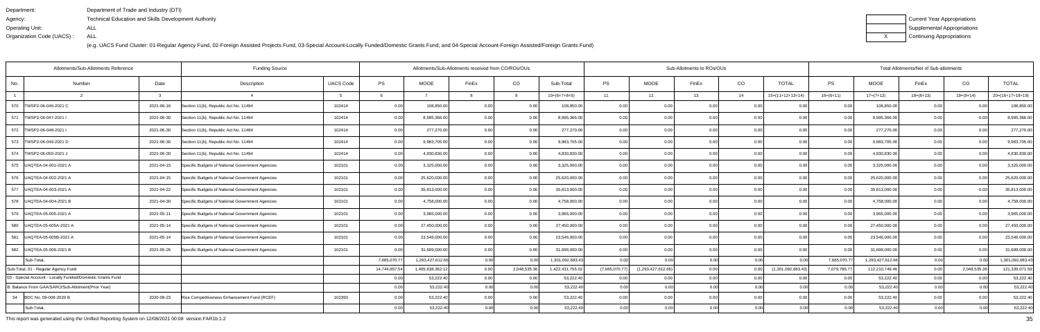Department: Department of Trade and Industry (DTI)
Agency: Technical Education and Skills Development Authority
Operating Unit: ALL
Organization Code (UACS) : ALL

(e.g. UACS Fund Cluster: 01-Regular Agency Fund, 02-Foreign Assisted Projects Fund, 03-Special Account-Locally Funded/Domestic Grants Fund, and 04-Special Account-Foreign Assisted/Foreign Grants Fund)

| | Current Year Appropriations |
|---|---|
| | Supplemental Appropriations |
| X | Continuing Appropriations |

| Allotments/Sub-Allotments Reference | | | Funding Source | | Allotments/Sub-Allotments received from CO/ROs/OUs | | | | | Sub-Allotments to ROs/OUs | | | | | Total Allotments/Net of Sub-allotments | | | | |
|---|---|---|---|---|---|---|---|---|---|---|---|---|---|---|---|---|---|---|---|
| No. | Number | Date | Description | UACS Code | PS | MOOE | FinEx | CO | Sub-Total | PS | MOOE | FinEx | CO | TOTAL | PS | MOOE | FinEx | CO | TOTAL |
| 1 | 2 | 3 | 4 | 5 | 6 | 7 | 8 | 9 | 10=(6+7+8+9) | 11 | 12 | 13 | 14 | 15=(11+12+13+14) | 16=(6+11) | 17=(7+12) | 18=(8+13) | 19=(9+14) | 20=(16+17+18+19) |
| 570 | TWSP2-06-046-2021 C | 2021-06-16 | Section 11(b), Republic Act No. 11494 | 102414 | 0.00 | 108,850.00 | 0.00 | 0.00 | 108,850.00 | 0.00 | 0.00 | 0.00 | 0.00 | 0.00 | 0.00 | 108,850.00 | 0.00 | 0.00 | 108,850.00 |
| 571 | TWSP2-06-047-2021 I | 2021-06-30 | Section 11(b), Republic Act No. 11494 | 102414 | 0.00 | 8,995,366.00 | 0.00 | 0.00 | 8,995,366.00 | 0.00 | 0.00 | 0.00 | 0.00 | 0.00 | 0.00 | 8,995,366.00 | 0.00 | 0.00 | 8,995,366.00 |
| 572 | TWSP2-06-048-2021 I | 2021-06-30 | Section 11(b), Republic Act No. 11494 | 102414 | 0.00 | 277,270.00 | 0.00 | 0.00 | 277,270.00 | 0.00 | 0.00 | 0.00 | 0.00 | 0.00 | 0.00 | 277,270.00 | 0.00 | 0.00 | 277,270.00 |
| 573 | TWSP2-06-049-2021 D | 2021-06-30 | Section 11(b), Republic Act No. 11494 | 102414 | 0.00 | 9,983,705.00 | 0.00 | 0.00 | 9,983,705.00 | 0.00 | 0.00 | 0.00 | 0.00 | 0.00 | 0.00 | 9,983,705.00 | 0.00 | 0.00 | 9,983,705.00 |
| 574 | TWSP2-06-050-2021 J | 2021-06-30 | Section 11(b), Republic Act No. 11494 | 102414 | 0.00 | 4,830,830.00 | 0.00 | 0.00 | 4,830,830.00 | 0.00 | 0.00 | 0.00 | 0.00 | 0.00 | 0.00 | 4,830,830.00 | 0.00 | 0.00 | 4,830,830.00 |
| 575 | UAQTEA-04-001-2021 A | 2021-04-15 | Specific Budgets of National Government Agencies | 102101 | 0.00 | 3,325,000.00 | 0.00 | 0.00 | 3,325,000.00 | 0.00 | 0.00 | 0.00 | 0.00 | 0.00 | 0.00 | 3,325,000.00 | 0.00 | 0.00 | 3,325,000.00 |
| 576 | UAQTEA-04-002-2021 A | 2021-04-15 | Specific Budgets of National Government Agencies | 102101 | 0.00 | 25,620,000.00 | 0.00 | 0.00 | 25,620,000.00 | 0.00 | 0.00 | 0.00 | 0.00 | 0.00 | 0.00 | 25,620,000.00 | 0.00 | 0.00 | 25,620,000.00 |
| 577 | UAQTEA-04-003-2021 A | 2021-04-22 | Specific Budgets of National Government Agencies | 102101 | 0.00 | 35,813,000.00 | 0.00 | 0.00 | 35,813,000.00 | 0.00 | 0.00 | 0.00 | 0.00 | 0.00 | 0.00 | 35,813,000.00 | 0.00 | 0.00 | 35,813,000.00 |
| 578 | UAQTEA-04-004-2021 B | 2021-04-30 | Specific Budgets of National Government Agencies | 102101 | 0.00 | 4,758,000.00 | 0.00 | 0.00 | 4,758,000.00 | 0.00 | 0.00 | 0.00 | 0.00 | 0.00 | 0.00 | 4,758,000.00 | 0.00 | 0.00 | 4,758,000.00 |
| 579 | UAQTEA-05-005-2021 A | 2021-05-11 | Specific Budgets of National Government Agencies | 102101 | 0.00 | 3,965,000.00 | 0.00 | 0.00 | 3,965,000.00 | 0.00 | 0.00 | 0.00 | 0.00 | 0.00 | 0.00 | 3,965,000.00 | 0.00 | 0.00 | 3,965,000.00 |
| 580 | UAQTEA-05-005A-2021 A | 2021-05-14 | Specific Budgets of National Government Agencies | 102101 | 0.00 | 27,450,000.00 | 0.00 | 0.00 | 27,450,000.00 | 0.00 | 0.00 | 0.00 | 0.00 | 0.00 | 0.00 | 27,450,000.00 | 0.00 | 0.00 | 27,450,000.00 |
| 581 | UAQTEA-05-005B-2021 A | 2021-05-14 | Specific Budgets of National Government Agencies | 102101 | 0.00 | 23,546,000.00 | 0.00 | 0.00 | 23,546,000.00 | 0.00 | 0.00 | 0.00 | 0.00 | 0.00 | 0.00 | 23,546,000.00 | 0.00 | 0.00 | 23,546,000.00 |
| 582 | UAQTEA-05-006-2021 B | 2021-05-26 | Specific Budgets of National Government Agencies | 102101 | 0.00 | 31,699,000.00 | 0.00 | 0.00 | 31,699,000.00 | 0.00 | 0.00 | 0.00 | 0.00 | 0.00 | 0.00 | 31,699,000.00 | 0.00 | 0.00 | 31,699,000.00 |
| | Sub-Total. | | | | 7,665,070.77 | 1,293,427,612.66 | 0.00 | 0.00 | 1,301,092,683.43 | 0.00 | 0.00 | 0.00 | 0.00 | 0.00 | 7,665,070.77 | 1,293,427,612.66 | 0.00 | 0.00 | 1,301,092,683.43 |
| Sub-Total, 01 - Regular Agency Fund | | | | | 14,744,857.54 | 1,405,638,362.12 | 0.00 | 2,048,535.36 | 1,422,431,755.02 | (7,665,070.77) | (1,293,427,612.66) | 0.00 | 0.00 | (1,301,092,683.43) | 7,079,786.77 | 112,210,749.46 | 0.00 | 2,048,535.36 | 121,339,071.59 |
| 03 - Special Account - Locally Funded/Domestic Grants Fund | | | | | 0.00 | 53,222.40 | 0.00 | 0.00 | 53,222.40 | 0.00 | 0.00 | 0.00 | 0.00 | 0.00 | 0.00 | 53,222.40 | 0.00 | 0.00 | 53,222.40 |
| B. Balance From GAA/SARO/Sub-Allotment(Prior Year) | | | | | 0.00 | 53,222.40 | 0.00 | 0.00 | 53,222.40 | 0.00 | 0.00 | 0.00 | 0.00 | 0.00 | 0.00 | 53,222.40 | 0.00 | 0.00 | 53,222.40 |
| 54 | BDC No. 09-008-2020 B | 2020-09-23 | Rice Competitiveness Enhancement Fund (RCEF) | 102393 | 0.00 | 53,222.40 | 0.00 | 0.00 | 53,222.40 | 0.00 | 0.00 | 0.00 | 0.00 | 0.00 | 0.00 | 53,222.40 | 0.00 | 0.00 | 53,222.40 |
| | Sub-Total. | | | | 0.00 | 53,222.40 | 0.00 | 0.00 | 53,222.40 | 0.00 | 0.00 | 0.00 | 0.00 | 0.00 | 0.00 | 53,222.40 | 0.00 | 0.00 | 53,222.40 |

This report was generated using the Unified Reporting System on 12/08/2021 00:08 version.FAR1b.1.2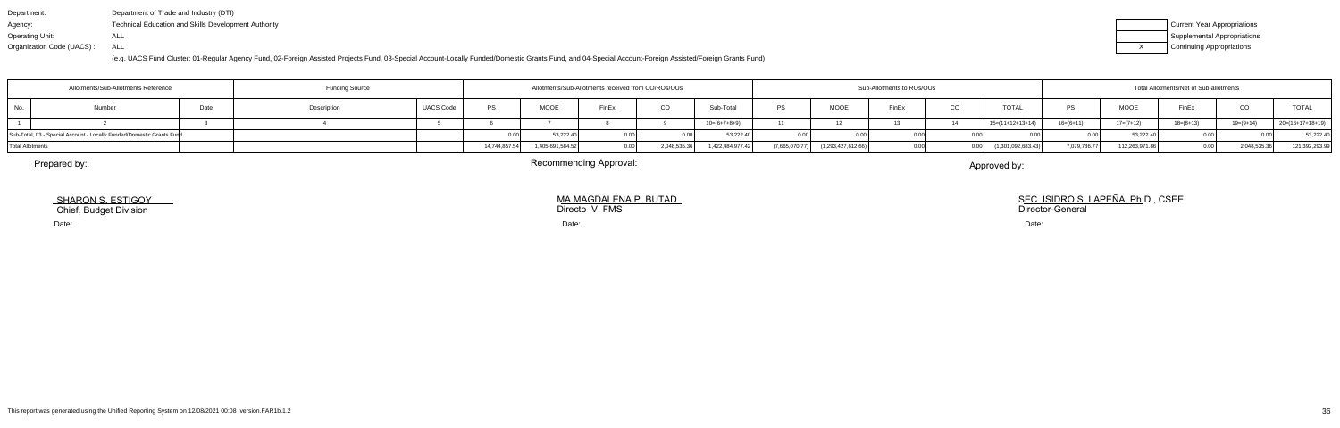Department: Department of Trade and Industry (DTI)

Agency: Technical Education and Skills Development Authority

Operating Unit: ALL

Organization Code (UACS) : ALL

(e.g. UACS Fund Cluster: 01-Regular Agency Fund, 02-Foreign Assisted Projects Fund, 03-Special Account-Locally Funded/Domestic Grants Fund, and 04-Special Account-Foreign Assisted/Foreign Grants Fund)

| | |
|---|---|
| | Current Year Appropriations |
| | Supplemental Appropriations |
| X | Continuing Appropriations |

| Allotments/Sub-Allotments Reference | | | Funding Source | | Allotments/Sub-Allotments received from CO/ROs/OUs | | | | | Sub-Allotments to ROs/OUs | | | | | Total Allotments/Net of Sub-allotments | | | | |
|---|---|---|---|---|---|---|---|---|---|---|---|---|---|---|---|---|---|---|---|
| No. | Number | Date | Description | UACS Code | PS | MOOE | FinEx | CO | Sub-Total | PS | MOOE | FinEx | CO | TOTAL | PS | MOOE | FinEx | CO | TOTAL |
| 1 | 2 | 3 | 4 | 5 | 6 | 7 | 8 | 9 | 10=(6+7+8+9) | 11 | 12 | 13 | 14 | 15=(11+12+13+14) | 16=(6+11) | 17=(7+12) | 18=(8+13) | 19=(9+14) | 20=(16+17+18+19) |
| Sub-Total, 03 - Special Account - Locally Funded/Domestic Grants Fund | | | | | 0.00 | 53,222.40 | 0.00 | 0.00 | 53,222.40 | 0.00 | 0.00 | 0.00 | 0.00 | 0.00 | 0.00 | 53,222.40 | 0.00 | 0.00 | 53,222.40 |
| Total Allotments | | | | | 14,744,857.54 | 1,405,691,584.52 | 0.00 | 2,048,535.36 | 1,422,484,977.42 | (7,665,070.77) | (1,293,427,612.66) | 0.00 | 0.00 | (1,301,092,683.43) | 7,079,786.77 | 112,263,971.86 | 0.00 | 2,048,535.36 | 121,392,293.99 |

Prepared by:

SHARON S. ESTIGOY
Chief, Budget Division

Date:

Recommending Approval:

MA.MAGDALENA P. BUTAD
Directo IV, FMS

Date:

Approved by:

SEC. ISIDRO S. LAPEÑA, Ph.D., CSEE
Director-General

Date:

This report was generated using the Unified Reporting System on 12/08/2021 00:08 version.FAR1b.1.2